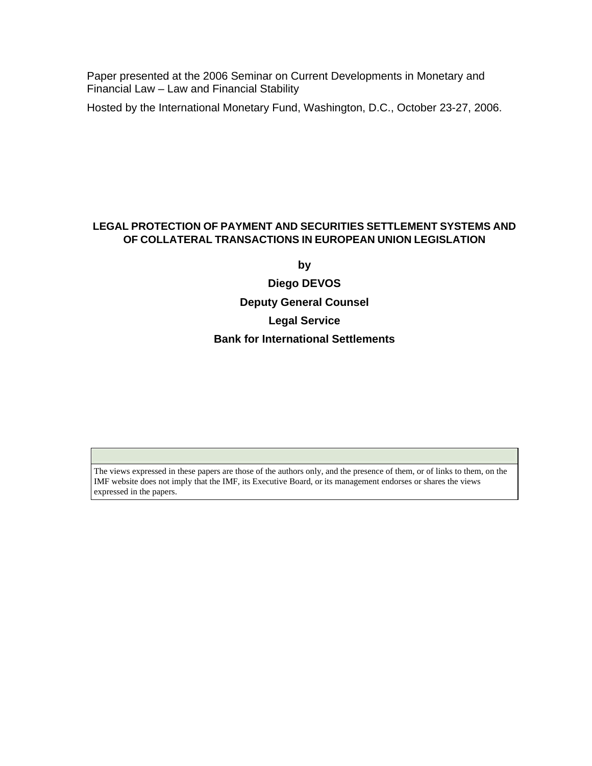Paper presented at the 2006 Seminar on Current Developments in Monetary and Financial Law – Law and Financial Stability

Hosted by the International Monetary Fund, Washington, D.C., October 23-27, 2006.

# LEGAL PROTECTION OF PAYMENT AND SECURITIES SETTLEMENT SYSTEMS AND OF COLLATERAL TRANSACTIONS IN EUROPEAN UNION LEGISLATION

**by**

**Diego DEVOS**

**Deputy General Counsel**

**Legal Service**

**Bank for International Settlements**

The views expressed in these papers are those of the authors only, and the presence of them, or of links to them, on the IMF website does not imply that the IMF, its Executive Board, or its management endorses or shares the views expressed in the papers.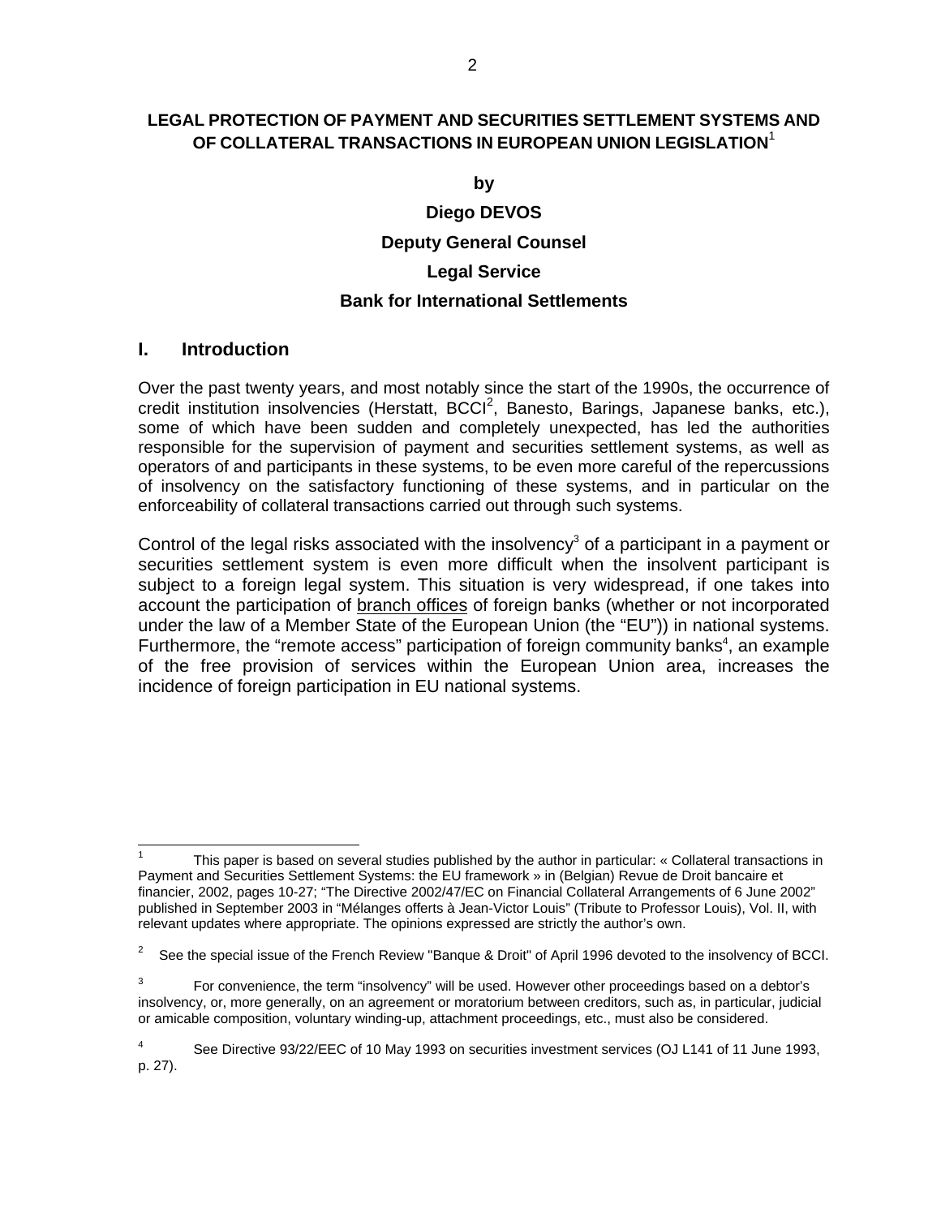# LEGAL PROTECTION OF PAYMENT AND SECURITIES SETTLEMENT SYSTEMS AND OF COLLATERAL TRANSACTIONS IN EUROPEAN UNION LEGISLATION[1]

**by**

**Diego DEVOS**

**Deputy General Counsel**

**Legal Service**

**Bank for International Settlements**

## I. Introduction

Over the past twenty years, and most notably since the start of the 1990s, the occurrence of credit institution insolvencies (Herstatt, BCCI[2], Banesto, Barings, Japanese banks, etc.), some of which have been sudden and completely unexpected, has led the authorities responsible for the supervision of payment and securities settlement systems, as well as operators of and participants in these systems, to be even more careful of the repercussions of insolvency on the satisfactory functioning of these systems, and in particular on the enforceability of collateral transactions carried out through such systems.

Control of the legal risks associated with the insolvency[3] of a participant in a payment or securities settlement system is even more difficult when the insolvent participant is subject to a foreign legal system. This situation is very widespread, if one takes into account the participation of branch offices of foreign banks (whether or not incorporated under the law of a Member State of the European Union (the "EU")) in national systems. Furthermore, the "remote access" participation of foreign community banks[4], an example of the free provision of services within the European Union area, increases the incidence of foreign participation in EU national systems.

---

[1] This paper is based on several studies published by the author in particular: « Collateral transactions in Payment and Securities Settlement Systems: the EU framework » in (Belgian) Revue de Droit bancaire et financier, 2002, pages 10-27; "The Directive 2002/47/EC on Financial Collateral Arrangements of 6 June 2002" published in September 2003 in "Mélanges offerts à Jean-Victor Louis" (Tribute to Professor Louis), Vol. II, with relevant updates where appropriate. The opinions expressed are strictly the author's own.

[2] See the special issue of the French Review "Banque & Droit" of April 1996 devoted to the insolvency of BCCI.

[3] For convenience, the term "insolvency" will be used. However other proceedings based on a debtor's insolvency, or, more generally, on an agreement or moratorium between creditors, such as, in particular, judicial or amicable composition, voluntary winding-up, attachment proceedings, etc., must also be considered.

[4] See Directive 93/22/EEC of 10 May 1993 on securities investment services (OJ L141 of 11 June 1993, p. 27).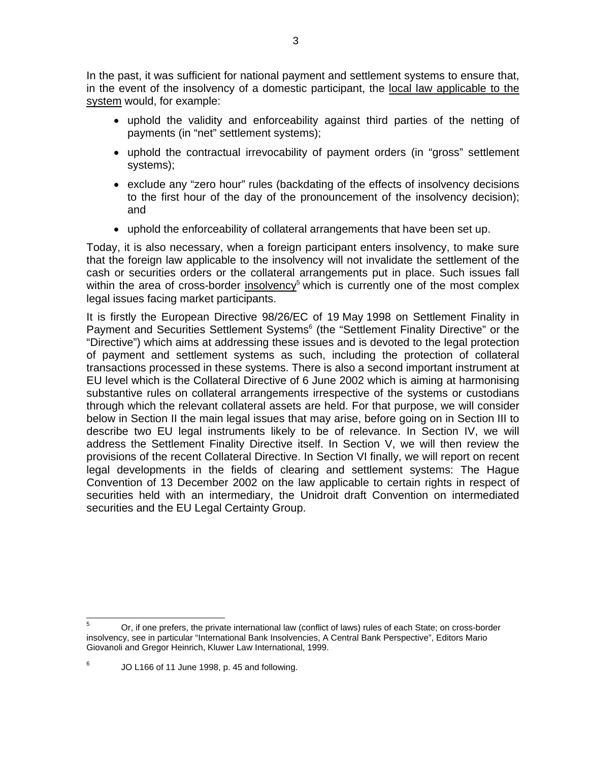In the past, it was sufficient for national payment and settlement systems to ensure that, in the event of the insolvency of a domestic participant, the local law applicable to the system would, for example:

- uphold the validity and enforceability against third parties of the netting of payments (in "net" settlement systems);
- uphold the contractual irrevocability of payment orders (in "gross" settlement systems);
- exclude any "zero hour" rules (backdating of the effects of insolvency decisions to the first hour of the day of the pronouncement of the insolvency decision); and
- uphold the enforceability of collateral arrangements that have been set up.

Today, it is also necessary, when a foreign participant enters insolvency, to make sure that the foreign law applicable to the insolvency will not invalidate the settlement of the cash or securities orders or the collateral arrangements put in place. Such issues fall within the area of cross-border insolvency[5] which is currently one of the most complex legal issues facing market participants.

It is firstly the European Directive 98/26/EC of 19 May 1998 on Settlement Finality in Payment and Securities Settlement Systems[6] (the "Settlement Finality Directive" or the "Directive") which aims at addressing these issues and is devoted to the legal protection of payment and settlement systems as such, including the protection of collateral transactions processed in these systems. There is also a second important instrument at EU level which is the Collateral Directive of 6 June 2002 which is aiming at harmonising substantive rules on collateral arrangements irrespective of the systems or custodians through which the relevant collateral assets are held. For that purpose, we will consider below in Section II the main legal issues that may arise, before going on in Section III to describe two EU legal instruments likely to be of relevance. In Section IV, we will address the Settlement Finality Directive itself. In Section V, we will then review the provisions of the recent Collateral Directive. In Section VI finally, we will report on recent legal developments in the fields of clearing and settlement systems: The Hague Convention of 13 December 2002 on the law applicable to certain rights in respect of securities held with an intermediary, the Unidroit draft Convention on intermediated securities and the EU Legal Certainty Group.

---

[5] Or, if one prefers, the private international law (conflict of laws) rules of each State; on cross-border insolvency, see in particular "International Bank Insolvencies, A Central Bank Perspective", Editors Mario Giovanoli and Gregor Heinrich, Kluwer Law International, 1999.

[6] JO L166 of 11 June 1998, p. 45 and following.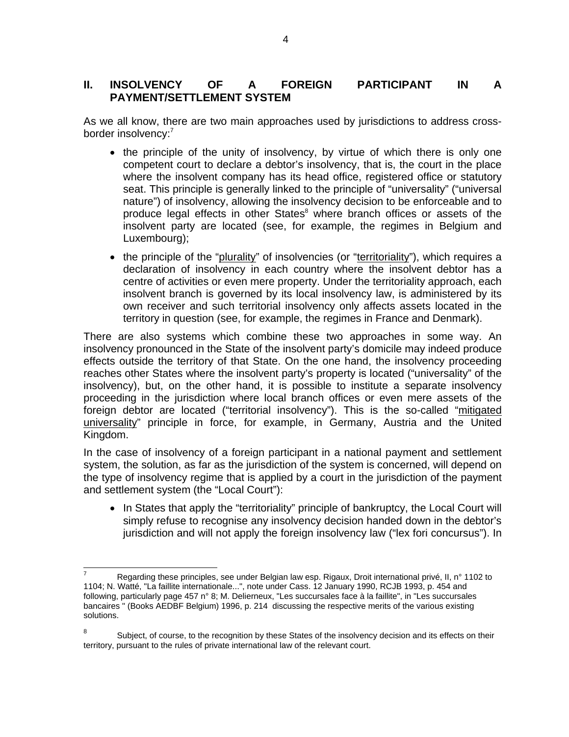## II. INSOLVENCY OF A FOREIGN PARTICIPANT IN A PAYMENT/SETTLEMENT SYSTEM

As we all know, there are two main approaches used by jurisdictions to address cross-border insolvency:[7]

- the principle of the unity of insolvency, by virtue of which there is only one competent court to declare a debtor's insolvency, that is, the court in the place where the insolvent company has its head office, registered office or statutory seat. This principle is generally linked to the principle of "universality" ("universal nature") of insolvency, allowing the insolvency decision to be enforceable and to produce legal effects in other States[8] where branch offices or assets of the insolvent party are located (see, for example, the regimes in Belgium and Luxembourg);
- the principle of the "plurality" of insolvencies (or "territoriality"), which requires a declaration of insolvency in each country where the insolvent debtor has a centre of activities or even mere property. Under the territoriality approach, each insolvent branch is governed by its local insolvency law, is administered by its own receiver and such territorial insolvency only affects assets located in the territory in question (see, for example, the regimes in France and Denmark).

There are also systems which combine these two approaches in some way. An insolvency pronounced in the State of the insolvent party's domicile may indeed produce effects outside the territory of that State. On the one hand, the insolvency proceeding reaches other States where the insolvent party's property is located ("universality" of the insolvency), but, on the other hand, it is possible to institute a separate insolvency proceeding in the jurisdiction where local branch offices or even mere assets of the foreign debtor are located ("territorial insolvency"). This is the so-called "mitigated universality" principle in force, for example, in Germany, Austria and the United Kingdom.

In the case of insolvency of a foreign participant in a national payment and settlement system, the solution, as far as the jurisdiction of the system is concerned, will depend on the type of insolvency regime that is applied by a court in the jurisdiction of the payment and settlement system (the "Local Court"):

- In States that apply the "territoriality" principle of bankruptcy, the Local Court will simply refuse to recognise any insolvency decision handed down in the debtor's jurisdiction and will not apply the foreign insolvency law ("lex fori concursus"). In

---

[7] Regarding these principles, see under Belgian law esp. Rigaux, Droit international privé, II, n° 1102 to 1104; N. Watté, "La faillite internationale...", note under Cass. 12 January 1990, RCJB 1993, p. 454 and following, particularly page 457 n° 8; M. Delierneux, "Les succursales face à la faillite", in "Les succursales bancaires " (Books AEDBF Belgium) 1996, p. 214 discussing the respective merits of the various existing solutions.

[8] Subject, of course, to the recognition by these States of the insolvency decision and its effects on their territory, pursuant to the rules of private international law of the relevant court.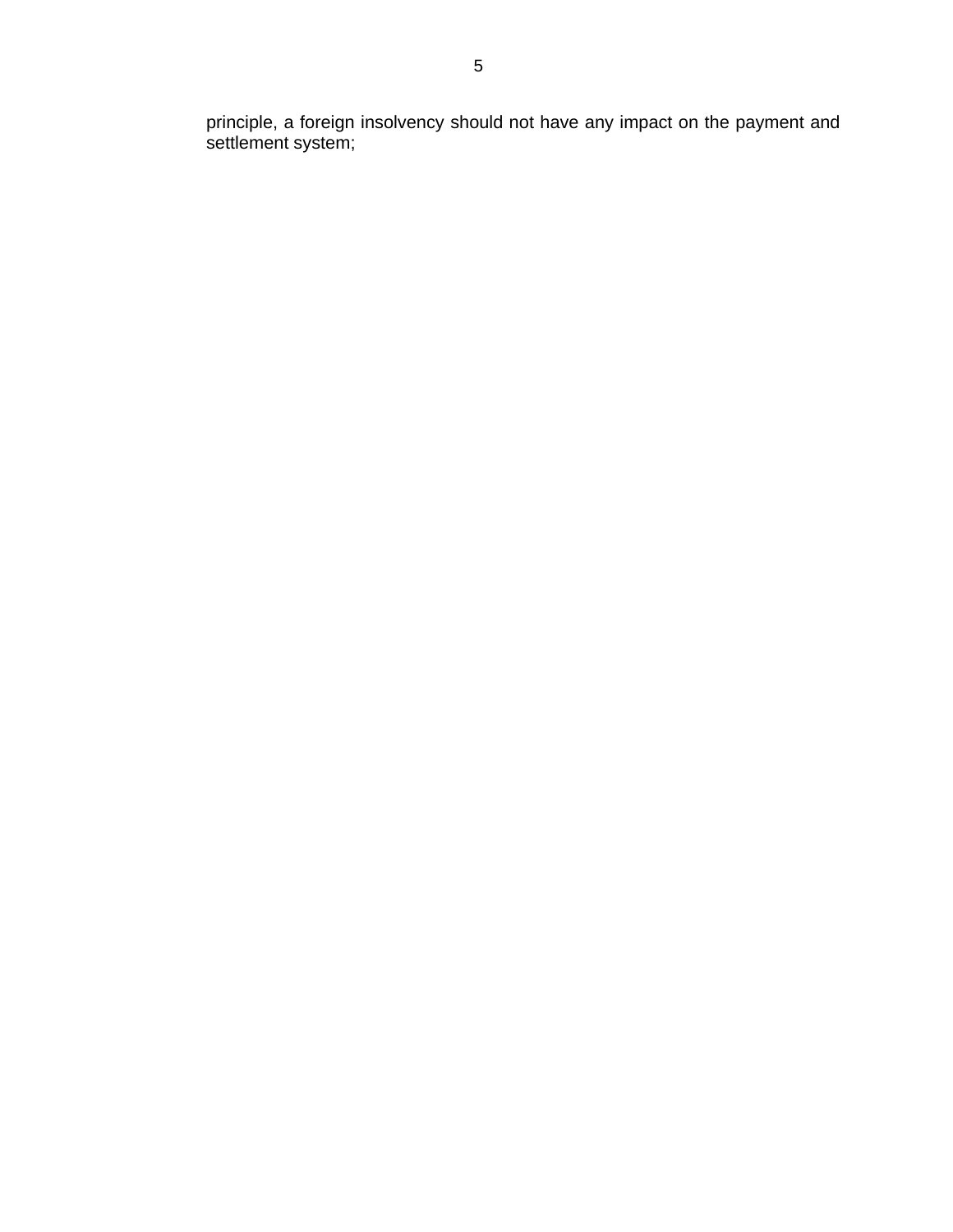principle, a foreign insolvency should not have any impact on the payment and settlement system;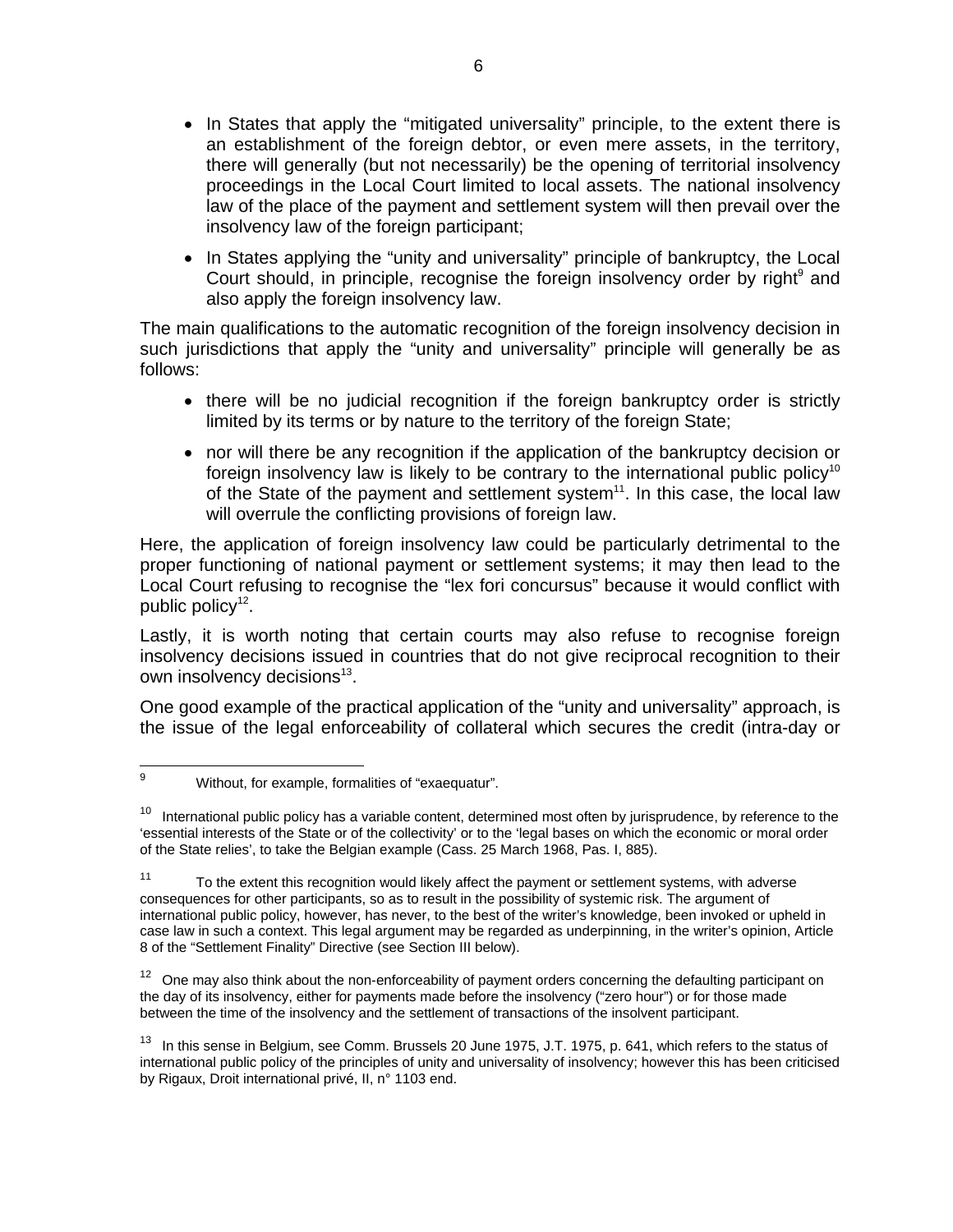- In States that apply the "mitigated universality" principle, to the extent there is an establishment of the foreign debtor, or even mere assets, in the territory, there will generally (but not necessarily) be the opening of territorial insolvency proceedings in the Local Court limited to local assets. The national insolvency law of the place of the payment and settlement system will then prevail over the insolvency law of the foreign participant;
- In States applying the "unity and universality" principle of bankruptcy, the Local Court should, in principle, recognise the foreign insolvency order by right[9] and also apply the foreign insolvency law.

The main qualifications to the automatic recognition of the foreign insolvency decision in such jurisdictions that apply the "unity and universality" principle will generally be as follows:

- there will be no judicial recognition if the foreign bankruptcy order is strictly limited by its terms or by nature to the territory of the foreign State;
- nor will there be any recognition if the application of the bankruptcy decision or foreign insolvency law is likely to be contrary to the international public policy[10] of the State of the payment and settlement system[11]. In this case, the local law will overrule the conflicting provisions of foreign law.

Here, the application of foreign insolvency law could be particularly detrimental to the proper functioning of national payment or settlement systems; it may then lead to the Local Court refusing to recognise the "lex fori concursus" because it would conflict with public policy[12].

Lastly, it is worth noting that certain courts may also refuse to recognise foreign insolvency decisions issued in countries that do not give reciprocal recognition to their own insolvency decisions[13].

One good example of the practical application of the "unity and universality" approach, is the issue of the legal enforceability of collateral which secures the credit (intra-day or

---

[9] Without, for example, formalities of "exaequatur".

[10] International public policy has a variable content, determined most often by jurisprudence, by reference to the 'essential interests of the State or of the collectivity' or to the 'legal bases on which the economic or moral order of the State relies', to take the Belgian example (Cass. 25 March 1968, Pas. I, 885).

[11] To the extent this recognition would likely affect the payment or settlement systems, with adverse consequences for other participants, so as to result in the possibility of systemic risk. The argument of international public policy, however, has never, to the best of the writer's knowledge, been invoked or upheld in case law in such a context. This legal argument may be regarded as underpinning, in the writer's opinion, Article 8 of the "Settlement Finality" Directive (see Section III below).

[12] One may also think about the non-enforceability of payment orders concerning the defaulting participant on the day of its insolvency, either for payments made before the insolvency ("zero hour") or for those made between the time of the insolvency and the settlement of transactions of the insolvent participant.

[13] In this sense in Belgium, see Comm. Brussels 20 June 1975, J.T. 1975, p. 641, which refers to the status of international public policy of the principles of unity and universality of insolvency; however this has been criticised by Rigaux, Droit international privé, II, n° 1103 end.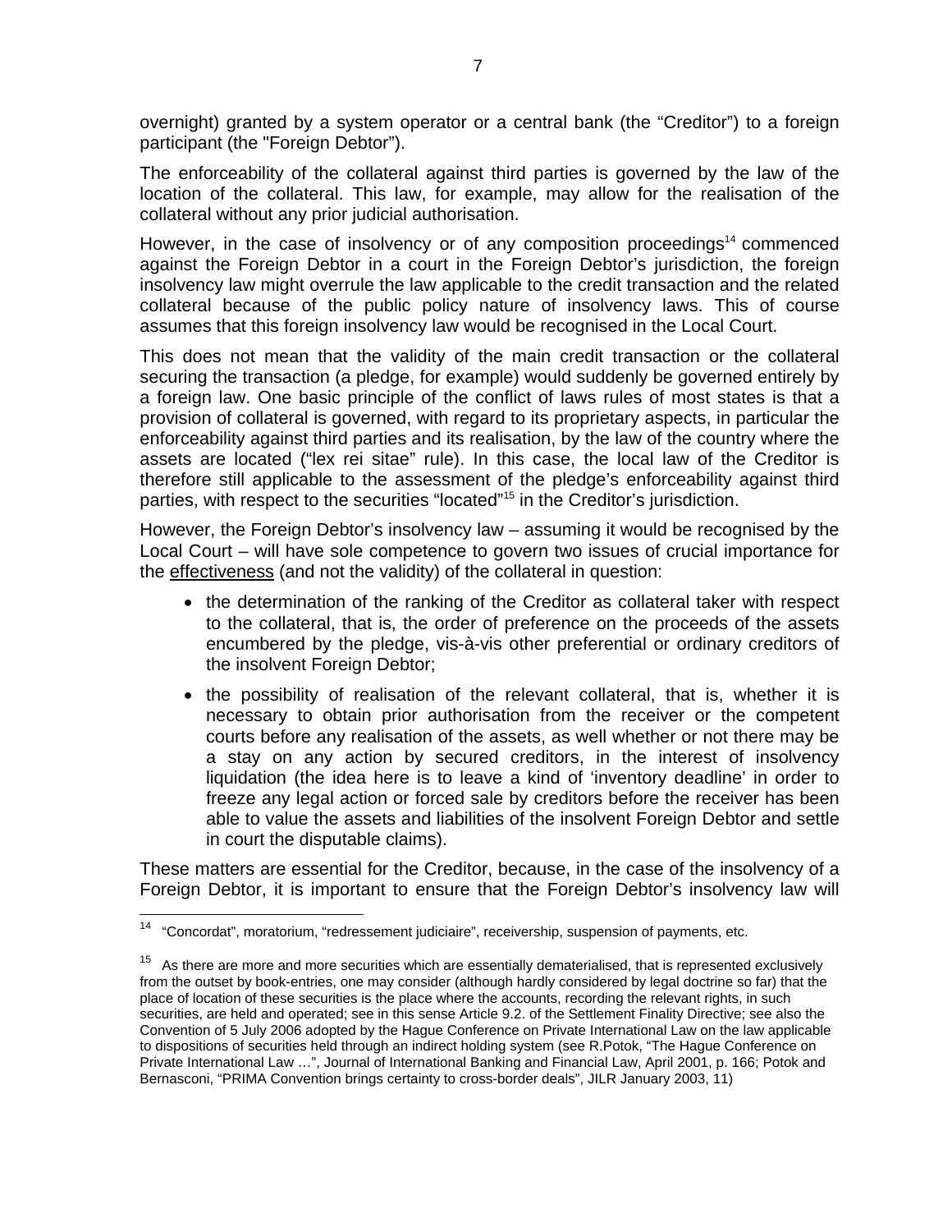overnight) granted by a system operator or a central bank (the "Creditor") to a foreign participant (the "Foreign Debtor").

The enforceability of the collateral against third parties is governed by the law of the location of the collateral. This law, for example, may allow for the realisation of the collateral without any prior judicial authorisation.

However, in the case of insolvency or of any composition proceedings[14] commenced against the Foreign Debtor in a court in the Foreign Debtor's jurisdiction, the foreign insolvency law might overrule the law applicable to the credit transaction and the related collateral because of the public policy nature of insolvency laws. This of course assumes that this foreign insolvency law would be recognised in the Local Court.

This does not mean that the validity of the main credit transaction or the collateral securing the transaction (a pledge, for example) would suddenly be governed entirely by a foreign law. One basic principle of the conflict of laws rules of most states is that a provision of collateral is governed, with regard to its proprietary aspects, in particular the enforceability against third parties and its realisation, by the law of the country where the assets are located ("lex rei sitae" rule). In this case, the local law of the Creditor is therefore still applicable to the assessment of the pledge's enforceability against third parties, with respect to the securities "located"[15] in the Creditor's jurisdiction.

However, the Foreign Debtor's insolvency law – assuming it would be recognised by the Local Court – will have sole competence to govern two issues of crucial importance for the <u>effectiveness</u> (and not the validity) of the collateral in question:

- the determination of the ranking of the Creditor as collateral taker with respect to the collateral, that is, the order of preference on the proceeds of the assets encumbered by the pledge, vis-à-vis other preferential or ordinary creditors of the insolvent Foreign Debtor;
- the possibility of realisation of the relevant collateral, that is, whether it is necessary to obtain prior authorisation from the receiver or the competent courts before any realisation of the assets, as well whether or not there may be a stay on any action by secured creditors, in the interest of insolvency liquidation (the idea here is to leave a kind of 'inventory deadline' in order to freeze any legal action or forced sale by creditors before the receiver has been able to value the assets and liabilities of the insolvent Foreign Debtor and settle in court the disputable claims).

These matters are essential for the Creditor, because, in the case of the insolvency of a Foreign Debtor, it is important to ensure that the Foreign Debtor's insolvency law will

---

[14] "Concordat", moratorium, "redressement judiciaire", receivership, suspension of payments, etc.

[15] As there are more and more securities which are essentially dematerialised, that is represented exclusively from the outset by book-entries, one may consider (although hardly considered by legal doctrine so far) that the place of location of these securities is the place where the accounts, recording the relevant rights, in such securities, are held and operated; see in this sense Article 9.2. of the Settlement Finality Directive; see also the Convention of 5 July 2006 adopted by the Hague Conference on Private International Law on the law applicable to dispositions of securities held through an indirect holding system (see R.Potok, "The Hague Conference on Private International Law …", Journal of International Banking and Financial Law, April 2001, p. 166; Potok and Bernasconi, "PRIMA Convention brings certainty to cross-border deals", JILR January 2003, 11)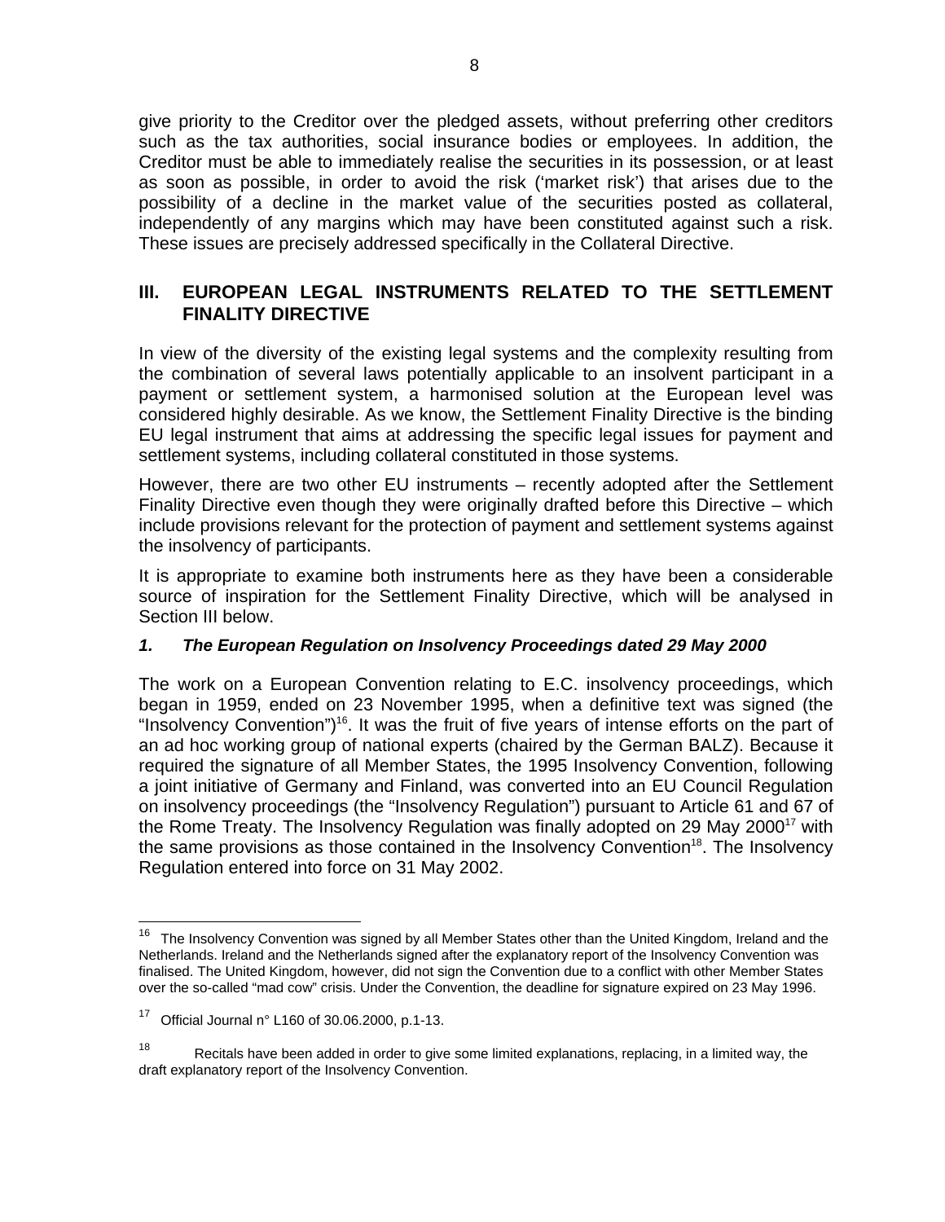give priority to the Creditor over the pledged assets, without preferring other creditors such as the tax authorities, social insurance bodies or employees. In addition, the Creditor must be able to immediately realise the securities in its possession, or at least as soon as possible, in order to avoid the risk ('market risk') that arises due to the possibility of a decline in the market value of the securities posted as collateral, independently of any margins which may have been constituted against such a risk. These issues are precisely addressed specifically in the Collateral Directive.

## III. EUROPEAN LEGAL INSTRUMENTS RELATED TO THE SETTLEMENT FINALITY DIRECTIVE

In view of the diversity of the existing legal systems and the complexity resulting from the combination of several laws potentially applicable to an insolvent participant in a payment or settlement system, a harmonised solution at the European level was considered highly desirable. As we know, the Settlement Finality Directive is the binding EU legal instrument that aims at addressing the specific legal issues for payment and settlement systems, including collateral constituted in those systems.

However, there are two other EU instruments – recently adopted after the Settlement Finality Directive even though they were originally drafted before this Directive – which include provisions relevant for the protection of payment and settlement systems against the insolvency of participants.

It is appropriate to examine both instruments here as they have been a considerable source of inspiration for the Settlement Finality Directive, which will be analysed in Section III below.

### *1. The European Regulation on Insolvency Proceedings dated 29 May 2000*

The work on a European Convention relating to E.C. insolvency proceedings, which began in 1959, ended on 23 November 1995, when a definitive text was signed (the "Insolvency Convention")[16]. It was the fruit of five years of intense efforts on the part of an ad hoc working group of national experts (chaired by the German BALZ). Because it required the signature of all Member States, the 1995 Insolvency Convention, following a joint initiative of Germany and Finland, was converted into an EU Council Regulation on insolvency proceedings (the "Insolvency Regulation") pursuant to Article 61 and 67 of the Rome Treaty. The Insolvency Regulation was finally adopted on 29 May 2000[17] with the same provisions as those contained in the Insolvency Convention[18]. The Insolvency Regulation entered into force on 31 May 2002.

---

[16] The Insolvency Convention was signed by all Member States other than the United Kingdom, Ireland and the Netherlands. Ireland and the Netherlands signed after the explanatory report of the Insolvency Convention was finalised. The United Kingdom, however, did not sign the Convention due to a conflict with other Member States over the so-called "mad cow" crisis. Under the Convention, the deadline for signature expired on 23 May 1996.

[17] Official Journal n° L160 of 30.06.2000, p.1-13.

[18] Recitals have been added in order to give some limited explanations, replacing, in a limited way, the draft explanatory report of the Insolvency Convention.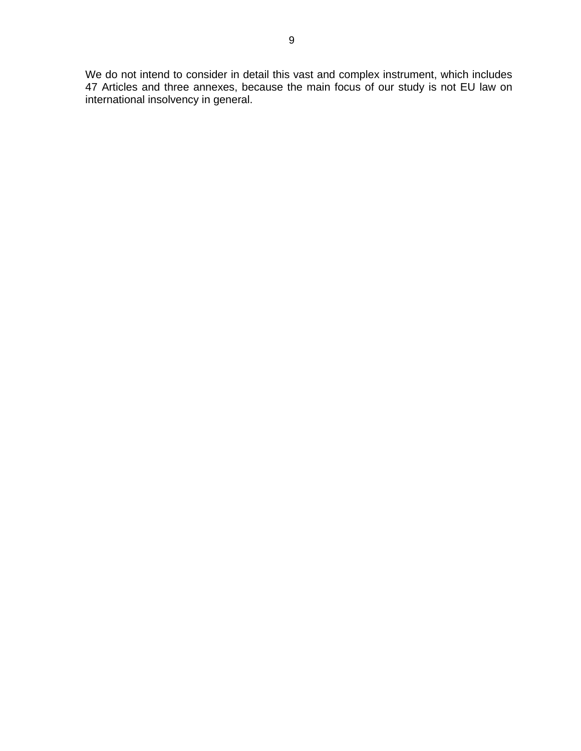We do not intend to consider in detail this vast and complex instrument, which includes 47 Articles and three annexes, because the main focus of our study is not EU law on international insolvency in general.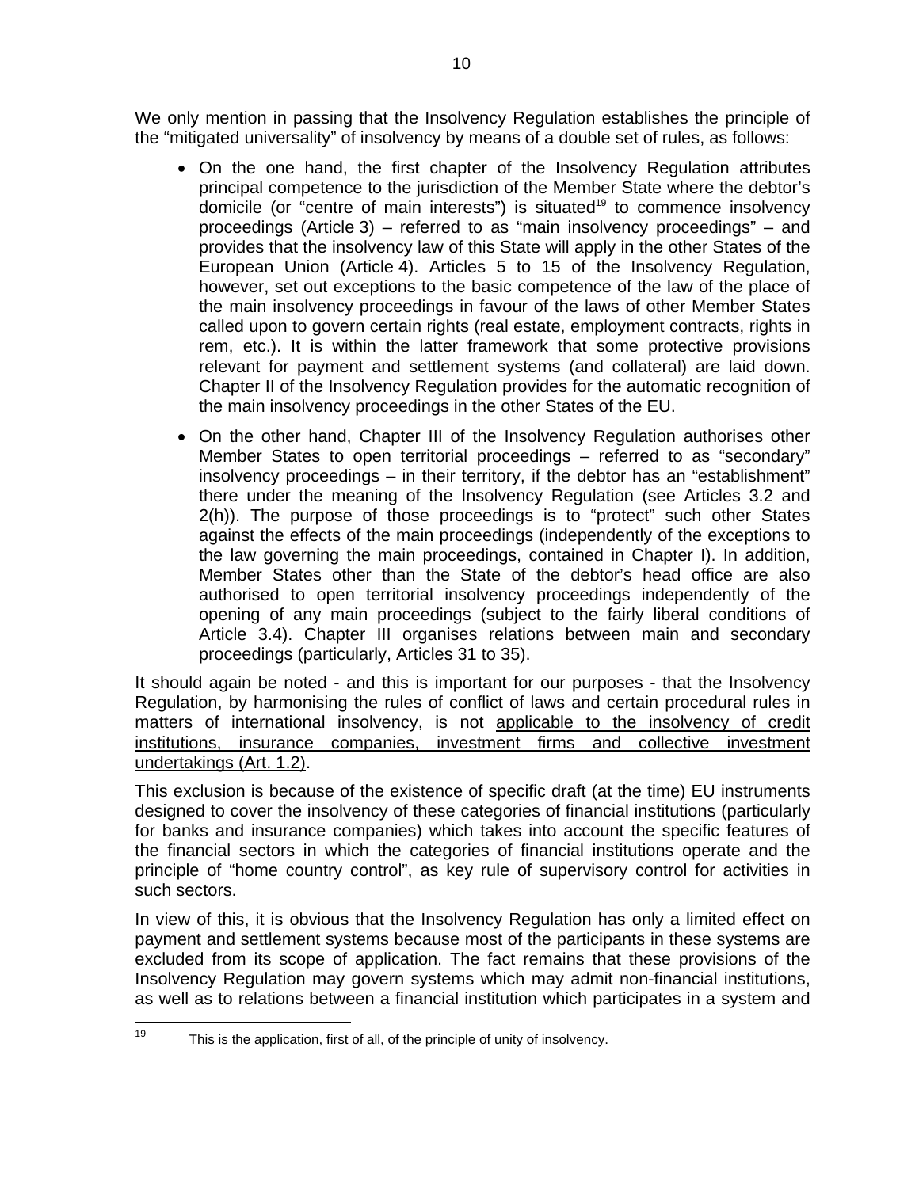We only mention in passing that the Insolvency Regulation establishes the principle of the "mitigated universality" of insolvency by means of a double set of rules, as follows:

- On the one hand, the first chapter of the Insolvency Regulation attributes principal competence to the jurisdiction of the Member State where the debtor's domicile (or "centre of main interests") is situated[19] to commence insolvency proceedings (Article 3) – referred to as "main insolvency proceedings" – and provides that the insolvency law of this State will apply in the other States of the European Union (Article 4). Articles 5 to 15 of the Insolvency Regulation, however, set out exceptions to the basic competence of the law of the place of the main insolvency proceedings in favour of the laws of other Member States called upon to govern certain rights (real estate, employment contracts, rights in rem, etc.). It is within the latter framework that some protective provisions relevant for payment and settlement systems (and collateral) are laid down. Chapter II of the Insolvency Regulation provides for the automatic recognition of the main insolvency proceedings in the other States of the EU.

- On the other hand, Chapter III of the Insolvency Regulation authorises other Member States to open territorial proceedings – referred to as "secondary" insolvency proceedings – in their territory, if the debtor has an "establishment" there under the meaning of the Insolvency Regulation (see Articles 3.2 and 2(h)). The purpose of those proceedings is to "protect" such other States against the effects of the main proceedings (independently of the exceptions to the law governing the main proceedings, contained in Chapter I). In addition, Member States other than the State of the debtor's head office are also authorised to open territorial insolvency proceedings independently of the opening of any main proceedings (subject to the fairly liberal conditions of Article 3.4). Chapter III organises relations between main and secondary proceedings (particularly, Articles 31 to 35).

It should again be noted - and this is important for our purposes - that the Insolvency Regulation, by harmonising the rules of conflict of laws and certain procedural rules in matters of international insolvency, is not <u>applicable to the insolvency of credit institutions, insurance companies, investment firms and collective investment undertakings (Art. 1.2)</u>.

This exclusion is because of the existence of specific draft (at the time) EU instruments designed to cover the insolvency of these categories of financial institutions (particularly for banks and insurance companies) which takes into account the specific features of the financial sectors in which the categories of financial institutions operate and the principle of "home country control", as key rule of supervisory control for activities in such sectors.

In view of this, it is obvious that the Insolvency Regulation has only a limited effect on payment and settlement systems because most of the participants in these systems are excluded from its scope of application. The fact remains that these provisions of the Insolvency Regulation may govern systems which may admit non-financial institutions, as well as to relations between a financial institution which participates in a system and

---

[19] This is the application, first of all, of the principle of unity of insolvency.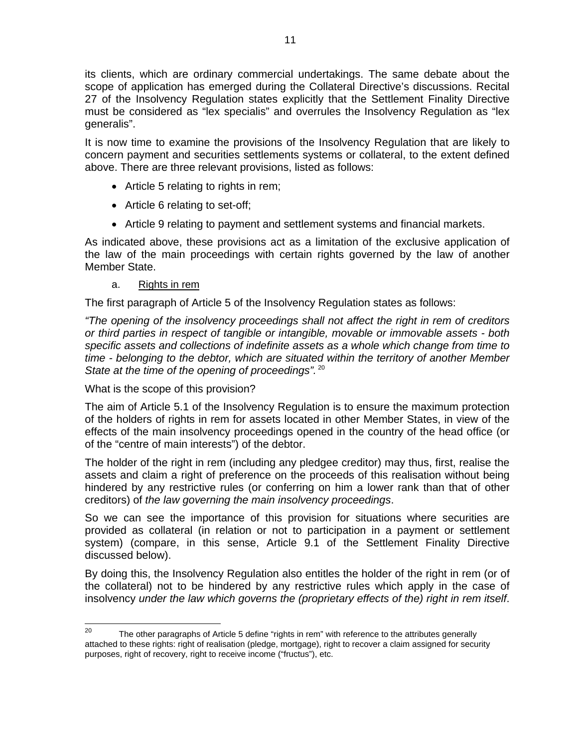its clients, which are ordinary commercial undertakings. The same debate about the scope of application has emerged during the Collateral Directive's discussions. Recital 27 of the Insolvency Regulation states explicitly that the Settlement Finality Directive must be considered as "lex specialis" and overrules the Insolvency Regulation as "lex generalis".

It is now time to examine the provisions of the Insolvency Regulation that are likely to concern payment and securities settlements systems or collateral, to the extent defined above. There are three relevant provisions, listed as follows:

- Article 5 relating to rights in rem;
- Article 6 relating to set-off;
- Article 9 relating to payment and settlement systems and financial markets.

As indicated above, these provisions act as a limitation of the exclusive application of the law of the main proceedings with certain rights governed by the law of another Member State.

a. Rights in rem

The first paragraph of Article 5 of the Insolvency Regulation states as follows:

*"The opening of the insolvency proceedings shall not affect the right in rem of creditors or third parties in respect of tangible or intangible, movable or immovable assets - both specific assets and collections of indefinite assets as a whole which change from time to time - belonging to the debtor, which are situated within the territory of another Member State at the time of the opening of proceedings".* [20]

What is the scope of this provision?

The aim of Article 5.1 of the Insolvency Regulation is to ensure the maximum protection of the holders of rights in rem for assets located in other Member States, in view of the effects of the main insolvency proceedings opened in the country of the head office (or of the "centre of main interests") of the debtor.

The holder of the right in rem (including any pledgee creditor) may thus, first, realise the assets and claim a right of preference on the proceeds of this realisation without being hindered by any restrictive rules (or conferring on him a lower rank than that of other creditors) of *the law governing the main insolvency proceedings*.

So we can see the importance of this provision for situations where securities are provided as collateral (in relation or not to participation in a payment or settlement system) (compare, in this sense, Article 9.1 of the Settlement Finality Directive discussed below).

By doing this, the Insolvency Regulation also entitles the holder of the right in rem (or of the collateral) not to be hindered by any restrictive rules which apply in the case of insolvency *under the law which governs the (proprietary effects of the) right in rem itself*.

---

[20] The other paragraphs of Article 5 define "rights in rem" with reference to the attributes generally attached to these rights: right of realisation (pledge, mortgage), right to recover a claim assigned for security purposes, right of recovery, right to receive income ("fructus"), etc.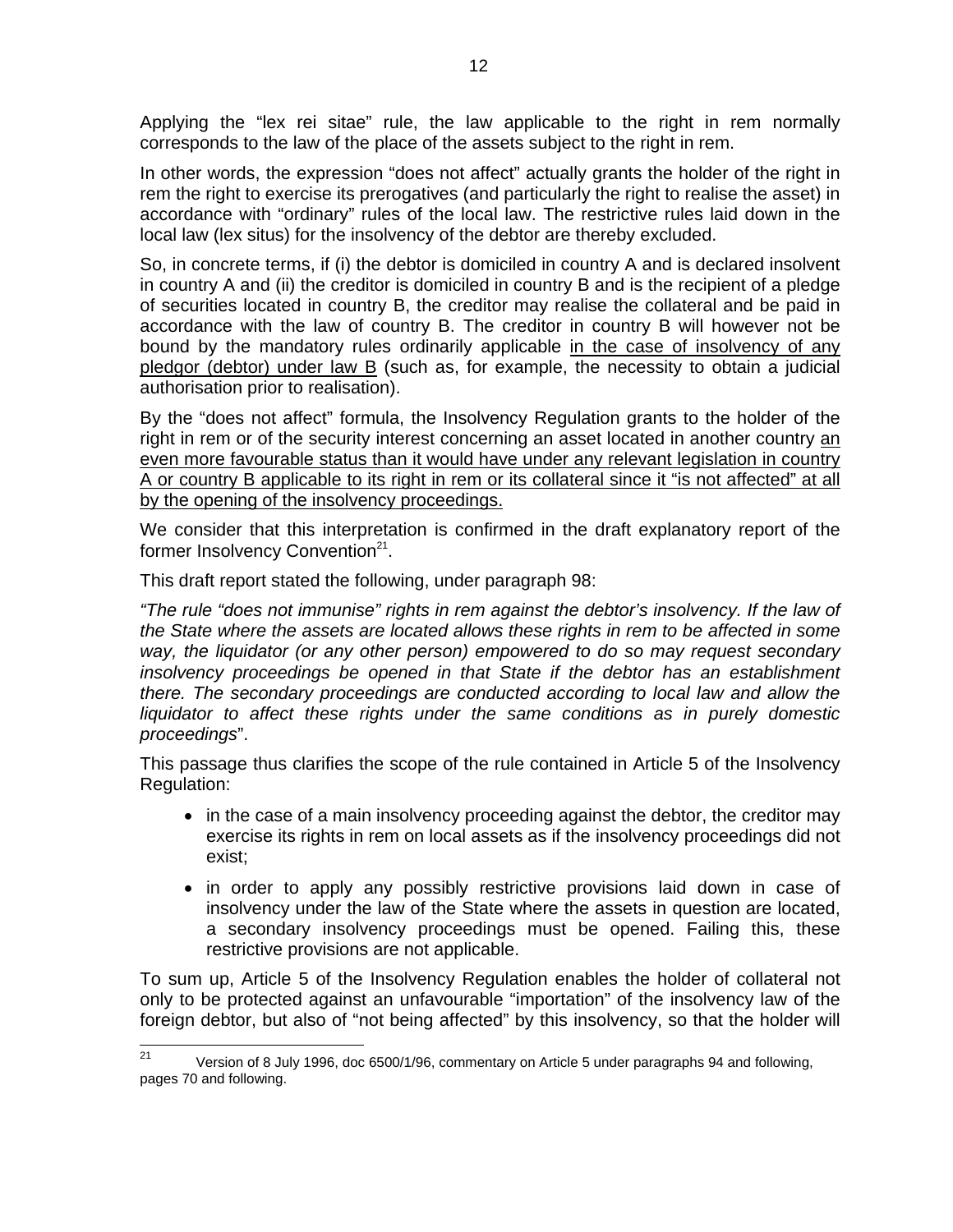Applying the "lex rei sitae" rule, the law applicable to the right in rem normally corresponds to the law of the place of the assets subject to the right in rem.

In other words, the expression "does not affect" actually grants the holder of the right in rem the right to exercise its prerogatives (and particularly the right to realise the asset) in accordance with "ordinary" rules of the local law. The restrictive rules laid down in the local law (lex situs) for the insolvency of the debtor are thereby excluded.

So, in concrete terms, if (i) the debtor is domiciled in country A and is declared insolvent in country A and (ii) the creditor is domiciled in country B and is the recipient of a pledge of securities located in country B, the creditor may realise the collateral and be paid in accordance with the law of country B. The creditor in country B will however not be bound by the mandatory rules ordinarily applicable <u>in the case of insolvency of any pledgor (debtor) under law B</u> (such as, for example, the necessity to obtain a judicial authorisation prior to realisation).

By the "does not affect" formula, the Insolvency Regulation grants to the holder of the right in rem or of the security interest concerning an asset located in another country <u>an even more favourable status than it would have under any relevant legislation in country A or country B applicable to its right in rem or its collateral since it "is not affected" at all by the opening of the insolvency proceedings.</u>

We consider that this interpretation is confirmed in the draft explanatory report of the former Insolvency Convention[21].

This draft report stated the following, under paragraph 98:

*"The rule "does not immunise" rights in rem against the debtor's insolvency. If the law of the State where the assets are located allows these rights in rem to be affected in some way, the liquidator (or any other person) empowered to do so may request secondary insolvency proceedings be opened in that State if the debtor has an establishment there. The secondary proceedings are conducted according to local law and allow the liquidator to affect these rights under the same conditions as in purely domestic proceedings*".

This passage thus clarifies the scope of the rule contained in Article 5 of the Insolvency Regulation:

- in the case of a main insolvency proceeding against the debtor, the creditor may exercise its rights in rem on local assets as if the insolvency proceedings did not exist;
- in order to apply any possibly restrictive provisions laid down in case of insolvency under the law of the State where the assets in question are located, a secondary insolvency proceedings must be opened. Failing this, these restrictive provisions are not applicable.

To sum up, Article 5 of the Insolvency Regulation enables the holder of collateral not only to be protected against an unfavourable "importation" of the insolvency law of the foreign debtor, but also of "not being affected" by this insolvency, so that the holder will

[21] Version of 8 July 1996, doc 6500/1/96, commentary on Article 5 under paragraphs 94 and following, pages 70 and following.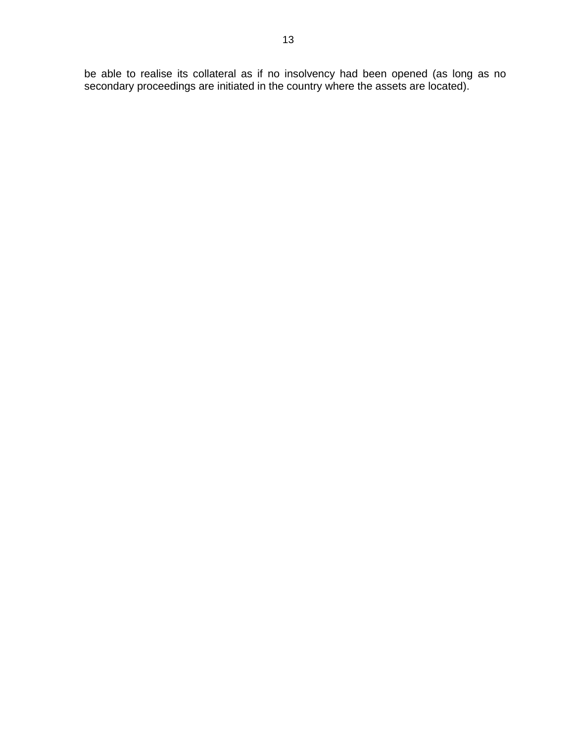be able to realise its collateral as if no insolvency had been opened (as long as no secondary proceedings are initiated in the country where the assets are located).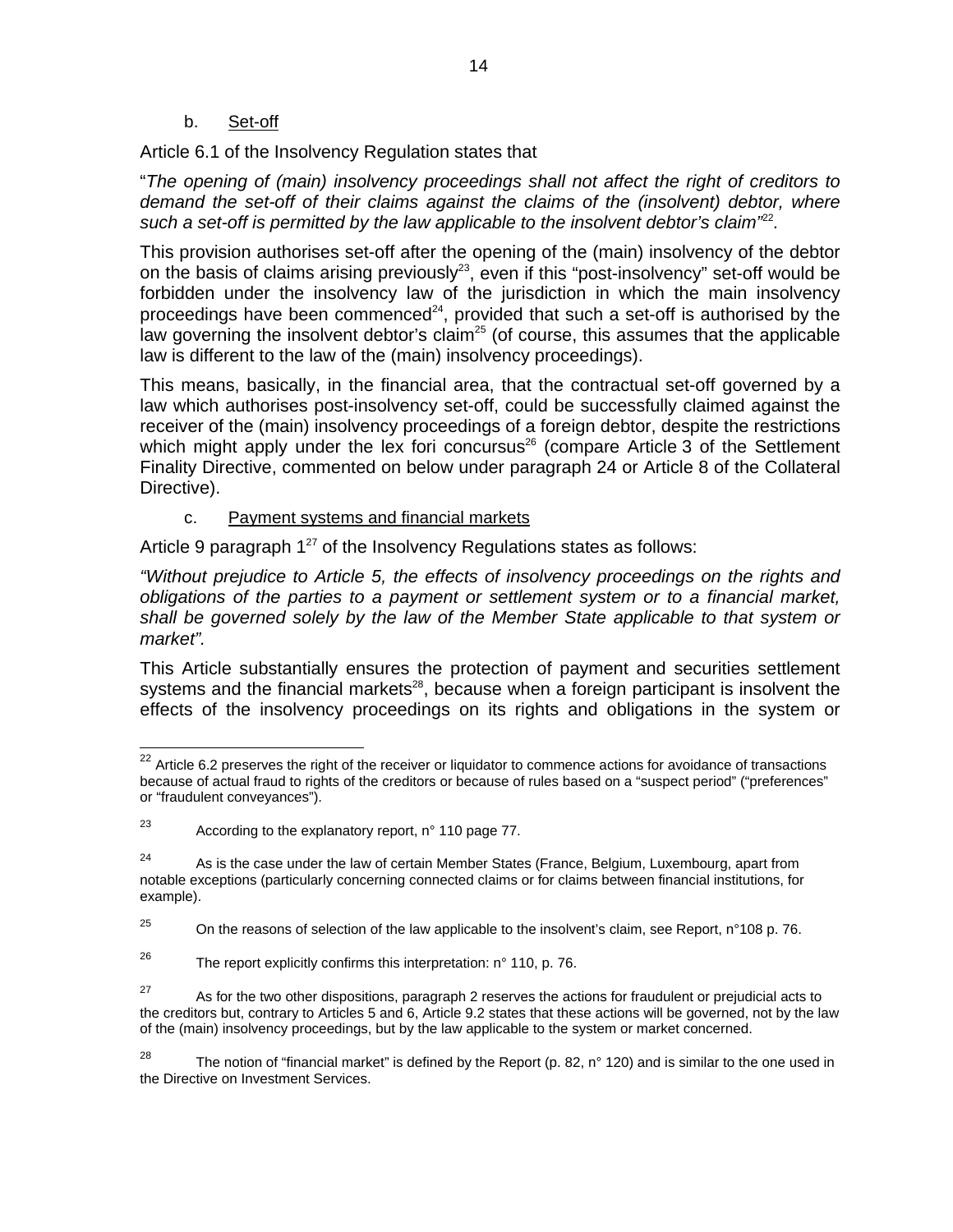b. Set-off

Article 6.1 of the Insolvency Regulation states that

"*The opening of (main) insolvency proceedings shall not affect the right of creditors to demand the set-off of their claims against the claims of the (insolvent) debtor, where such a set-off is permitted by the law applicable to the insolvent debtor's claim*"[22].

This provision authorises set-off after the opening of the (main) insolvency of the debtor on the basis of claims arising previously[23], even if this "post-insolvency" set-off would be forbidden under the insolvency law of the jurisdiction in which the main insolvency proceedings have been commenced[24], provided that such a set-off is authorised by the law governing the insolvent debtor's claim[25] (of course, this assumes that the applicable law is different to the law of the (main) insolvency proceedings).

This means, basically, in the financial area, that the contractual set-off governed by a law which authorises post-insolvency set-off, could be successfully claimed against the receiver of the (main) insolvency proceedings of a foreign debtor, despite the restrictions which might apply under the lex fori concursus[26] (compare Article 3 of the Settlement Finality Directive, commented on below under paragraph 24 or Article 8 of the Collateral Directive).

c. Payment systems and financial markets

Article 9 paragraph 1[27] of the Insolvency Regulations states as follows:

*"Without prejudice to Article 5, the effects of insolvency proceedings on the rights and obligations of the parties to a payment or settlement system or to a financial market, shall be governed solely by the law of the Member State applicable to that system or market".*

This Article substantially ensures the protection of payment and securities settlement systems and the financial markets[28], because when a foreign participant is insolvent the effects of the insolvency proceedings on its rights and obligations in the system or

---

[22] Article 6.2 preserves the right of the receiver or liquidator to commence actions for avoidance of transactions because of actual fraud to rights of the creditors or because of rules based on a "suspect period" ("preferences" or "fraudulent conveyances").

[23] According to the explanatory report, n° 110 page 77.

[24] As is the case under the law of certain Member States (France, Belgium, Luxembourg, apart from notable exceptions (particularly concerning connected claims or for claims between financial institutions, for example).

[25] On the reasons of selection of the law applicable to the insolvent's claim, see Report, n°108 p. 76.

[26] The report explicitly confirms this interpretation: n° 110, p. 76.

[27] As for the two other dispositions, paragraph 2 reserves the actions for fraudulent or prejudicial acts to the creditors but, contrary to Articles 5 and 6, Article 9.2 states that these actions will be governed, not by the law of the (main) insolvency proceedings, but by the law applicable to the system or market concerned.

[28] The notion of "financial market" is defined by the Report (p. 82, n° 120) and is similar to the one used in the Directive on Investment Services.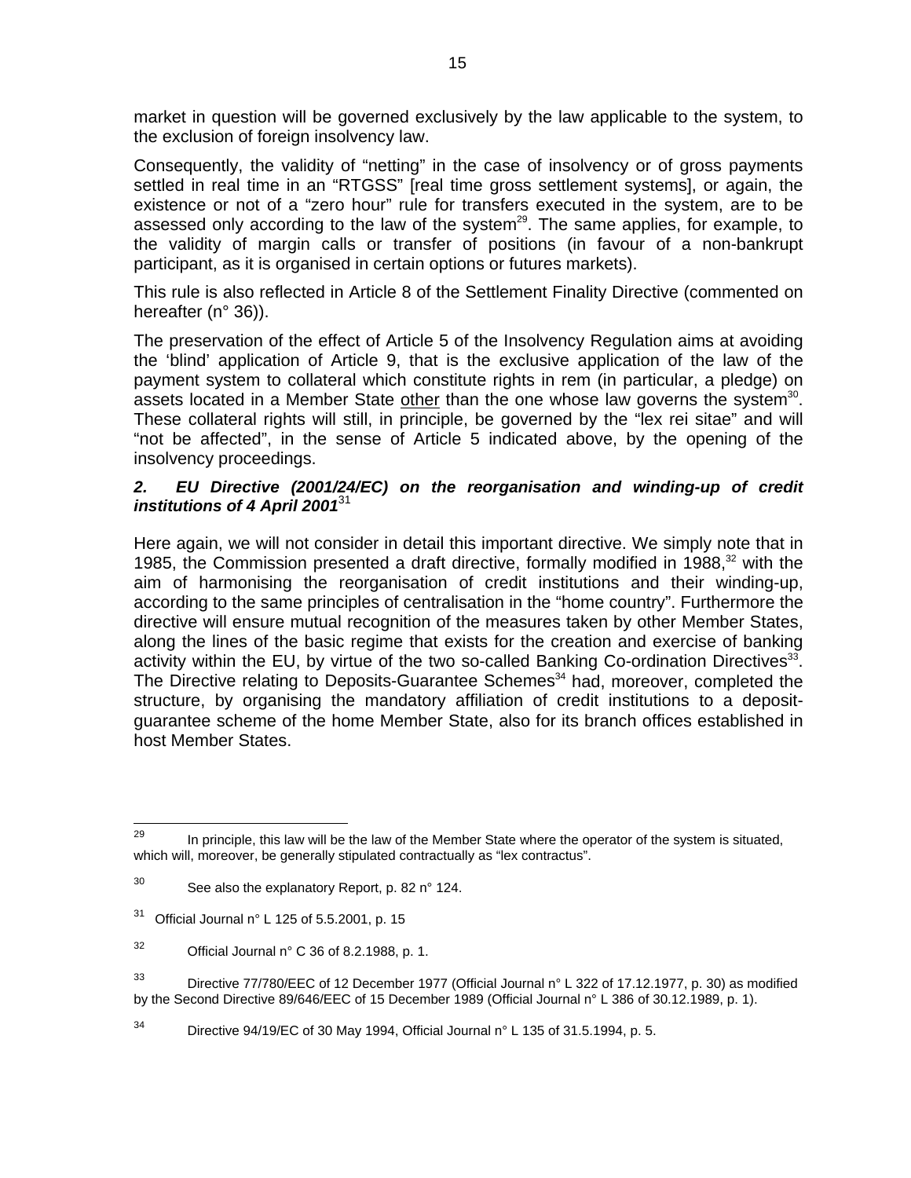market in question will be governed exclusively by the law applicable to the system, to the exclusion of foreign insolvency law.

Consequently, the validity of "netting" in the case of insolvency or of gross payments settled in real time in an "RTGSS" [real time gross settlement systems], or again, the existence or not of a "zero hour" rule for transfers executed in the system, are to be assessed only according to the law of the system[29]. The same applies, for example, to the validity of margin calls or transfer of positions (in favour of a non-bankrupt participant, as it is organised in certain options or futures markets).

This rule is also reflected in Article 8 of the Settlement Finality Directive (commented on hereafter (n° 36)).

The preservation of the effect of Article 5 of the Insolvency Regulation aims at avoiding the 'blind' application of Article 9, that is the exclusive application of the law of the payment system to collateral which constitute rights in rem (in particular, a pledge) on assets located in a Member State <u>other</u> than the one whose law governs the system[30]. These collateral rights will still, in principle, be governed by the "lex rei sitae" and will "not be affected", in the sense of Article 5 indicated above, by the opening of the insolvency proceedings.

### *2. EU Directive (2001/24/EC) on the reorganisation and winding-up of credit institutions of 4 April 2001*[31]

Here again, we will not consider in detail this important directive. We simply note that in 1985, the Commission presented a draft directive, formally modified in 1988,[32] with the aim of harmonising the reorganisation of credit institutions and their winding-up, according to the same principles of centralisation in the "home country". Furthermore the directive will ensure mutual recognition of the measures taken by other Member States, along the lines of the basic regime that exists for the creation and exercise of banking activity within the EU, by virtue of the two so-called Banking Co-ordination Directives[33]. The Directive relating to Deposits-Guarantee Schemes[34] had, moreover, completed the structure, by organising the mandatory affiliation of credit institutions to a deposit-guarantee scheme of the home Member State, also for its branch offices established in host Member States.

---

[29] In principle, this law will be the law of the Member State where the operator of the system is situated, which will, moreover, be generally stipulated contractually as "lex contractus".

[30] See also the explanatory Report, p. 82 n° 124.

[31] Official Journal n° L 125 of 5.5.2001, p. 15

[32] Official Journal n° C 36 of 8.2.1988, p. 1.

[33] Directive 77/780/EEC of 12 December 1977 (Official Journal n° L 322 of 17.12.1977, p. 30) as modified by the Second Directive 89/646/EEC of 15 December 1989 (Official Journal n° L 386 of 30.12.1989, p. 1).

[34] Directive 94/19/EC of 30 May 1994, Official Journal n° L 135 of 31.5.1994, p. 5.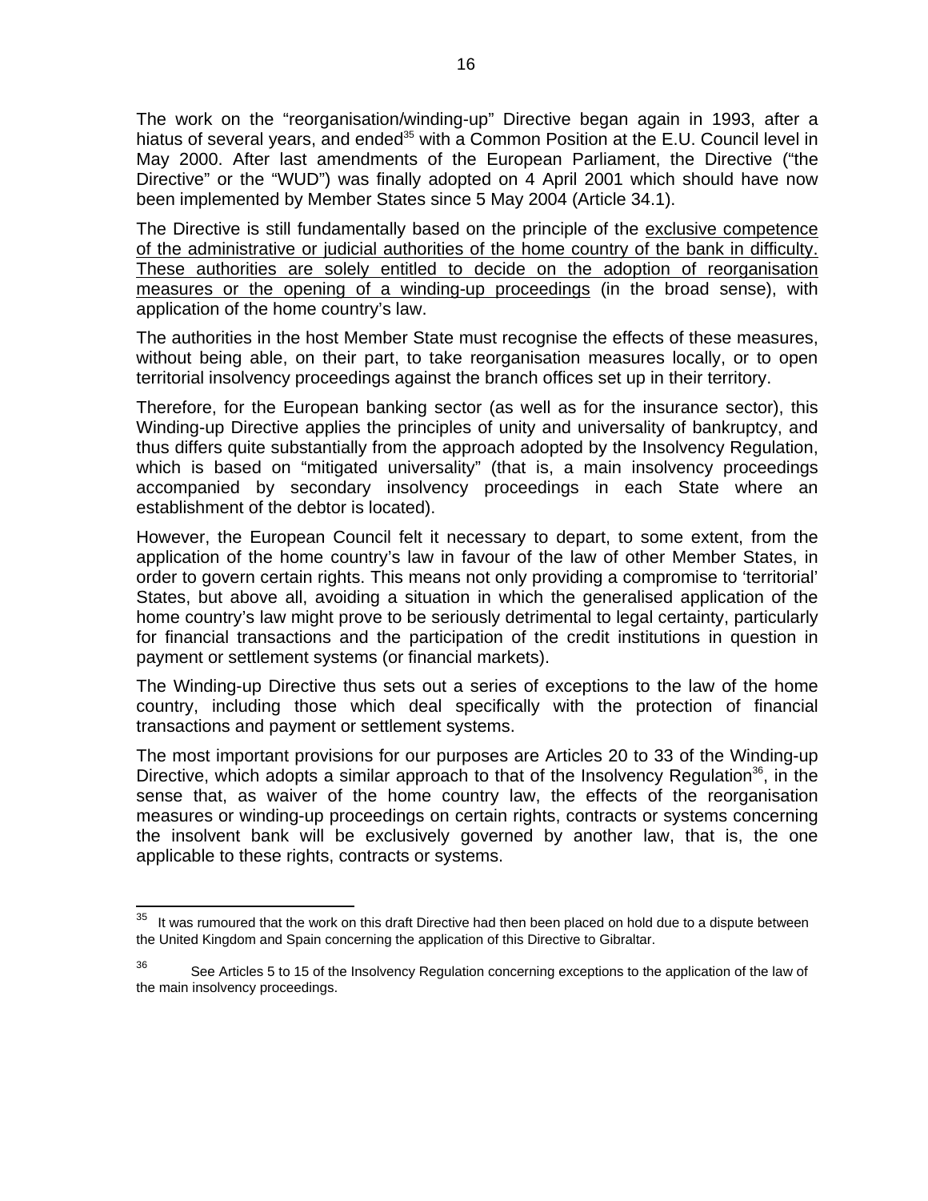The work on the "reorganisation/winding-up" Directive began again in 1993, after a hiatus of several years, and ended[35] with a Common Position at the E.U. Council level in May 2000. After last amendments of the European Parliament, the Directive ("the Directive" or the "WUD") was finally adopted on 4 April 2001 which should have now been implemented by Member States since 5 May 2004 (Article 34.1).

The Directive is still fundamentally based on the principle of the <u>exclusive competence of the administrative or judicial authorities of the home country of the bank in difficulty. These authorities are solely entitled to decide on the adoption of reorganisation measures or the opening of a winding-up proceedings</u> (in the broad sense), with application of the home country's law.

The authorities in the host Member State must recognise the effects of these measures, without being able, on their part, to take reorganisation measures locally, or to open territorial insolvency proceedings against the branch offices set up in their territory.

Therefore, for the European banking sector (as well as for the insurance sector), this Winding-up Directive applies the principles of unity and universality of bankruptcy, and thus differs quite substantially from the approach adopted by the Insolvency Regulation, which is based on "mitigated universality" (that is, a main insolvency proceedings accompanied by secondary insolvency proceedings in each State where an establishment of the debtor is located).

However, the European Council felt it necessary to depart, to some extent, from the application of the home country's law in favour of the law of other Member States, in order to govern certain rights. This means not only providing a compromise to 'territorial' States, but above all, avoiding a situation in which the generalised application of the home country's law might prove to be seriously detrimental to legal certainty, particularly for financial transactions and the participation of the credit institutions in question in payment or settlement systems (or financial markets).

The Winding-up Directive thus sets out a series of exceptions to the law of the home country, including those which deal specifically with the protection of financial transactions and payment or settlement systems.

The most important provisions for our purposes are Articles 20 to 33 of the Winding-up Directive, which adopts a similar approach to that of the Insolvency Regulation[36], in the sense that, as waiver of the home country law, the effects of the reorganisation measures or winding-up proceedings on certain rights, contracts or systems concerning the insolvent bank will be exclusively governed by another law, that is, the one applicable to these rights, contracts or systems.

---

[35] It was rumoured that the work on this draft Directive had then been placed on hold due to a dispute between the United Kingdom and Spain concerning the application of this Directive to Gibraltar.

[36] See Articles 5 to 15 of the Insolvency Regulation concerning exceptions to the application of the law of the main insolvency proceedings.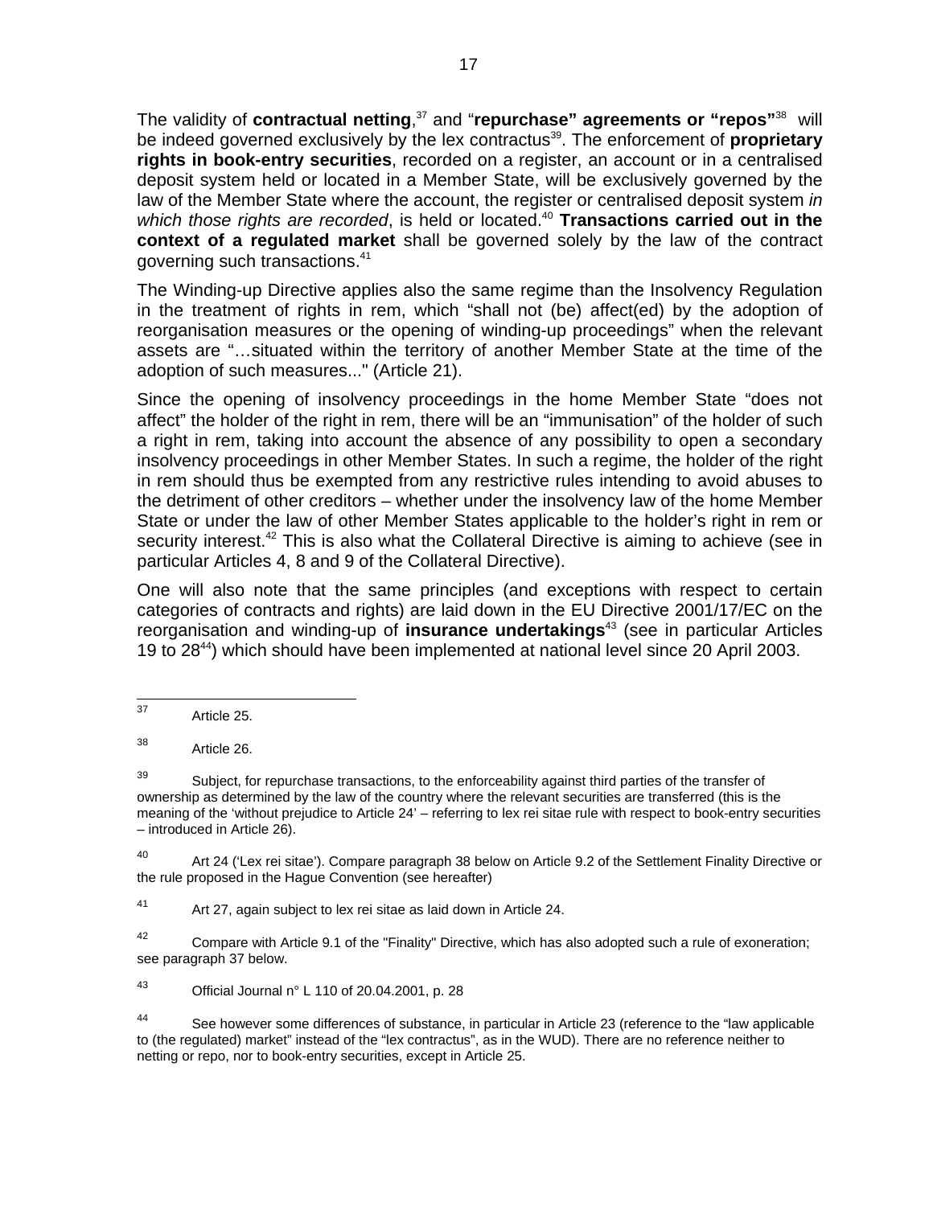The validity of **contractual netting**,[37] and "**repurchase" agreements or "repos"**[38] will be indeed governed exclusively by the lex contractus[39]. The enforcement of **proprietary rights in book-entry securities**, recorded on a register, an account or in a centralised deposit system held or located in a Member State, will be exclusively governed by the law of the Member State where the account, the register or centralised deposit system *in which those rights are recorded*, is held or located.[40] **Transactions carried out in the context of a regulated market** shall be governed solely by the law of the contract governing such transactions.[41]

The Winding-up Directive applies also the same regime than the Insolvency Regulation in the treatment of rights in rem, which "shall not (be) affect(ed) by the adoption of reorganisation measures or the opening of winding-up proceedings" when the relevant assets are "…situated within the territory of another Member State at the time of the adoption of such measures..." (Article 21).

Since the opening of insolvency proceedings in the home Member State "does not affect" the holder of the right in rem, there will be an "immunisation" of the holder of such a right in rem, taking into account the absence of any possibility to open a secondary insolvency proceedings in other Member States. In such a regime, the holder of the right in rem should thus be exempted from any restrictive rules intending to avoid abuses to the detriment of other creditors – whether under the insolvency law of the home Member State or under the law of other Member States applicable to the holder's right in rem or security interest.[42] This is also what the Collateral Directive is aiming to achieve (see in particular Articles 4, 8 and 9 of the Collateral Directive).

One will also note that the same principles (and exceptions with respect to certain categories of contracts and rights) are laid down in the EU Directive 2001/17/EC on the reorganisation and winding-up of **insurance undertakings**[43] (see in particular Articles 19 to 28[44]) which should have been implemented at national level since 20 April 2003.

---

[37] Article 25.

[38] Article 26.

[39] Subject, for repurchase transactions, to the enforceability against third parties of the transfer of ownership as determined by the law of the country where the relevant securities are transferred (this is the meaning of the 'without prejudice to Article 24' – referring to lex rei sitae rule with respect to book-entry securities – introduced in Article 26).

[40] Art 24 ('Lex rei sitae'). Compare paragraph 38 below on Article 9.2 of the Settlement Finality Directive or the rule proposed in the Hague Convention (see hereafter)

[41] Art 27, again subject to lex rei sitae as laid down in Article 24.

[42] Compare with Article 9.1 of the "Finality" Directive, which has also adopted such a rule of exoneration; see paragraph 37 below.

[43] Official Journal n° L 110 of 20.04.2001, p. 28

[44] See however some differences of substance, in particular in Article 23 (reference to the "law applicable to (the regulated) market" instead of the "lex contractus", as in the WUD). There are no reference neither to netting or repo, nor to book-entry securities, except in Article 25.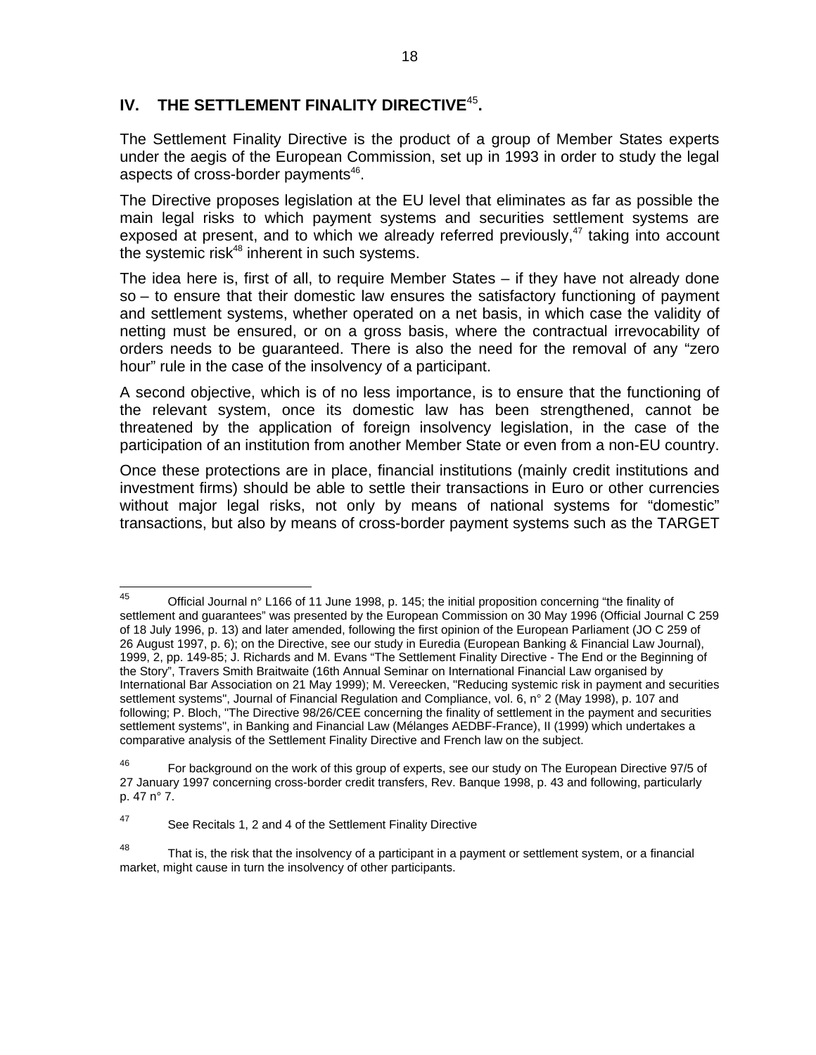## IV. THE SETTLEMENT FINALITY DIRECTIVE[45].

The Settlement Finality Directive is the product of a group of Member States experts under the aegis of the European Commission, set up in 1993 in order to study the legal aspects of cross-border payments[46].

The Directive proposes legislation at the EU level that eliminates as far as possible the main legal risks to which payment systems and securities settlement systems are exposed at present, and to which we already referred previously,[47] taking into account the systemic risk[48] inherent in such systems.

The idea here is, first of all, to require Member States – if they have not already done so – to ensure that their domestic law ensures the satisfactory functioning of payment and settlement systems, whether operated on a net basis, in which case the validity of netting must be ensured, or on a gross basis, where the contractual irrevocability of orders needs to be guaranteed. There is also the need for the removal of any "zero hour" rule in the case of the insolvency of a participant.

A second objective, which is of no less importance, is to ensure that the functioning of the relevant system, once its domestic law has been strengthened, cannot be threatened by the application of foreign insolvency legislation, in the case of the participation of an institution from another Member State or even from a non-EU country.

Once these protections are in place, financial institutions (mainly credit institutions and investment firms) should be able to settle their transactions in Euro or other currencies without major legal risks, not only by means of national systems for "domestic" transactions, but also by means of cross-border payment systems such as the TARGET

---

[45] Official Journal n° L166 of 11 June 1998, p. 145; the initial proposition concerning "the finality of settlement and guarantees" was presented by the European Commission on 30 May 1996 (Official Journal C 259 of 18 July 1996, p. 13) and later amended, following the first opinion of the European Parliament (JO C 259 of 26 August 1997, p. 6); on the Directive, see our study in Euredia (European Banking & Financial Law Journal), 1999, 2, pp. 149-85; J. Richards and M. Evans "The Settlement Finality Directive - The End or the Beginning of the Story", Travers Smith Braitwaite (16th Annual Seminar on International Financial Law organised by International Bar Association on 21 May 1999); M. Vereecken, "Reducing systemic risk in payment and securities settlement systems", Journal of Financial Regulation and Compliance, vol. 6, n° 2 (May 1998), p. 107 and following; P. Bloch, "The Directive 98/26/CEE concerning the finality of settlement in the payment and securities settlement systems", in Banking and Financial Law (Mélanges AEDBF-France), II (1999) which undertakes a comparative analysis of the Settlement Finality Directive and French law on the subject.

[46] For background on the work of this group of experts, see our study on The European Directive 97/5 of 27 January 1997 concerning cross-border credit transfers, Rev. Banque 1998, p. 43 and following, particularly p. 47 n° 7.

[47] See Recitals 1, 2 and 4 of the Settlement Finality Directive

[48] That is, the risk that the insolvency of a participant in a payment or settlement system, or a financial market, might cause in turn the insolvency of other participants.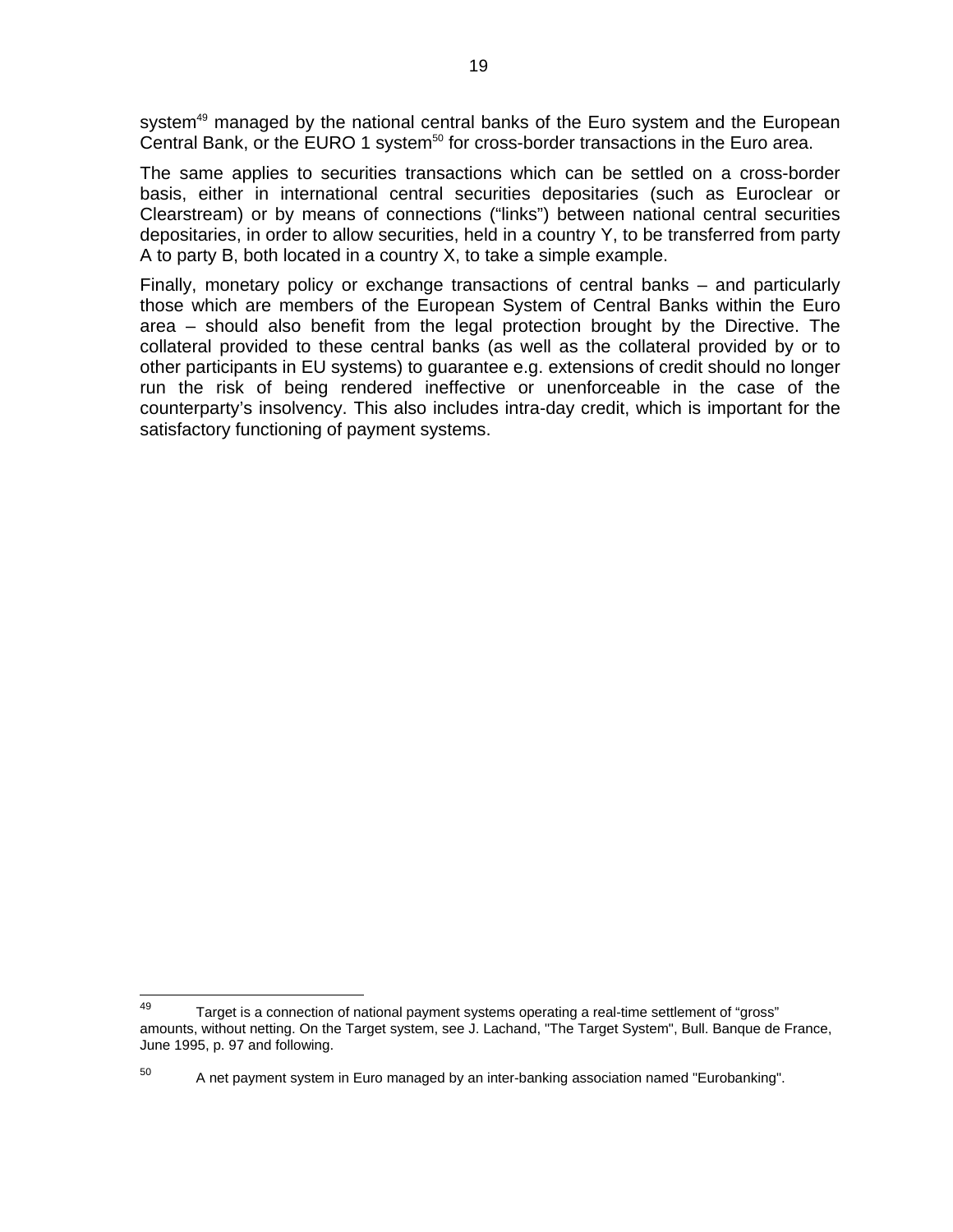system[49] managed by the national central banks of the Euro system and the European Central Bank, or the EURO 1 system[50] for cross-border transactions in the Euro area.

The same applies to securities transactions which can be settled on a cross-border basis, either in international central securities depositaries (such as Euroclear or Clearstream) or by means of connections ("links") between national central securities depositaries, in order to allow securities, held in a country Y, to be transferred from party A to party B, both located in a country X, to take a simple example.

Finally, monetary policy or exchange transactions of central banks – and particularly those which are members of the European System of Central Banks within the Euro area – should also benefit from the legal protection brought by the Directive. The collateral provided to these central banks (as well as the collateral provided by or to other participants in EU systems) to guarantee e.g. extensions of credit should no longer run the risk of being rendered ineffective or unenforceable in the case of the counterparty's insolvency. This also includes intra-day credit, which is important for the satisfactory functioning of payment systems.

---

[49] Target is a connection of national payment systems operating a real-time settlement of "gross" amounts, without netting. On the Target system, see J. Lachand, "The Target System", Bull. Banque de France, June 1995, p. 97 and following.

[50] A net payment system in Euro managed by an inter-banking association named "Eurobanking".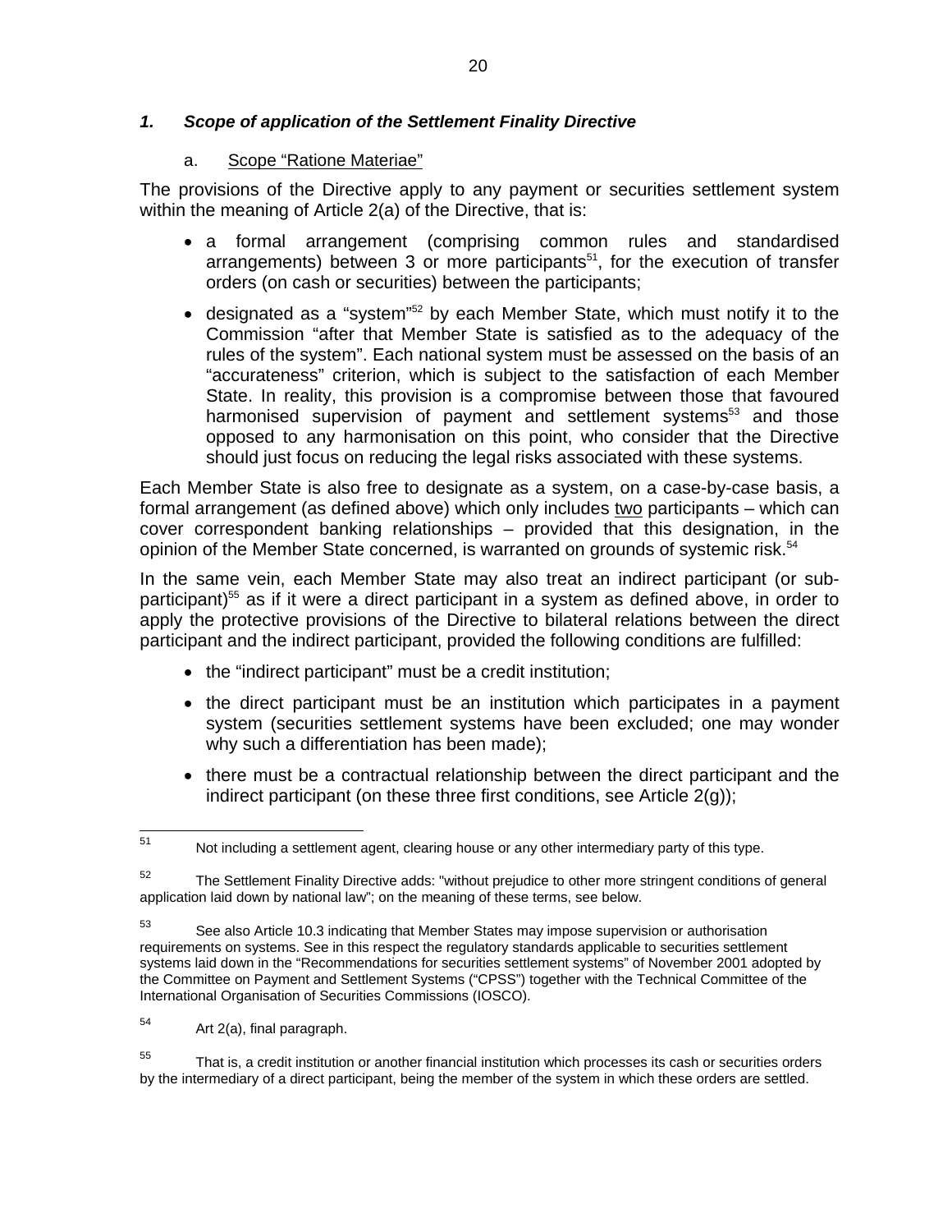### *1. Scope of application of the Settlement Finality Directive*

a. Scope "Ratione Materiae"

The provisions of the Directive apply to any payment or securities settlement system within the meaning of Article 2(a) of the Directive, that is:

- a formal arrangement (comprising common rules and standardised arrangements) between 3 or more participants[51], for the execution of transfer orders (on cash or securities) between the participants;
- designated as a "system"[52] by each Member State, which must notify it to the Commission "after that Member State is satisfied as to the adequacy of the rules of the system". Each national system must be assessed on the basis of an "accurateness" criterion, which is subject to the satisfaction of each Member State. In reality, this provision is a compromise between those that favoured harmonised supervision of payment and settlement systems[53] and those opposed to any harmonisation on this point, who consider that the Directive should just focus on reducing the legal risks associated with these systems.

Each Member State is also free to designate as a system, on a case-by-case basis, a formal arrangement (as defined above) which only includes <u>two</u> participants – which can cover correspondent banking relationships – provided that this designation, in the opinion of the Member State concerned, is warranted on grounds of systemic risk.[54]

In the same vein, each Member State may also treat an indirect participant (or sub-participant)[55] as if it were a direct participant in a system as defined above, in order to apply the protective provisions of the Directive to bilateral relations between the direct participant and the indirect participant, provided the following conditions are fulfilled:

- the "indirect participant" must be a credit institution;
- the direct participant must be an institution which participates in a payment system (securities settlement systems have been excluded; one may wonder why such a differentiation has been made);
- there must be a contractual relationship between the direct participant and the indirect participant (on these three first conditions, see Article 2(g));

---

[51] Not including a settlement agent, clearing house or any other intermediary party of this type.

[52] The Settlement Finality Directive adds: "without prejudice to other more stringent conditions of general application laid down by national law"; on the meaning of these terms, see below.

[53] See also Article 10.3 indicating that Member States may impose supervision or authorisation requirements on systems. See in this respect the regulatory standards applicable to securities settlement systems laid down in the "Recommendations for securities settlement systems" of November 2001 adopted by the Committee on Payment and Settlement Systems ("CPSS") together with the Technical Committee of the International Organisation of Securities Commissions (IOSCO).

[54] Art 2(a), final paragraph.

[55] That is, a credit institution or another financial institution which processes its cash or securities orders by the intermediary of a direct participant, being the member of the system in which these orders are settled.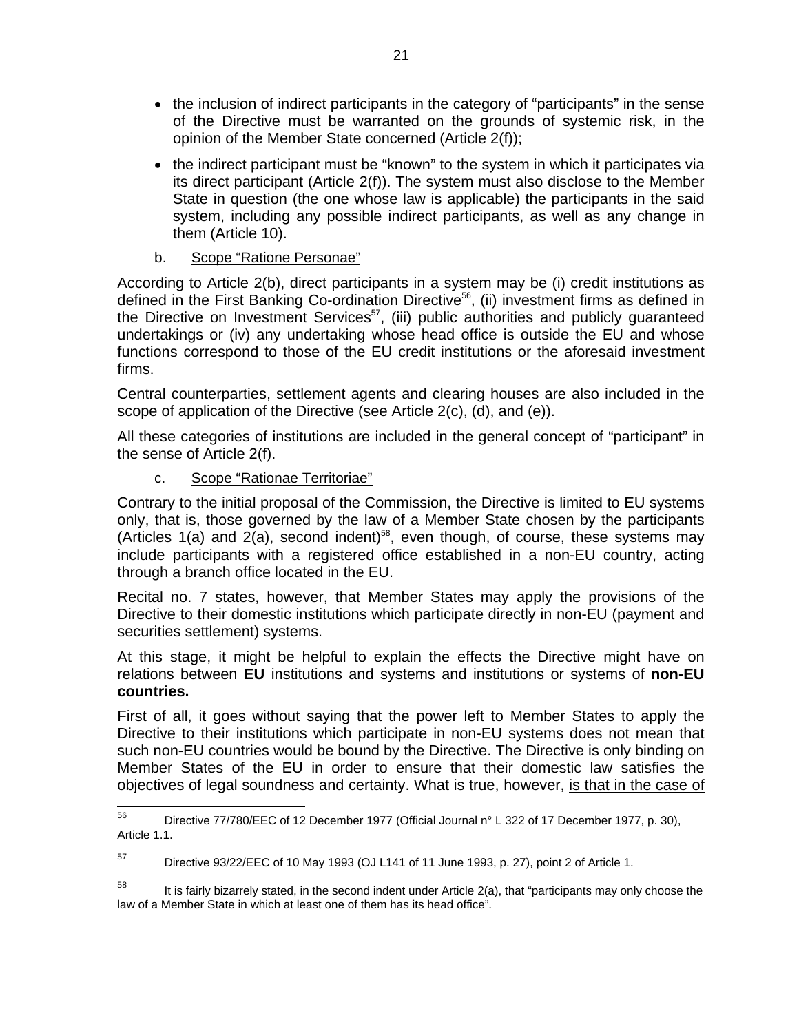- the inclusion of indirect participants in the category of "participants" in the sense of the Directive must be warranted on the grounds of systemic risk, in the opinion of the Member State concerned (Article 2(f));

- the indirect participant must be "known" to the system in which it participates via its direct participant (Article 2(f)). The system must also disclose to the Member State in question (the one whose law is applicable) the participants in the said system, including any possible indirect participants, as well as any change in them (Article 10).

b. <u>Scope "Ratione Personae"</u>

According to Article 2(b), direct participants in a system may be (i) credit institutions as defined in the First Banking Co-ordination Directive[56], (ii) investment firms as defined in the Directive on Investment Services[57], (iii) public authorities and publicly guaranteed undertakings or (iv) any undertaking whose head office is outside the EU and whose functions correspond to those of the EU credit institutions or the aforesaid investment firms.

Central counterparties, settlement agents and clearing houses are also included in the scope of application of the Directive (see Article 2(c), (d), and (e)).

All these categories of institutions are included in the general concept of "participant" in the sense of Article 2f.

c. <u>Scope "Rationae Territoriae"</u>

Contrary to the initial proposal of the Commission, the Directive is limited to EU systems only, that is, those governed by the law of a Member State chosen by the participants (Articles 1(a) and 2(a), second indent)[58], even though, of course, these systems may include participants with a registered office established in a non-EU country, acting through a branch office located in the EU.

Recital no. 7 states, however, that Member States may apply the provisions of the Directive to their domestic institutions which participate directly in non-EU (payment and securities settlement) systems.

At this stage, it might be helpful to explain the effects the Directive might have on relations between **EU** institutions and systems and institutions or systems of **non-EU countries.**

First of all, it goes without saying that the power left to Member States to apply the Directive to their institutions which participate in non-EU systems does not mean that such non-EU countries would be bound by the Directive. The Directive is only binding on Member States of the EU in order to ensure that their domestic law satisfies the objectives of legal soundness and certainty. What is true, however, <u>is that in the case of</u>

---

[56] Directive 77/780/EEC of 12 December 1977 (Official Journal n° L 322 of 17 December 1977, p. 30), Article 1.1.

[57] Directive 93/22/EEC of 10 May 1993 (OJ L141 of 11 June 1993, p. 27), point 2 of Article 1.

[58] It is fairly bizarrely stated, in the second indent under Article 2(a), that "participants may only choose the law of a Member State in which at least one of them has its head office".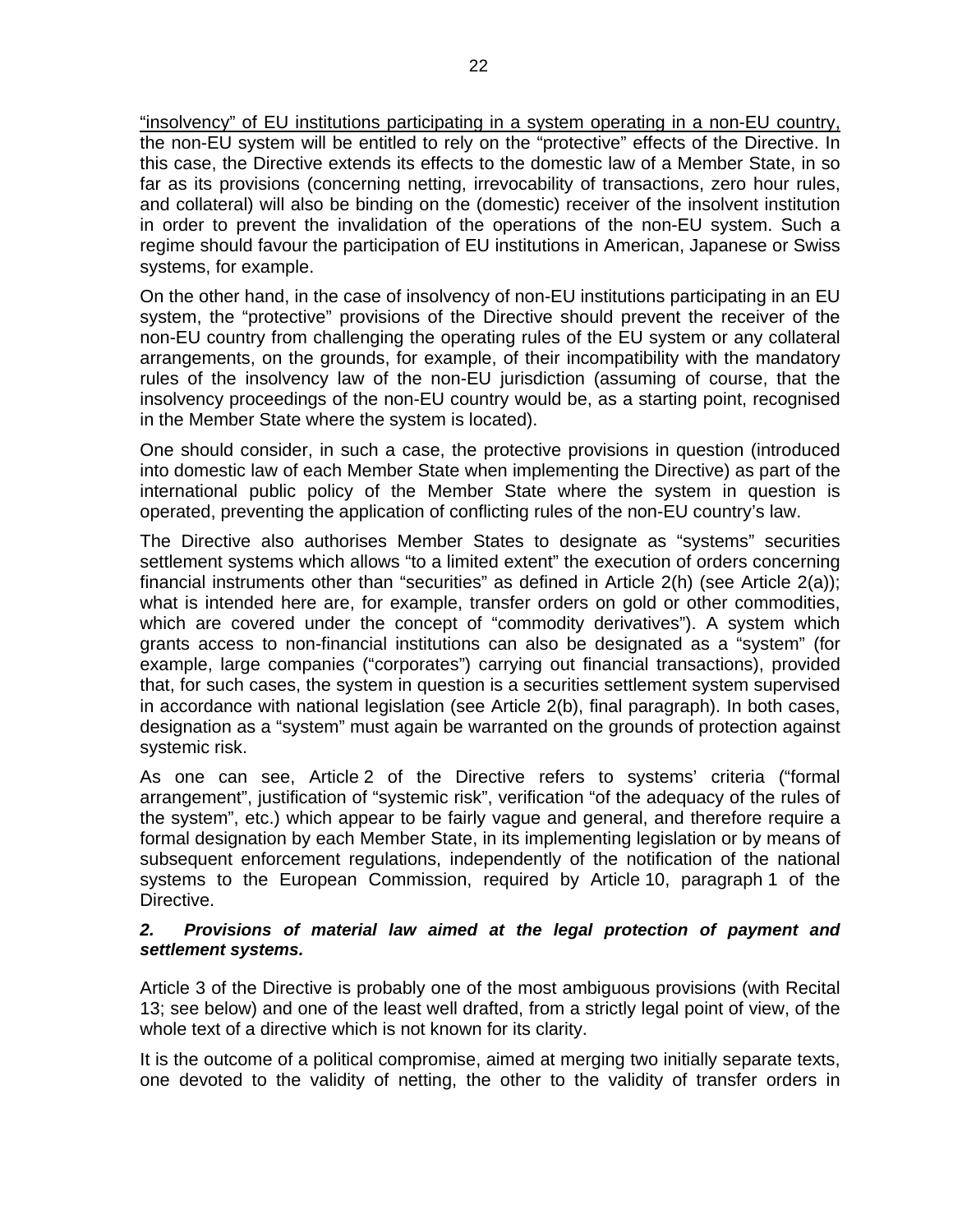"insolvency" of EU institutions participating in a system operating in a non-EU country, the non-EU system will be entitled to rely on the "protective" effects of the Directive. In this case, the Directive extends its effects to the domestic law of a Member State, in so far as its provisions (concerning netting, irrevocability of transactions, zero hour rules, and collateral) will also be binding on the (domestic) receiver of the insolvent institution in order to prevent the invalidation of the operations of the non-EU system. Such a regime should favour the participation of EU institutions in American, Japanese or Swiss systems, for example.

On the other hand, in the case of insolvency of non-EU institutions participating in an EU system, the "protective" provisions of the Directive should prevent the receiver of the non-EU country from challenging the operating rules of the EU system or any collateral arrangements, on the grounds, for example, of their incompatibility with the mandatory rules of the insolvency law of the non-EU jurisdiction (assuming of course, that the insolvency proceedings of the non-EU country would be, as a starting point, recognised in the Member State where the system is located).

One should consider, in such a case, the protective provisions in question (introduced into domestic law of each Member State when implementing the Directive) as part of the international public policy of the Member State where the system in question is operated, preventing the application of conflicting rules of the non-EU country's law.

The Directive also authorises Member States to designate as "systems" securities settlement systems which allows "to a limited extent" the execution of orders concerning financial instruments other than "securities" as defined in Article 2(h) (see Article 2(a)); what is intended here are, for example, transfer orders on gold or other commodities, which are covered under the concept of "commodity derivatives"). A system which grants access to non-financial institutions can also be designated as a "system" (for example, large companies ("corporates") carrying out financial transactions), provided that, for such cases, the system in question is a securities settlement system supervised in accordance with national legislation (see Article 2(b), final paragraph). In both cases, designation as a "system" must again be warranted on the grounds of protection against systemic risk.

As one can see, Article 2 of the Directive refers to systems' criteria ("formal arrangement", justification of "systemic risk", verification "of the adequacy of the rules of the system", etc.) which appear to be fairly vague and general, and therefore require a formal designation by each Member State, in its implementing legislation or by means of subsequent enforcement regulations, independently of the notification of the national systems to the European Commission, required by Article 10, paragraph 1 of the Directive.

### *2. Provisions of material law aimed at the legal protection of payment and settlement systems.*

Article 3 of the Directive is probably one of the most ambiguous provisions (with Recital 13; see below) and one of the least well drafted, from a strictly legal point of view, of the whole text of a directive which is not known for its clarity.

It is the outcome of a political compromise, aimed at merging two initially separate texts, one devoted to the validity of netting, the other to the validity of transfer orders in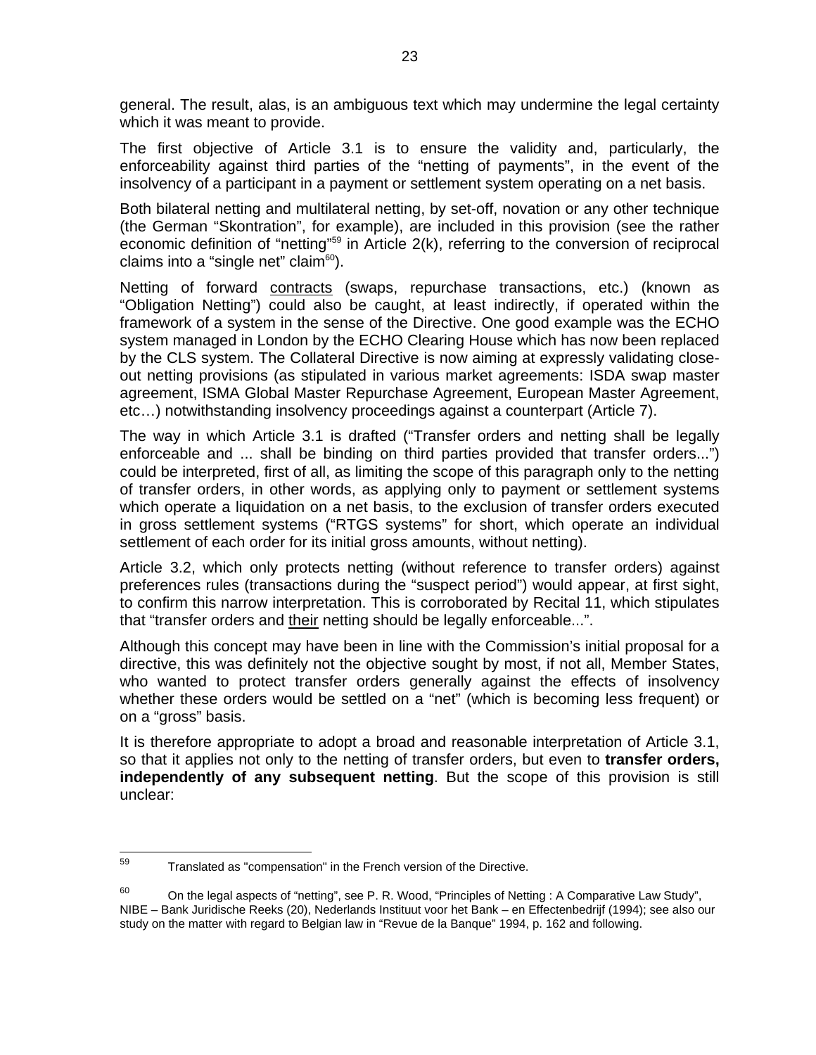general. The result, alas, is an ambiguous text which may undermine the legal certainty which it was meant to provide.

The first objective of Article 3.1 is to ensure the validity and, particularly, the enforceability against third parties of the "netting of payments", in the event of the insolvency of a participant in a payment or settlement system operating on a net basis.

Both bilateral netting and multilateral netting, by set-off, novation or any other technique (the German "Skontration", for example), are included in this provision (see the rather economic definition of "netting"[59] in Article 2(k), referring to the conversion of reciprocal claims into a "single net" claim[60]).

Netting of forward contracts (swaps, repurchase transactions, etc.) (known as "Obligation Netting") could also be caught, at least indirectly, if operated within the framework of a system in the sense of the Directive. One good example was the ECHO system managed in London by the ECHO Clearing House which has now been replaced by the CLS system. The Collateral Directive is now aiming at expressly validating close-out netting provisions (as stipulated in various market agreements: ISDA swap master agreement, ISMA Global Master Repurchase Agreement, European Master Agreement, etc…) notwithstanding insolvency proceedings against a counterpart (Article 7).

The way in which Article 3.1 is drafted ("Transfer orders and netting shall be legally enforceable and ... shall be binding on third parties provided that transfer orders...") could be interpreted, first of all, as limiting the scope of this paragraph only to the netting of transfer orders, in other words, as applying only to payment or settlement systems which operate a liquidation on a net basis, to the exclusion of transfer orders executed in gross settlement systems ("RTGS systems" for short, which operate an individual settlement of each order for its initial gross amounts, without netting).

Article 3.2, which only protects netting (without reference to transfer orders) against preferences rules (transactions during the "suspect period") would appear, at first sight, to confirm this narrow interpretation. This is corroborated by Recital 11, which stipulates that "transfer orders and their netting should be legally enforceable...".

Although this concept may have been in line with the Commission's initial proposal for a directive, this was definitely not the objective sought by most, if not all, Member States, who wanted to protect transfer orders generally against the effects of insolvency whether these orders would be settled on a "net" (which is becoming less frequent) or on a "gross" basis.

It is therefore appropriate to adopt a broad and reasonable interpretation of Article 3.1, so that it applies not only to the netting of transfer orders, but even to **transfer orders, independently of any subsequent netting**. But the scope of this provision is still unclear:

---

[59] Translated as "compensation" in the French version of the Directive.

[60] On the legal aspects of "netting", see P. R. Wood, "Principles of Netting : A Comparative Law Study", NIBE – Bank Juridische Reeks (20), Nederlands Instituut voor het Bank – en Effectenbedrijf (1994); see also our study on the matter with regard to Belgian law in "Revue de la Banque" 1994, p. 162 and following.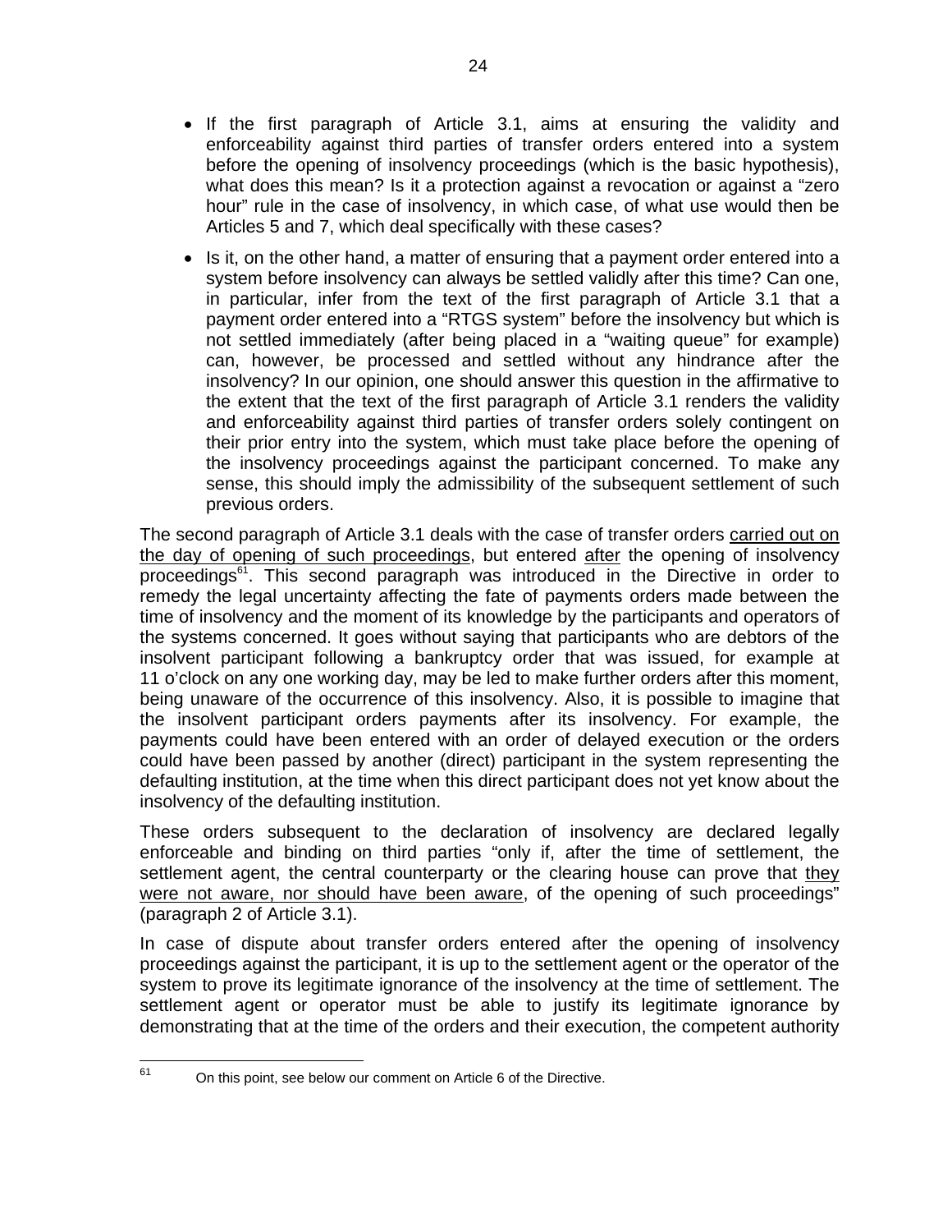- If the first paragraph of Article 3.1, aims at ensuring the validity and enforceability against third parties of transfer orders entered into a system before the opening of insolvency proceedings (which is the basic hypothesis), what does this mean? Is it a protection against a revocation or against a "zero hour" rule in the case of insolvency, in which case, of what use would then be Articles 5 and 7, which deal specifically with these cases?

- Is it, on the other hand, a matter of ensuring that a payment order entered into a system before insolvency can always be settled validly after this time? Can one, in particular, infer from the text of the first paragraph of Article 3.1 that a payment order entered into a "RTGS system" before the insolvency but which is not settled immediately (after being placed in a "waiting queue" for example) can, however, be processed and settled without any hindrance after the insolvency? In our opinion, one should answer this question in the affirmative to the extent that the text of the first paragraph of Article 3.1 renders the validity and enforceability against third parties of transfer orders solely contingent on their prior entry into the system, which must take place before the opening of the insolvency proceedings against the participant concerned. To make any sense, this should imply the admissibility of the subsequent settlement of such previous orders.

The second paragraph of Article 3.1 deals with the case of transfer orders <u>carried out on the day of opening of such proceedings</u>, but entered <u>after</u> the opening of insolvency proceedings[61]. This second paragraph was introduced in the Directive in order to remedy the legal uncertainty affecting the fate of payments orders made between the time of insolvency and the moment of its knowledge by the participants and operators of the systems concerned. It goes without saying that participants who are debtors of the insolvent participant following a bankruptcy order that was issued, for example at 11 o'clock on any one working day, may be led to make further orders after this moment, being unaware of the occurrence of this insolvency. Also, it is possible to imagine that the insolvent participant orders payments after its insolvency. For example, the payments could have been entered with an order of delayed execution or the orders could have been passed by another (direct) participant in the system representing the defaulting institution, at the time when this direct participant does not yet know about the insolvency of the defaulting institution.

These orders subsequent to the declaration of insolvency are declared legally enforceable and binding on third parties "only if, after the time of settlement, the settlement agent, the central counterparty or the clearing house can prove that <u>they were not aware, nor should have been aware</u>, of the opening of such proceedings" (paragraph 2 of Article 3.1).

In case of dispute about transfer orders entered after the opening of insolvency proceedings against the participant, it is up to the settlement agent or the operator of the system to prove its legitimate ignorance of the insolvency at the time of settlement. The settlement agent or operator must be able to justify its legitimate ignorance by demonstrating that at the time of the orders and their execution, the competent authority

[61] On this point, see below our comment on Article 6 of the Directive.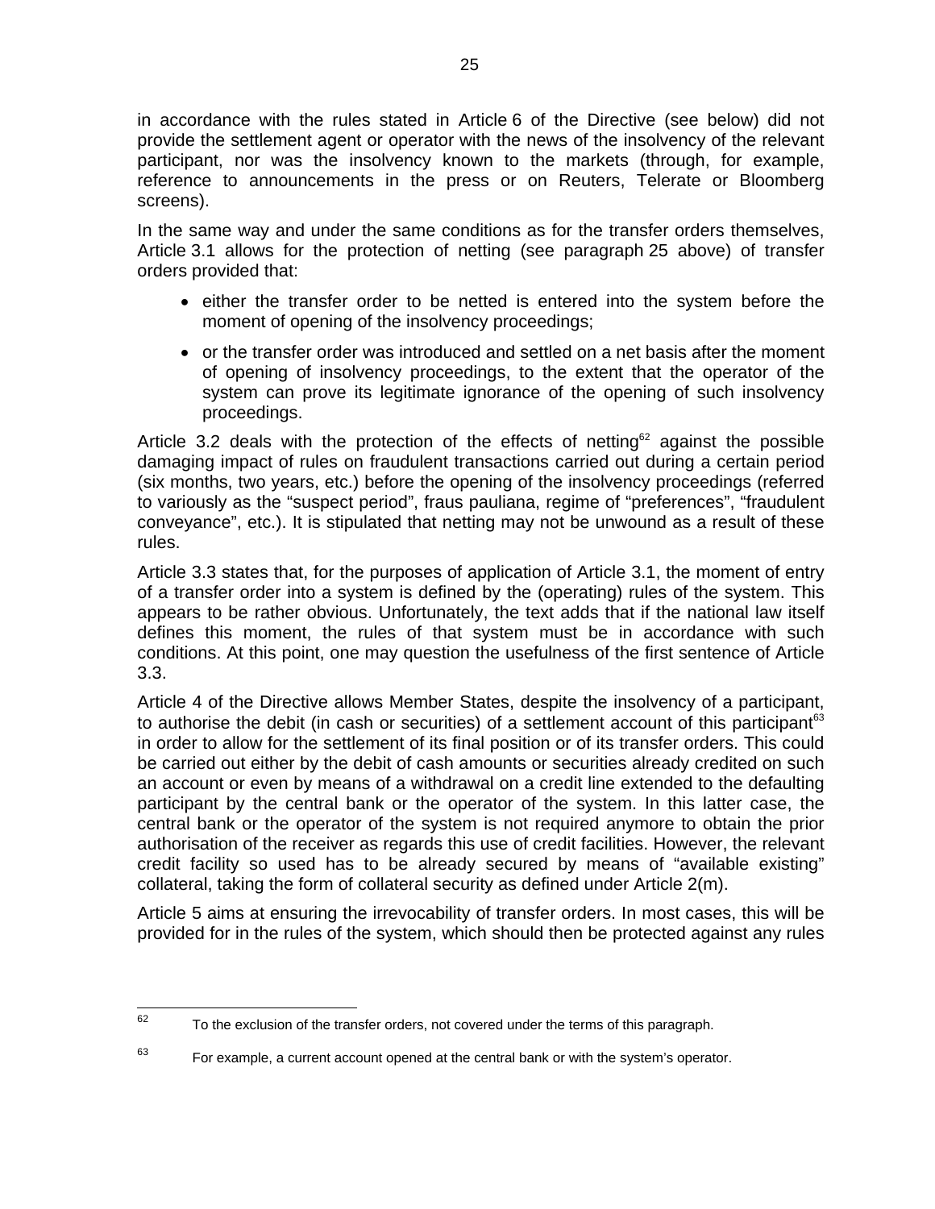in accordance with the rules stated in Article 6 of the Directive (see below) did not provide the settlement agent or operator with the news of the insolvency of the relevant participant, nor was the insolvency known to the markets (through, for example, reference to announcements in the press or on Reuters, Telerate or Bloomberg screens).

In the same way and under the same conditions as for the transfer orders themselves, Article 3.1 allows for the protection of netting (see paragraph 25 above) of transfer orders provided that:

- either the transfer order to be netted is entered into the system before the moment of opening of the insolvency proceedings;
- or the transfer order was introduced and settled on a net basis after the moment of opening of insolvency proceedings, to the extent that the operator of the system can prove its legitimate ignorance of the opening of such insolvency proceedings.

Article 3.2 deals with the protection of the effects of netting[62] against the possible damaging impact of rules on fraudulent transactions carried out during a certain period (six months, two years, etc.) before the opening of the insolvency proceedings (referred to variously as the "suspect period", fraus pauliana, regime of "preferences", "fraudulent conveyance", etc.). It is stipulated that netting may not be unwound as a result of these rules.

Article 3.3 states that, for the purposes of application of Article 3.1, the moment of entry of a transfer order into a system is defined by the (operating) rules of the system. This appears to be rather obvious. Unfortunately, the text adds that if the national law itself defines this moment, the rules of that system must be in accordance with such conditions. At this point, one may question the usefulness of the first sentence of Article 3.3.

Article 4 of the Directive allows Member States, despite the insolvency of a participant, to authorise the debit (in cash or securities) of a settlement account of this participant[63] in order to allow for the settlement of its final position or of its transfer orders. This could be carried out either by the debit of cash amounts or securities already credited on such an account or even by means of a withdrawal on a credit line extended to the defaulting participant by the central bank or the operator of the system. In this latter case, the central bank or the operator of the system is not required anymore to obtain the prior authorisation of the receiver as regards this use of credit facilities. However, the relevant credit facility so used has to be already secured by means of "available existing" collateral, taking the form of collateral security as defined under Article 2(m).

Article 5 aims at ensuring the irrevocability of transfer orders. In most cases, this will be provided for in the rules of the system, which should then be protected against any rules

---

[62] To the exclusion of the transfer orders, not covered under the terms of this paragraph.

[63] For example, a current account opened at the central bank or with the system's operator.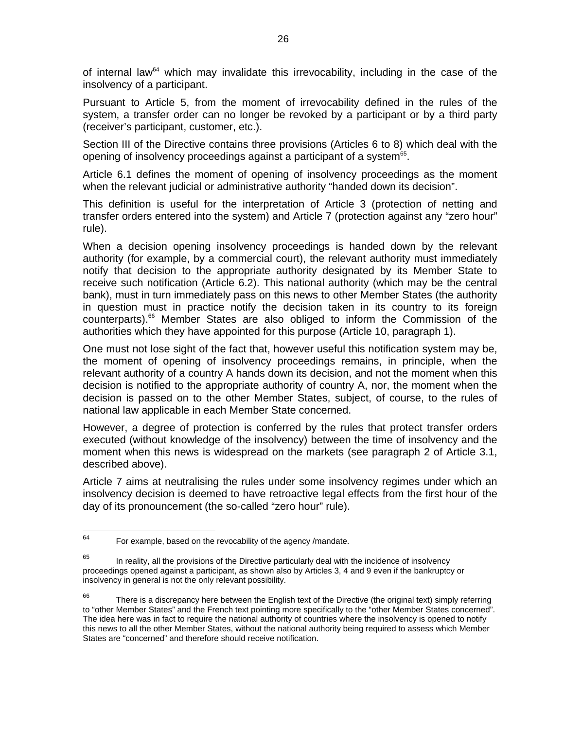of internal law[64] which may invalidate this irrevocability, including in the case of the insolvency of a participant.

Pursuant to Article 5, from the moment of irrevocability defined in the rules of the system, a transfer order can no longer be revoked by a participant or by a third party (receiver's participant, customer, etc.).

Section III of the Directive contains three provisions (Articles 6 to 8) which deal with the opening of insolvency proceedings against a participant of a system[65].

Article 6.1 defines the moment of opening of insolvency proceedings as the moment when the relevant judicial or administrative authority "handed down its decision".

This definition is useful for the interpretation of Article 3 (protection of netting and transfer orders entered into the system) and Article 7 (protection against any "zero hour" rule).

When a decision opening insolvency proceedings is handed down by the relevant authority (for example, by a commercial court), the relevant authority must immediately notify that decision to the appropriate authority designated by its Member State to receive such notification (Article 6.2). This national authority (which may be the central bank), must in turn immediately pass on this news to other Member States (the authority in question must in practice notify the decision taken in its country to its foreign counterparts).[66] Member States are also obliged to inform the Commission of the authorities which they have appointed for this purpose (Article 10, paragraph 1).

One must not lose sight of the fact that, however useful this notification system may be, the moment of opening of insolvency proceedings remains, in principle, when the relevant authority of a country A hands down its decision, and not the moment when this decision is notified to the appropriate authority of country A, nor, the moment when the decision is passed on to the other Member States, subject, of course, to the rules of national law applicable in each Member State concerned.

However, a degree of protection is conferred by the rules that protect transfer orders executed (without knowledge of the insolvency) between the time of insolvency and the moment when this news is widespread on the markets (see paragraph 2 of Article 3.1, described above).

Article 7 aims at neutralising the rules under some insolvency regimes under which an insolvency decision is deemed to have retroactive legal effects from the first hour of the day of its pronouncement (the so-called "zero hour" rule).

---

[64] For example, based on the revocability of the agency /mandate.

[65] In reality, all the provisions of the Directive particularly deal with the incidence of insolvency proceedings opened against a participant, as shown also by Articles 3, 4 and 9 even if the bankruptcy or insolvency in general is not the only relevant possibility.

[66] There is a discrepancy here between the English text of the Directive (the original text) simply referring to "other Member States" and the French text pointing more specifically to the "other Member States concerned". The idea here was in fact to require the national authority of countries where the insolvency is opened to notify this news to all the other Member States, without the national authority being required to assess which Member States are "concerned" and therefore should receive notification.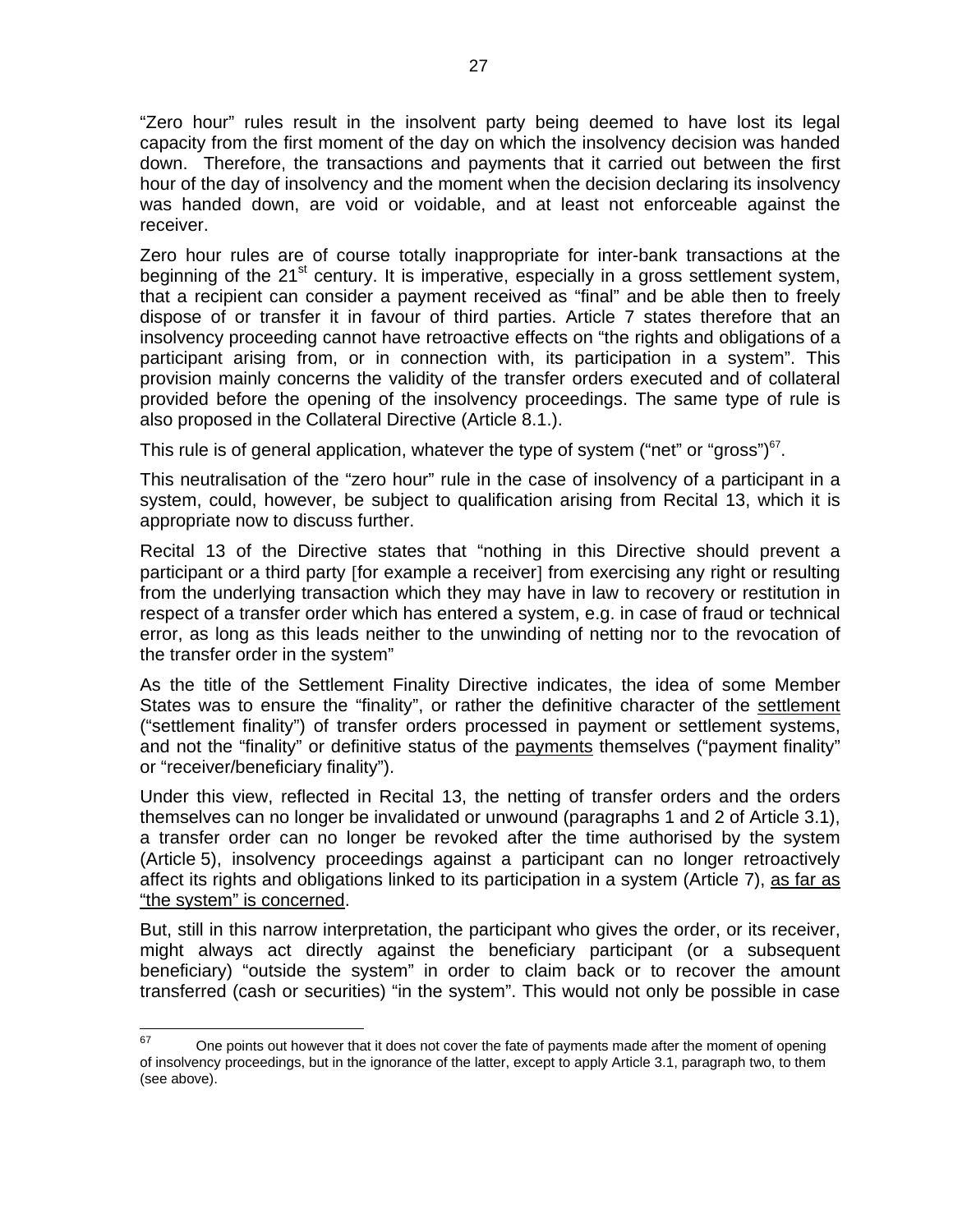"Zero hour" rules result in the insolvent party being deemed to have lost its legal capacity from the first moment of the day on which the insolvency decision was handed down. Therefore, the transactions and payments that it carried out between the first hour of the day of insolvency and the moment when the decision declaring its insolvency was handed down, are void or voidable, and at least not enforceable against the receiver.

Zero hour rules are of course totally inappropriate for inter-bank transactions at the beginning of the 21st century. It is imperative, especially in a gross settlement system, that a recipient can consider a payment received as "final" and be able then to freely dispose of or transfer it in favour of third parties. Article 7 states therefore that an insolvency proceeding cannot have retroactive effects on "the rights and obligations of a participant arising from, or in connection with, its participation in a system". This provision mainly concerns the validity of the transfer orders executed and of collateral provided before the opening of the insolvency proceedings. The same type of rule is also proposed in the Collateral Directive (Article 8.1.).

This rule is of general application, whatever the type of system ("net" or "gross")[67].

This neutralisation of the "zero hour" rule in the case of insolvency of a participant in a system, could, however, be subject to qualification arising from Recital 13, which it is appropriate now to discuss further.

Recital 13 of the Directive states that "nothing in this Directive should prevent a participant or a third party [for example a receiver] from exercising any right or resulting from the underlying transaction which they may have in law to recovery or restitution in respect of a transfer order which has entered a system, e.g. in case of fraud or technical error, as long as this leads neither to the unwinding of netting nor to the revocation of the transfer order in the system"

As the title of the Settlement Finality Directive indicates, the idea of some Member States was to ensure the "finality", or rather the definitive character of the <u>settlement</u> ("settlement finality") of transfer orders processed in payment or settlement systems, and not the "finality" or definitive status of the <u>payments</u> themselves ("payment finality" or "receiver/beneficiary finality").

Under this view, reflected in Recital 13, the netting of transfer orders and the orders themselves can no longer be invalidated or unwound (paragraphs 1 and 2 of Article 3.1), a transfer order can no longer be revoked after the time authorised by the system (Article 5), insolvency proceedings against a participant can no longer retroactively affect its rights and obligations linked to its participation in a system (Article 7), <u>as far as "the system" is concerned</u>.

But, still in this narrow interpretation, the participant who gives the order, or its receiver, might always act directly against the beneficiary participant (or a subsequent beneficiary) "outside the system" in order to claim back or to recover the amount transferred (cash or securities) "in the system". This would not only be possible in case

[67] One points out however that it does not cover the fate of payments made after the moment of opening of insolvency proceedings, but in the ignorance of the latter, except to apply Article 3.1, paragraph two, to them (see above).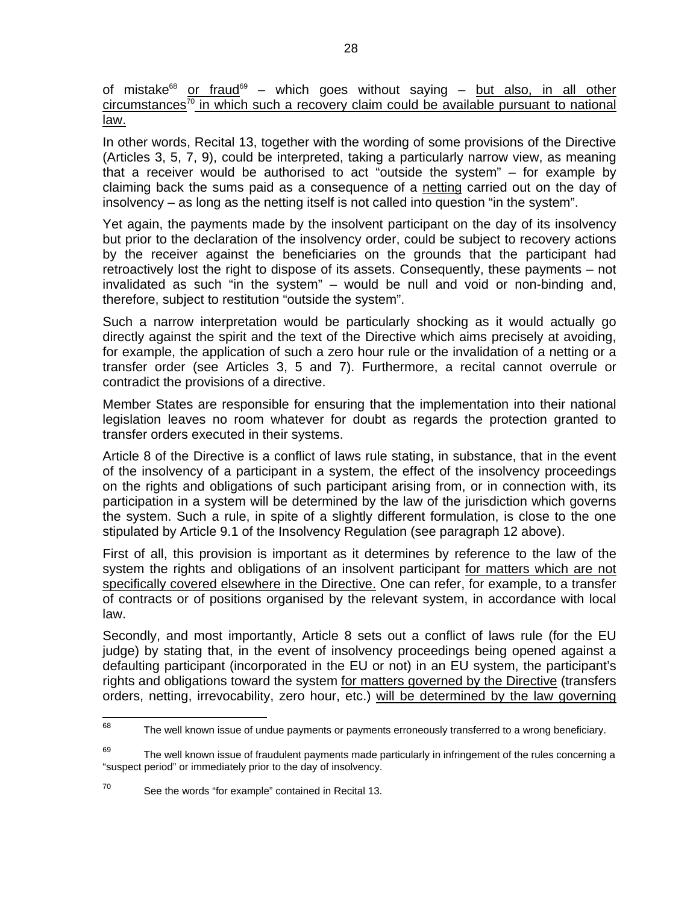of mistake[68] <u>or fraud</u>[69] – which goes without saying – <u>but also, in all other circumstances</u>[70] <u>in which such a recovery claim could be available pursuant to national law.</u>

In other words, Recital 13, together with the wording of some provisions of the Directive (Articles 3, 5, 7, 9), could be interpreted, taking a particularly narrow view, as meaning that a receiver would be authorised to act "outside the system" – for example by claiming back the sums paid as a consequence of a <u>netting</u> carried out on the day of insolvency – as long as the netting itself is not called into question "in the system".

Yet again, the payments made by the insolvent participant on the day of its insolvency but prior to the declaration of the insolvency order, could be subject to recovery actions by the receiver against the beneficiaries on the grounds that the participant had retroactively lost the right to dispose of its assets. Consequently, these payments – not invalidated as such "in the system" – would be null and void or non-binding and, therefore, subject to restitution "outside the system".

Such a narrow interpretation would be particularly shocking as it would actually go directly against the spirit and the text of the Directive which aims precisely at avoiding, for example, the application of such a zero hour rule or the invalidation of a netting or a transfer order (see Articles 3, 5 and 7). Furthermore, a recital cannot overrule or contradict the provisions of a directive.

Member States are responsible for ensuring that the implementation into their national legislation leaves no room whatever for doubt as regards the protection granted to transfer orders executed in their systems.

Article 8 of the Directive is a conflict of laws rule stating, in substance, that in the event of the insolvency of a participant in a system, the effect of the insolvency proceedings on the rights and obligations of such participant arising from, or in connection with, its participation in a system will be determined by the law of the jurisdiction which governs the system. Such a rule, in spite of a slightly different formulation, is close to the one stipulated by Article 9.1 of the Insolvency Regulation (see paragraph 12 above).

First of all, this provision is important as it determines by reference to the law of the system the rights and obligations of an insolvent participant <u>for matters which are not specifically covered elsewhere in the Directive.</u> One can refer, for example, to a transfer of contracts or of positions organised by the relevant system, in accordance with local law.

Secondly, and most importantly, Article 8 sets out a conflict of laws rule (for the EU judge) by stating that, in the event of insolvency proceedings being opened against a defaulting participant (incorporated in the EU or not) in an EU system, the participant's rights and obligations toward the system <u>for matters governed by the Directive</u> (transfers orders, netting, irrevocability, zero hour, etc.) <u>will be determined by the law governing</u>

---

[68] The well known issue of undue payments or payments erroneously transferred to a wrong beneficiary.

[69] The well known issue of fraudulent payments made particularly in infringement of the rules concerning a "suspect period" or immediately prior to the day of insolvency.

[70] See the words "for example" contained in Recital 13.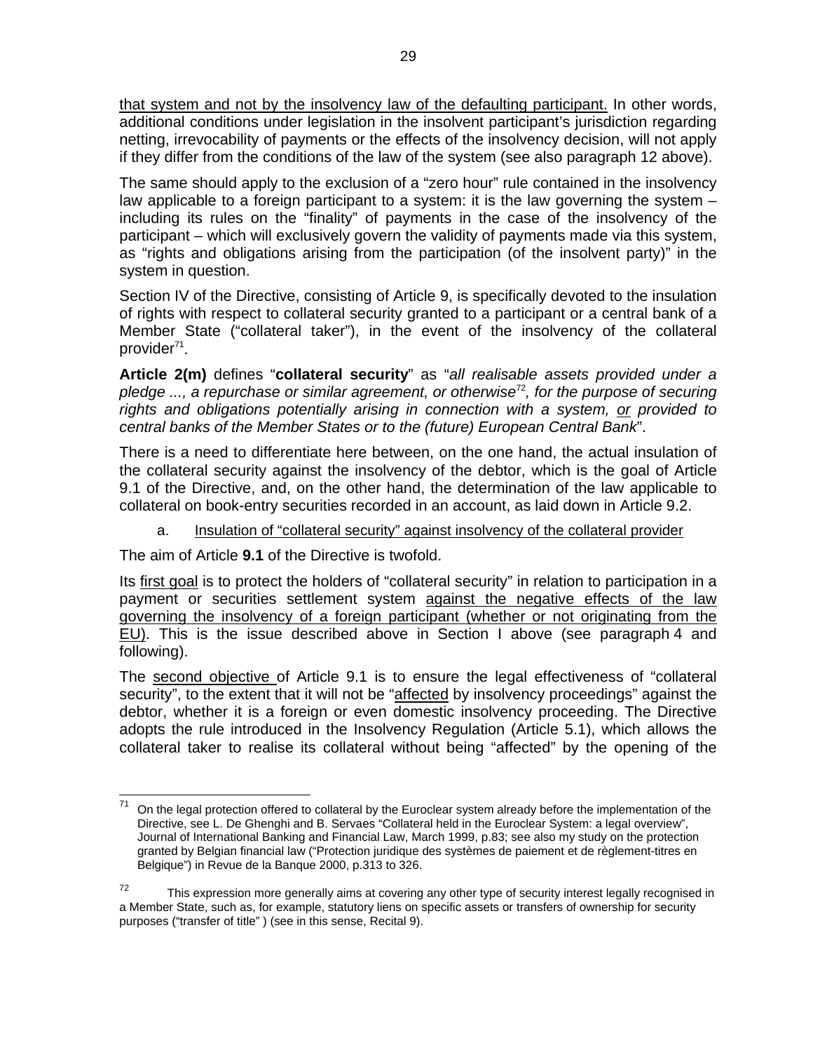that system and not by the insolvency law of the defaulting participant. In other words, additional conditions under legislation in the insolvent participant's jurisdiction regarding netting, irrevocability of payments or the effects of the insolvency decision, will not apply if they differ from the conditions of the law of the system (see also paragraph 12 above).

The same should apply to the exclusion of a "zero hour" rule contained in the insolvency law applicable to a foreign participant to a system: it is the law governing the system – including its rules on the "finality" of payments in the case of the insolvency of the participant – which will exclusively govern the validity of payments made via this system, as "rights and obligations arising from the participation (of the insolvent party)" in the system in question.

Section IV of the Directive, consisting of Article 9, is specifically devoted to the insulation of rights with respect to collateral security granted to a participant or a central bank of a Member State ("collateral taker"), in the event of the insolvency of the collateral provider[71].

**Article 2(m)** defines "**collateral security**" as "*all realisable assets provided under a pledge ..., a repurchase or similar agreement, or otherwise*[72]*, for the purpose of securing rights and obligations potentially arising in connection with a system, or provided to central banks of the Member States or to the (future) European Central Bank*".

There is a need to differentiate here between, on the one hand, the actual insulation of the collateral security against the insolvency of the debtor, which is the goal of Article 9.1 of the Directive, and, on the other hand, the determination of the law applicable to collateral on book-entry securities recorded in an account, as laid down in Article 9.2.

a. Insulation of "collateral security" against insolvency of the collateral provider

The aim of Article **9.1** of the Directive is twofold.

Its first goal is to protect the holders of "collateral security" in relation to participation in a payment or securities settlement system against the negative effects of the law governing the insolvency of a foreign participant (whether or not originating from the EU). This is the issue described above in Section I above (see paragraph 4 and following).

The second objective of Article 9.1 is to ensure the legal effectiveness of "collateral security", to the extent that it will not be "affected by insolvency proceedings" against the debtor, whether it is a foreign or even domestic insolvency proceeding. The Directive adopts the rule introduced in the Insolvency Regulation (Article 5.1), which allows the collateral taker to realise its collateral without being "affected" by the opening of the

---

[71] On the legal protection offered to collateral by the Euroclear system already before the implementation of the Directive, see L. De Ghenghi and B. Servaes "Collateral held in the Euroclear System: a legal overview", Journal of International Banking and Financial Law, March 1999, p.83; see also my study on the protection granted by Belgian financial law ("Protection juridique des systèmes de paiement et de règlement-titres en Belgique") in Revue de la Banque 2000, p.313 to 326.

[72] This expression more generally aims at covering any other type of security interest legally recognised in a Member State, such as, for example, statutory liens on specific assets or transfers of ownership for security purposes ("transfer of title" ) (see in this sense, Recital 9).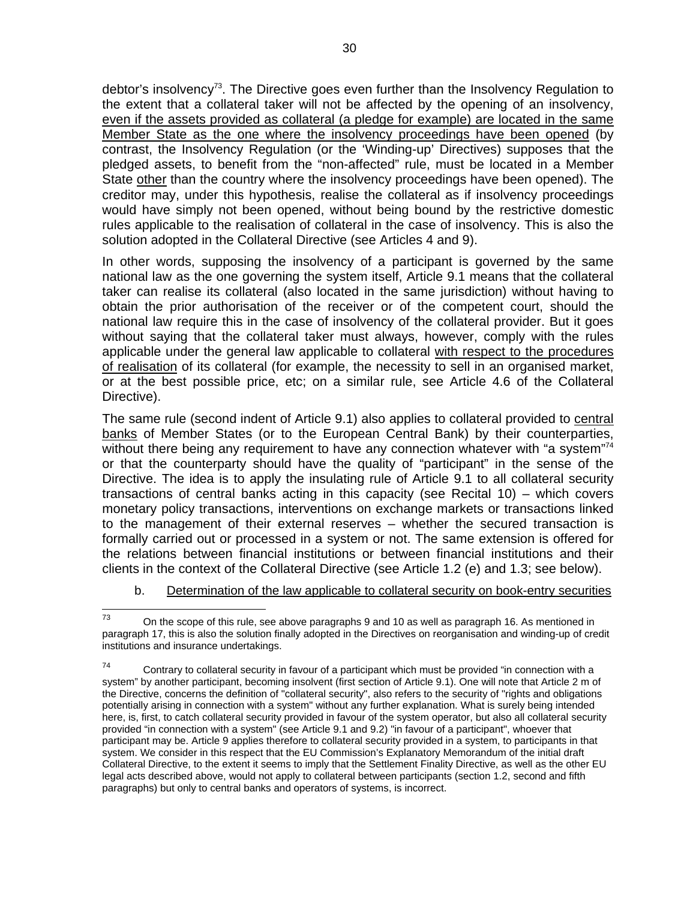debtor's insolvency[73]. The Directive goes even further than the Insolvency Regulation to the extent that a collateral taker will not be affected by the opening of an insolvency, even if the assets provided as collateral (a pledge for example) are located in the same Member State as the one where the insolvency proceedings have been opened (by contrast, the Insolvency Regulation (or the 'Winding-up' Directives) supposes that the pledged assets, to benefit from the "non-affected" rule, must be located in a Member State other than the country where the insolvency proceedings have been opened). The creditor may, under this hypothesis, realise the collateral as if insolvency proceedings would have simply not been opened, without being bound by the restrictive domestic rules applicable to the realisation of collateral in the case of insolvency. This is also the solution adopted in the Collateral Directive (see Articles 4 and 9).

In other words, supposing the insolvency of a participant is governed by the same national law as the one governing the system itself, Article 9.1 means that the collateral taker can realise its collateral (also located in the same jurisdiction) without having to obtain the prior authorisation of the receiver or of the competent court, should the national law require this in the case of insolvency of the collateral provider. But it goes without saying that the collateral taker must always, however, comply with the rules applicable under the general law applicable to collateral with respect to the procedures of realisation of its collateral (for example, the necessity to sell in an organised market, or at the best possible price, etc; on a similar rule, see Article 4.6 of the Collateral Directive).

The same rule (second indent of Article 9.1) also applies to collateral provided to central banks of Member States (or to the European Central Bank) by their counterparties, without there being any requirement to have any connection whatever with "a system"[74] or that the counterparty should have the quality of "participant" in the sense of the Directive. The idea is to apply the insulating rule of Article 9.1 to all collateral security transactions of central banks acting in this capacity (see Recital 10) – which covers monetary policy transactions, interventions on exchange markets or transactions linked to the management of their external reserves – whether the secured transaction is formally carried out or processed in a system or not. The same extension is offered for the relations between financial institutions or between financial institutions and their clients in the context of the Collateral Directive (see Article 1.2 (e) and 1.3; see below).

b. Determination of the law applicable to collateral security on book-entry securities

---

[73] On the scope of this rule, see above paragraphs 9 and 10 as well as paragraph 16. As mentioned in paragraph 17, this is also the solution finally adopted in the Directives on reorganisation and winding-up of credit institutions and insurance undertakings.

[74] Contrary to collateral security in favour of a participant which must be provided "in connection with a system" by another participant, becoming insolvent (first section of Article 9.1). One will note that Article 2 m of the Directive, concerns the definition of "collateral security", also refers to the security of "rights and obligations potentially arising in connection with a system" without any further explanation. What is surely being intended here, is, first, to catch collateral security provided in favour of the system operator, but also all collateral security provided "in connection with a system" (see Article 9.1 and 9.2) "in favour of a participant", whoever that participant may be. Article 9 applies therefore to collateral security provided in a system, to participants in that system. We consider in this respect that the EU Commission's Explanatory Memorandum of the initial draft Collateral Directive, to the extent it seems to imply that the Settlement Finality Directive, as well as the other EU legal acts described above, would not apply to collateral between participants (section 1.2, second and fifth paragraphs) but only to central banks and operators of systems, is incorrect.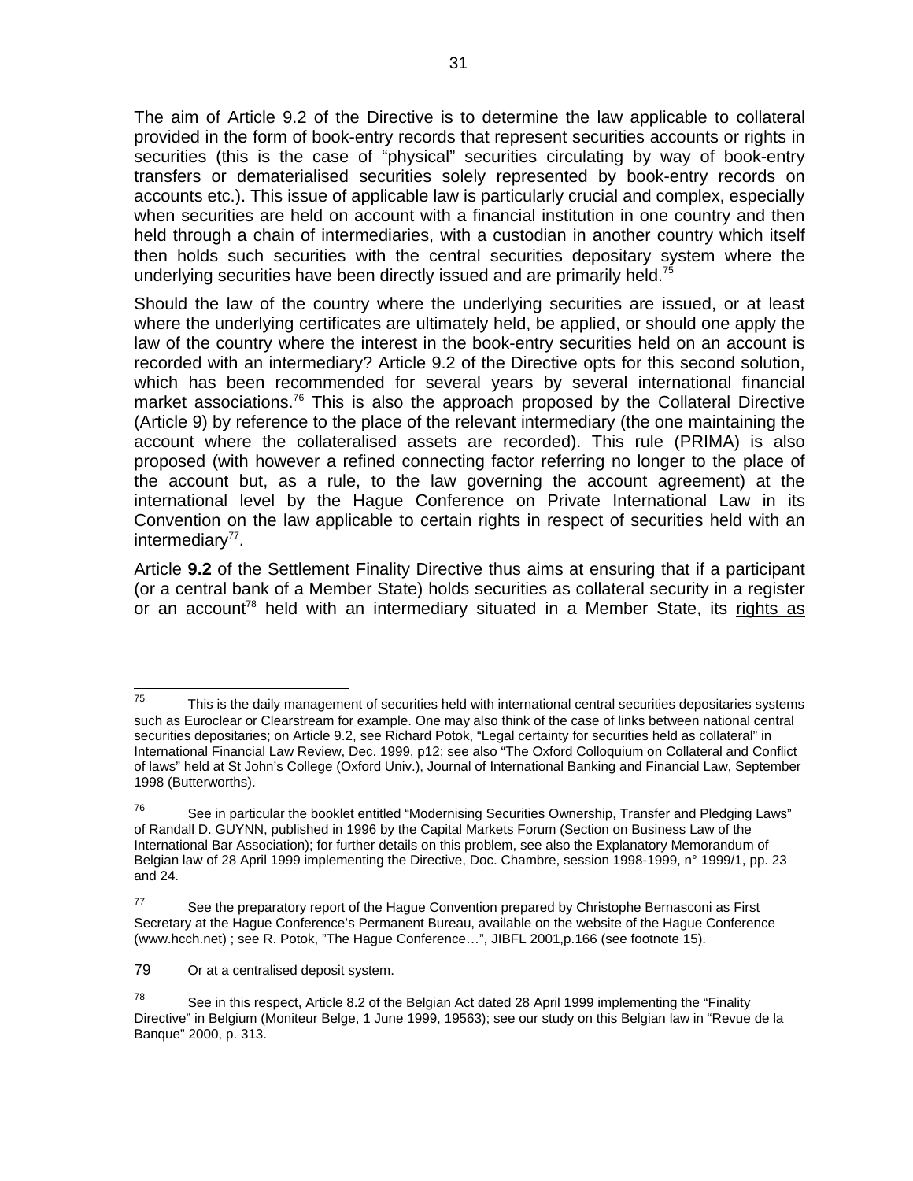The aim of Article 9.2 of the Directive is to determine the law applicable to collateral provided in the form of book-entry records that represent securities accounts or rights in securities (this is the case of "physical" securities circulating by way of book-entry transfers or dematerialised securities solely represented by book-entry records on accounts etc.). This issue of applicable law is particularly crucial and complex, especially when securities are held on account with a financial institution in one country and then held through a chain of intermediaries, with a custodian in another country which itself then holds such securities with the central securities depositary system where the underlying securities have been directly issued and are primarily held.[75]

Should the law of the country where the underlying securities are issued, or at least where the underlying certificates are ultimately held, be applied, or should one apply the law of the country where the interest in the book-entry securities held on an account is recorded with an intermediary? Article 9.2 of the Directive opts for this second solution, which has been recommended for several years by several international financial market associations.[76] This is also the approach proposed by the Collateral Directive (Article 9) by reference to the place of the relevant intermediary (the one maintaining the account where the collateralised assets are recorded). This rule (PRIMA) is also proposed (with however a refined connecting factor referring no longer to the place of the account but, as a rule, to the law governing the account agreement) at the international level by the Hague Conference on Private International Law in its Convention on the law applicable to certain rights in respect of securities held with an intermediary[77].

Article **9.2** of the Settlement Finality Directive thus aims at ensuring that if a participant (or a central bank of a Member State) holds securities as collateral security in a register or an account[78] held with an intermediary situated in a Member State, its rights as

---

[75] This is the daily management of securities held with international central securities depositaries systems such as Euroclear or Clearstream for example. One may also think of the case of links between national central securities depositaries; on Article 9.2, see Richard Potok, "Legal certainty for securities held as collateral" in International Financial Law Review, Dec. 1999, p12; see also "The Oxford Colloquium on Collateral and Conflict of laws" held at St John's College (Oxford Univ.), Journal of International Banking and Financial Law, September 1998 (Butterworths).

[76] See in particular the booklet entitled "Modernising Securities Ownership, Transfer and Pledging Laws" of Randall D. GUYNN, published in 1996 by the Capital Markets Forum (Section on Business Law of the International Bar Association); for further details on this problem, see also the Explanatory Memorandum of Belgian law of 28 April 1999 implementing the Directive, Doc. Chambre, session 1998-1999, n° 1999/1, pp. 23 and 24.

[77] See the preparatory report of the Hague Convention prepared by Christophe Bernasconi as First Secretary at the Hague Conference's Permanent Bureau, available on the website of the Hague Conference (www.hcch.net) ; see R. Potok, "The Hague Conference…", JIBFL 2001,p.166 (see footnote 15).

79 Or at a centralised deposit system.

[78] See in this respect, Article 8.2 of the Belgian Act dated 28 April 1999 implementing the "Finality Directive" in Belgium (Moniteur Belge, 1 June 1999, 19563); see our study on this Belgian law in "Revue de la Banque" 2000, p. 313.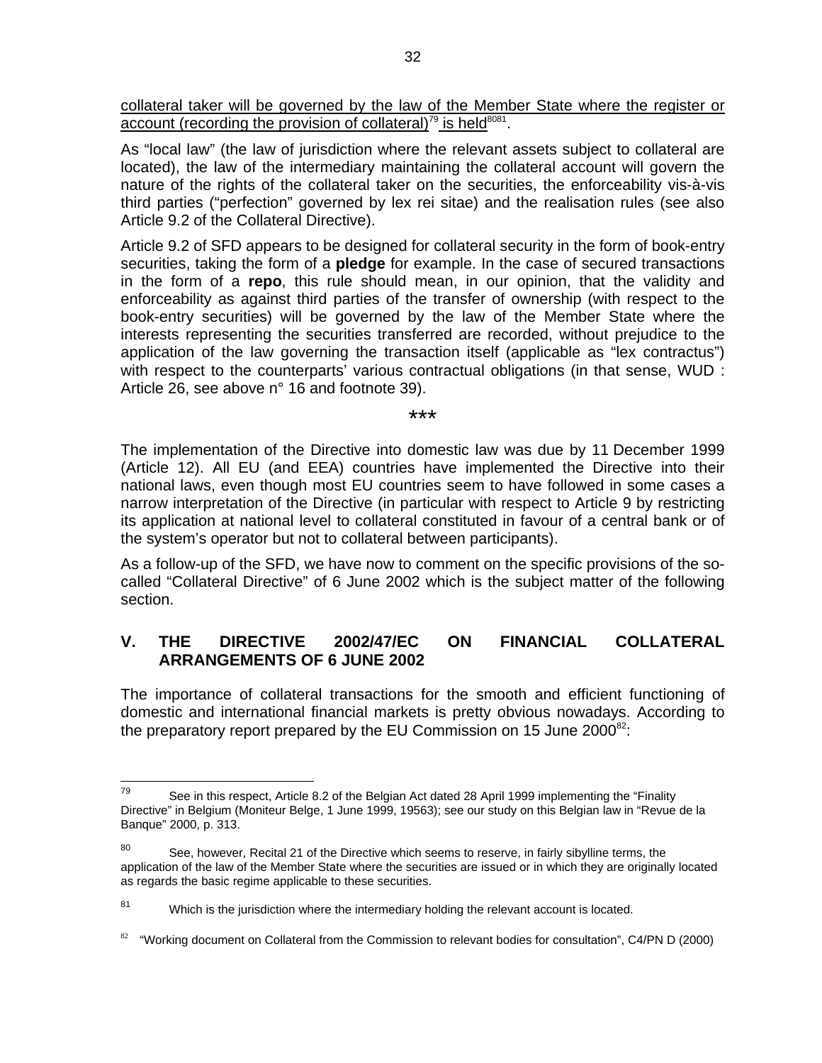collateral taker will be governed by the law of the Member State where the register or account (recording the provision of collateral)[79] is held[80][81].

As "local law" (the law of jurisdiction where the relevant assets subject to collateral are located), the law of the intermediary maintaining the collateral account will govern the nature of the rights of the collateral taker on the securities, the enforceability vis-à-vis third parties ("perfection" governed by lex rei sitae) and the realisation rules (see also Article 9.2 of the Collateral Directive).

Article 9.2 of SFD appears to be designed for collateral security in the form of book-entry securities, taking the form of a **pledge** for example. In the case of secured transactions in the form of a **repo**, this rule should mean, in our opinion, that the validity and enforceability as against third parties of the transfer of ownership (with respect to the book-entry securities) will be governed by the law of the Member State where the interests representing the securities transferred are recorded, without prejudice to the application of the law governing the transaction itself (applicable as "lex contractus") with respect to the counterparts' various contractual obligations (in that sense, WUD : Article 26, see above n° 16 and footnote 39).

\*\*\*

The implementation of the Directive into domestic law was due by 11 December 1999 (Article 12). All EU (and EEA) countries have implemented the Directive into their national laws, even though most EU countries seem to have followed in some cases a narrow interpretation of the Directive (in particular with respect to Article 9 by restricting its application at national level to collateral constituted in favour of a central bank or of the system's operator but not to collateral between participants).

As a follow-up of the SFD, we have now to comment on the specific provisions of the so-called "Collateral Directive" of 6 June 2002 which is the subject matter of the following section.

## V. THE DIRECTIVE 2002/47/EC ON FINANCIAL COLLATERAL ARRANGEMENTS OF 6 JUNE 2002

The importance of collateral transactions for the smooth and efficient functioning of domestic and international financial markets is pretty obvious nowadays. According to the preparatory report prepared by the EU Commission on 15 June 2000[82]:

---

[79] See in this respect, Article 8.2 of the Belgian Act dated 28 April 1999 implementing the "Finality Directive" in Belgium (Moniteur Belge, 1 June 1999, 19563); see our study on this Belgian law in "Revue de la Banque" 2000, p. 313.

[80] See, however, Recital 21 of the Directive which seems to reserve, in fairly sibylline terms, the application of the law of the Member State where the securities are issued or in which they are originally located as regards the basic regime applicable to these securities.

[81] Which is the jurisdiction where the intermediary holding the relevant account is located.

[82] "Working document on Collateral from the Commission to relevant bodies for consultation", C4/PN D (2000)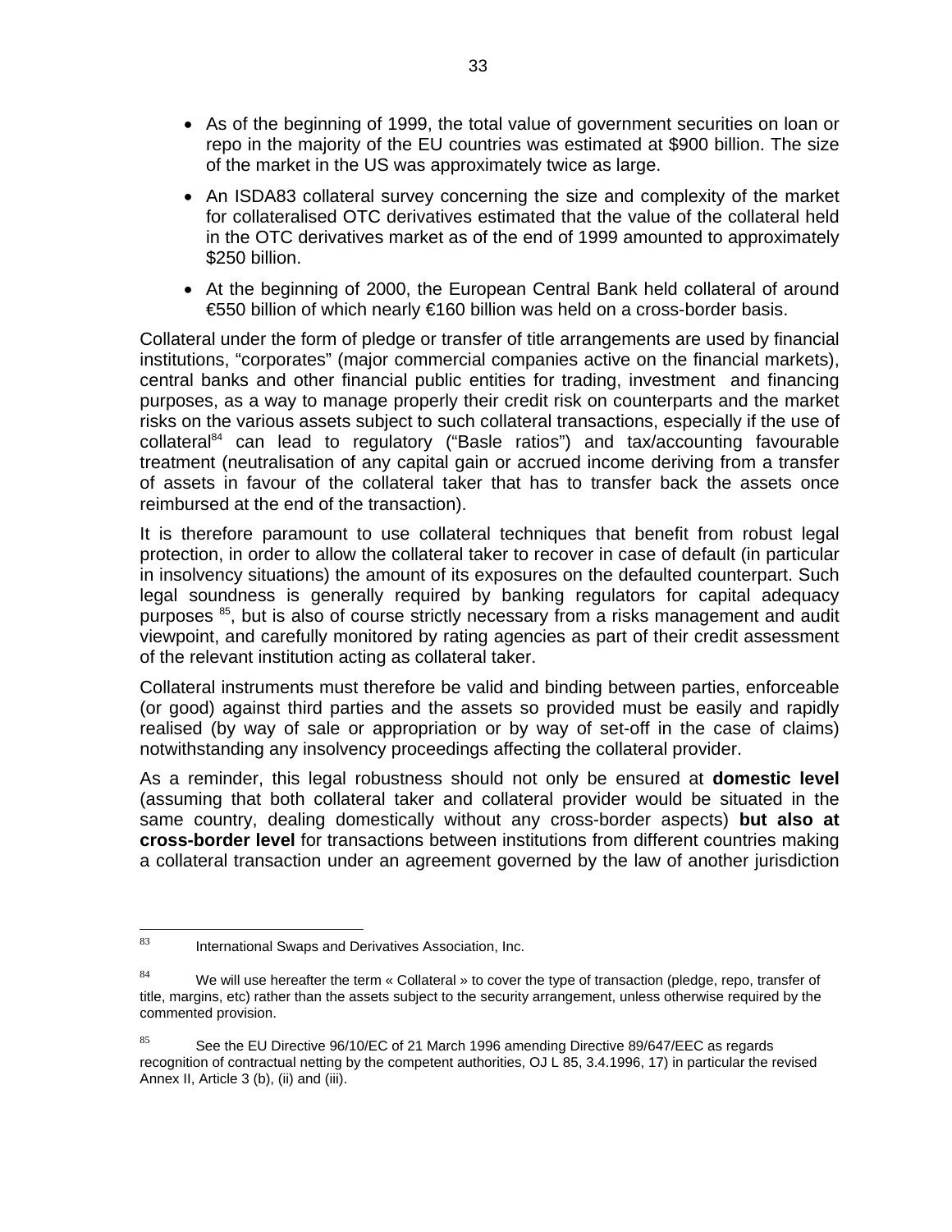- As of the beginning of 1999, the total value of government securities on loan or repo in the majority of the EU countries was estimated at $900 billion. The size of the market in the US was approximately twice as large.

- An ISDA83 collateral survey concerning the size and complexity of the market for collateralised OTC derivatives estimated that the value of the collateral held in the OTC derivatives market as of the end of 1999 amounted to approximately $250 billion.

- At the beginning of 2000, the European Central Bank held collateral of around €550 billion of which nearly €160 billion was held on a cross-border basis.

Collateral under the form of pledge or transfer of title arrangements are used by financial institutions, "corporates" (major commercial companies active on the financial markets), central banks and other financial public entities for trading, investment and financing purposes, as a way to manage properly their credit risk on counterparts and the market risks on the various assets subject to such collateral transactions, especially if the use of collateral[84] can lead to regulatory ("Basle ratios") and tax/accounting favourable treatment (neutralisation of any capital gain or accrued income deriving from a transfer of assets in favour of the collateral taker that has to transfer back the assets once reimbursed at the end of the transaction).

It is therefore paramount to use collateral techniques that benefit from robust legal protection, in order to allow the collateral taker to recover in case of default (in particular in insolvency situations) the amount of its exposures on the defaulted counterpart. Such legal soundness is generally required by banking regulators for capital adequacy purposes [85], but is also of course strictly necessary from a risks management and audit viewpoint, and carefully monitored by rating agencies as part of their credit assessment of the relevant institution acting as collateral taker.

Collateral instruments must therefore be valid and binding between parties, enforceable (or good) against third parties and the assets so provided must be easily and rapidly realised (by way of sale or appropriation or by way of set-off in the case of claims) notwithstanding any insolvency proceedings affecting the collateral provider.

As a reminder, this legal robustness should not only be ensured at **domestic level** (assuming that both collateral taker and collateral provider would be situated in the same country, dealing domestically without any cross-border aspects) **but also at cross-border level** for transactions between institutions from different countries making a collateral transaction under an agreement governed by the law of another jurisdiction

---

[83] International Swaps and Derivatives Association, Inc.

[84] We will use hereafter the term « Collateral » to cover the type of transaction (pledge, repo, transfer of title, margins, etc) rather than the assets subject to the security arrangement, unless otherwise required by the commented provision.

[85] See the EU Directive 96/10/EC of 21 March 1996 amending Directive 89/647/EEC as regards recognition of contractual netting by the competent authorities, OJ L 85, 3.4.1996, 17) in particular the revised Annex II, Article 3 (b), (ii) and (iii).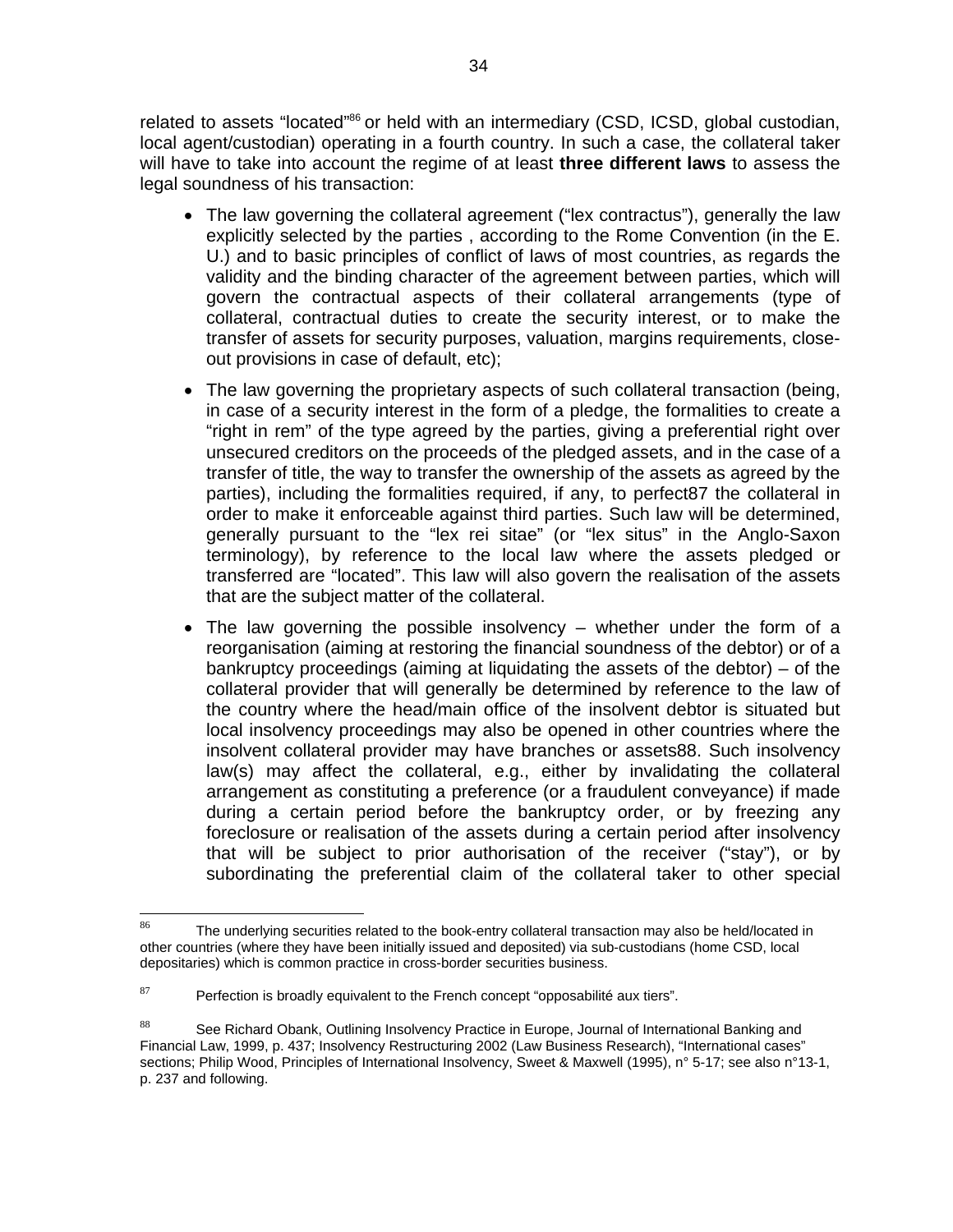related to assets "located"[86] or held with an intermediary (CSD, ICSD, global custodian, local agent/custodian) operating in a fourth country. In such a case, the collateral taker will have to take into account the regime of at least **three different laws** to assess the legal soundness of his transaction:

- The law governing the collateral agreement ("lex contractus"), generally the law explicitly selected by the parties , according to the Rome Convention (in the E. U.) and to basic principles of conflict of laws of most countries, as regards the validity and the binding character of the agreement between parties, which will govern the contractual aspects of their collateral arrangements (type of collateral, contractual duties to create the security interest, or to make the transfer of assets for security purposes, valuation, margins requirements, close-out provisions in case of default, etc);
- The law governing the proprietary aspects of such collateral transaction (being, in case of a security interest in the form of a pledge, the formalities to create a "right in rem" of the type agreed by the parties, giving a preferential right over unsecured creditors on the proceeds of the pledged assets, and in the case of a transfer of title, the way to transfer the ownership of the assets as agreed by the parties), including the formalities required, if any, to perfect[87] the collateral in order to make it enforceable against third parties. Such law will be determined, generally pursuant to the "lex rei sitae" (or "lex situs" in the Anglo-Saxon terminology), by reference to the local law where the assets pledged or transferred are "located". This law will also govern the realisation of the assets that are the subject matter of the collateral.
- The law governing the possible insolvency – whether under the form of a reorganisation (aiming at restoring the financial soundness of the debtor) or of a bankruptcy proceedings (aiming at liquidating the assets of the debtor) – of the collateral provider that will generally be determined by reference to the law of the country where the head/main office of the insolvent debtor is situated but local insolvency proceedings may also be opened in other countries where the insolvent collateral provider may have branches or assets[88]. Such insolvency law(s) may affect the collateral, e.g., either by invalidating the collateral arrangement as constituting a preference (or a fraudulent conveyance) if made during a certain period before the bankruptcy order, or by freezing any foreclosure or realisation of the assets during a certain period after insolvency that will be subject to prior authorisation of the receiver ("stay"), or by subordinating the preferential claim of the collateral taker to other special

---

[86] The underlying securities related to the book-entry collateral transaction may also be held/located in other countries (where they have been initially issued and deposited) via sub-custodians (home CSD, local depositaries) which is common practice in cross-border securities business.

[87] Perfection is broadly equivalent to the French concept "opposabilité aux tiers".

[88] See Richard Obank, Outlining Insolvency Practice in Europe, Journal of International Banking and Financial Law, 1999, p. 437; Insolvency Restructuring 2002 (Law Business Research), "International cases" sections; Philip Wood, Principles of International Insolvency, Sweet & Maxwell (1995), n° 5-17; see also n°13-1, p. 237 and following.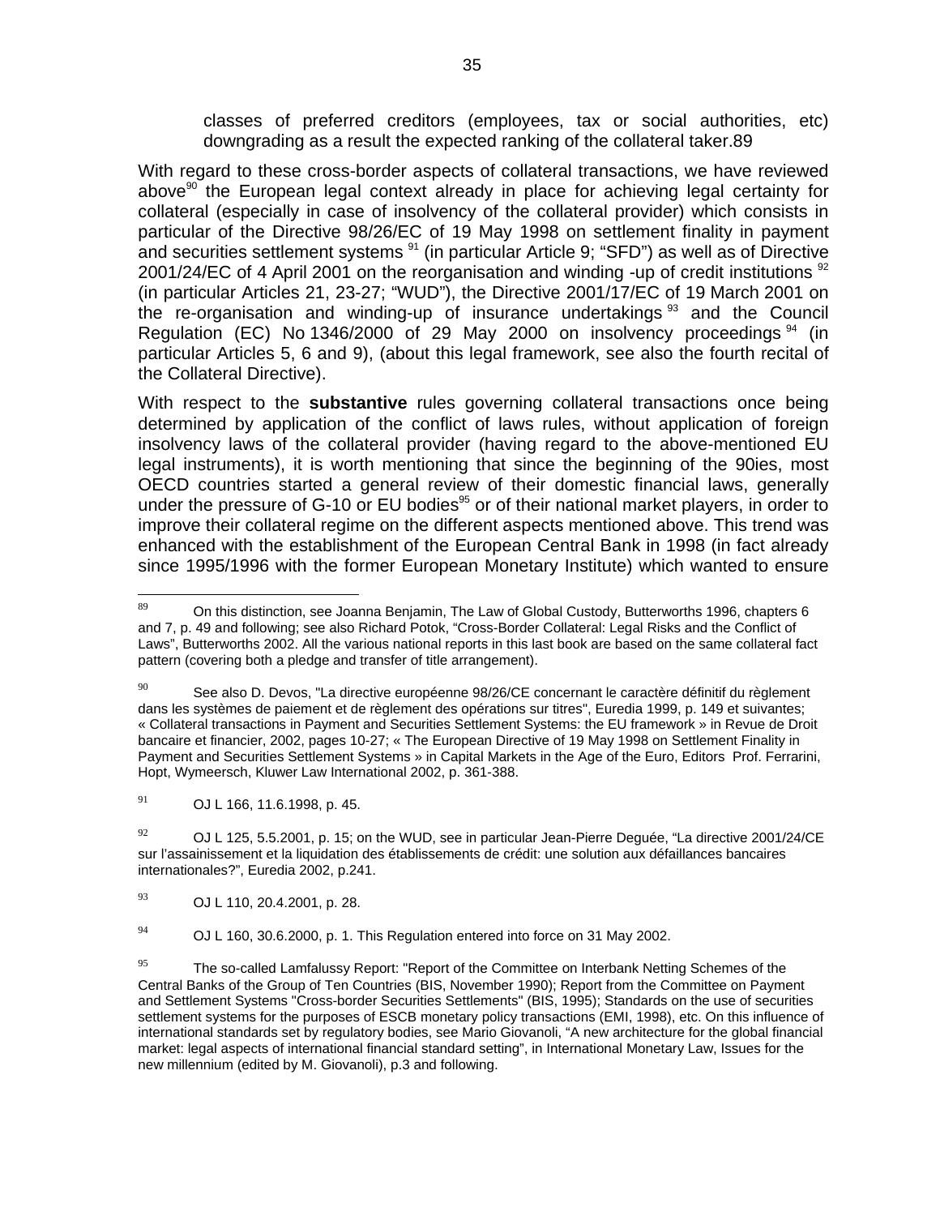classes of preferred creditors (employees, tax or social authorities, etc) downgrading as a result the expected ranking of the collateral taker.89

With regard to these cross-border aspects of collateral transactions, we have reviewed above[90] the European legal context already in place for achieving legal certainty for collateral (especially in case of insolvency of the collateral provider) which consists in particular of the Directive 98/26/EC of 19 May 1998 on settlement finality in payment and securities settlement systems [91] (in particular Article 9; "SFD") as well as of Directive 2001/24/EC of 4 April 2001 on the reorganisation and winding -up of credit institutions [92] (in particular Articles 21, 23-27; "WUD"), the Directive 2001/17/EC of 19 March 2001 on the re-organisation and winding-up of insurance undertakings [93] and the Council Regulation (EC) No 1346/2000 of 29 May 2000 on insolvency proceedings [94] (in particular Articles 5, 6 and 9), (about this legal framework, see also the fourth recital of the Collateral Directive).

With respect to the **substantive** rules governing collateral transactions once being determined by application of the conflict of laws rules, without application of foreign insolvency laws of the collateral provider (having regard to the above-mentioned EU legal instruments), it is worth mentioning that since the beginning of the 90ies, most OECD countries started a general review of their domestic financial laws, generally under the pressure of G-10 or EU bodies[95] or of their national market players, in order to improve their collateral regime on the different aspects mentioned above. This trend was enhanced with the establishment of the European Central Bank in 1998 (in fact already since 1995/1996 with the former European Monetary Institute) which wanted to ensure

---

[89] On this distinction, see Joanna Benjamin, The Law of Global Custody, Butterworths 1996, chapters 6 and 7, p. 49 and following; see also Richard Potok, "Cross-Border Collateral: Legal Risks and the Conflict of Laws", Butterworths 2002. All the various national reports in this last book are based on the same collateral fact pattern (covering both a pledge and transfer of title arrangement).

[90] See also D. Devos, "La directive européenne 98/26/CE concernant le caractère définitif du règlement dans les systèmes de paiement et de règlement des opérations sur titres", Euredia 1999, p. 149 et suivantes; « Collateral transactions in Payment and Securities Settlement Systems: the EU framework » in Revue de Droit bancaire et financier, 2002, pages 10-27; « The European Directive of 19 May 1998 on Settlement Finality in Payment and Securities Settlement Systems » in Capital Markets in the Age of the Euro, Editors Prof. Ferrarini, Hopt, Wymeersch, Kluwer Law International 2002, p. 361-388.

[91] OJ L 166, 11.6.1998, p. 45.

[92] OJ L 125, 5.5.2001, p. 15; on the WUD, see in particular Jean-Pierre Deguée, "La directive 2001/24/CE sur l'assainissement et la liquidation des établissements de crédit: une solution aux défaillances bancaires internationales?", Euredia 2002, p.241.

[93] OJ L 110, 20.4.2001, p. 28.

[94] OJ L 160, 30.6.2000, p. 1. This Regulation entered into force on 31 May 2002.

[95] The so-called Lamfalussy Report: "Report of the Committee on Interbank Netting Schemes of the Central Banks of the Group of Ten Countries (BIS, November 1990); Report from the Committee on Payment and Settlement Systems "Cross-border Securities Settlements" (BIS, 1995); Standards on the use of securities settlement systems for the purposes of ESCB monetary policy transactions (EMI, 1998), etc. On this influence of international standards set by regulatory bodies, see Mario Giovanoli, "A new architecture for the global financial market: legal aspects of international financial standard setting", in International Monetary Law, Issues for the new millennium (edited by M. Giovanoli), p.3 and following.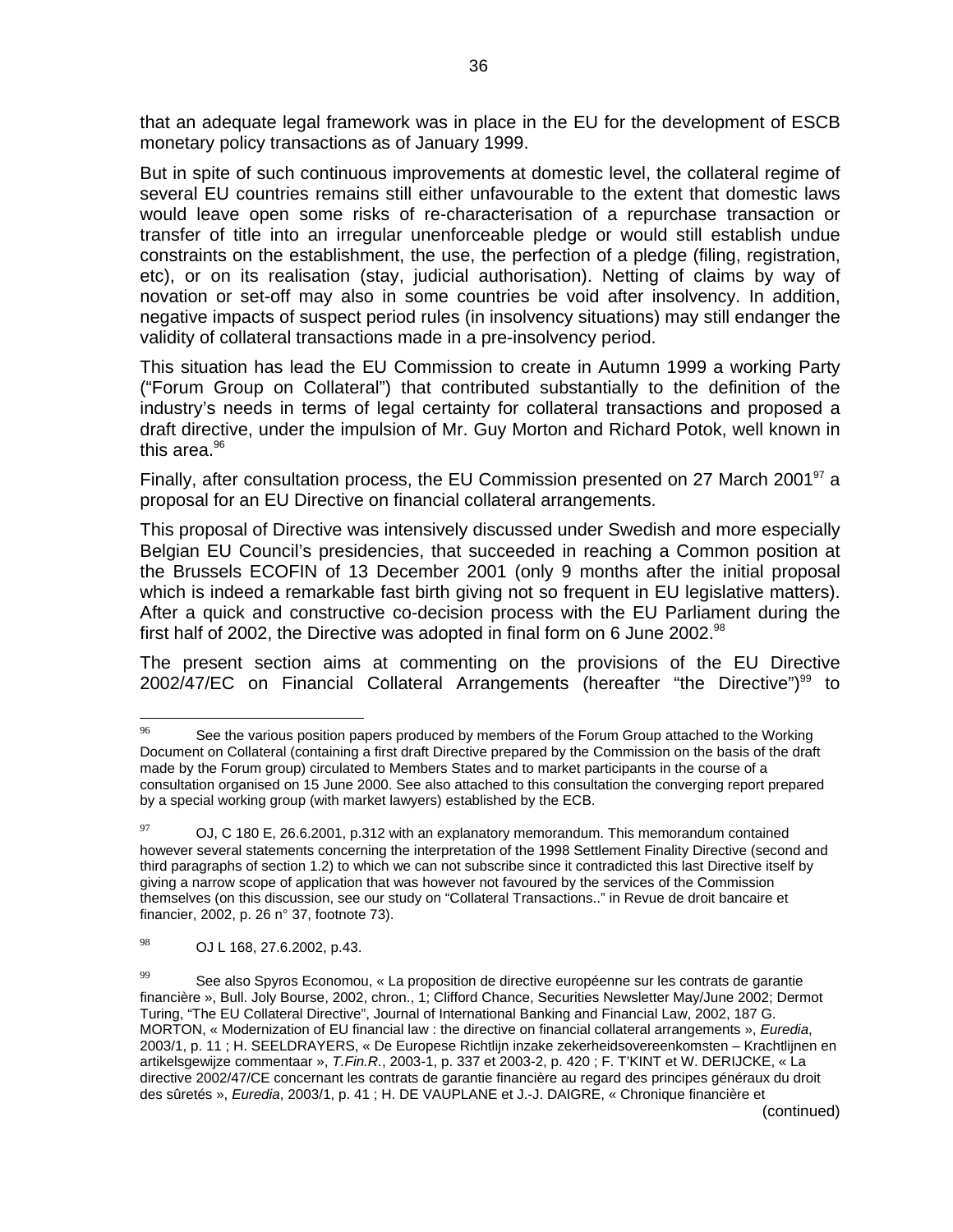that an adequate legal framework was in place in the EU for the development of ESCB monetary policy transactions as of January 1999.

But in spite of such continuous improvements at domestic level, the collateral regime of several EU countries remains still either unfavourable to the extent that domestic laws would leave open some risks of re-characterisation of a repurchase transaction or transfer of title into an irregular unenforceable pledge or would still establish undue constraints on the establishment, the use, the perfection of a pledge (filing, registration, etc), or on its realisation (stay, judicial authorisation). Netting of claims by way of novation or set-off may also in some countries be void after insolvency. In addition, negative impacts of suspect period rules (in insolvency situations) may still endanger the validity of collateral transactions made in a pre-insolvency period.

This situation has lead the EU Commission to create in Autumn 1999 a working Party ("Forum Group on Collateral") that contributed substantially to the definition of the industry's needs in terms of legal certainty for collateral transactions and proposed a draft directive, under the impulsion of Mr. Guy Morton and Richard Potok, well known in this area.[96]

Finally, after consultation process, the EU Commission presented on 27 March 2001[97] a proposal for an EU Directive on financial collateral arrangements.

This proposal of Directive was intensively discussed under Swedish and more especially Belgian EU Council's presidencies, that succeeded in reaching a Common position at the Brussels ECOFIN of 13 December 2001 (only 9 months after the initial proposal which is indeed a remarkable fast birth giving not so frequent in EU legislative matters). After a quick and constructive co-decision process with the EU Parliament during the first half of 2002, the Directive was adopted in final form on 6 June 2002.[98]

The present section aims at commenting on the provisions of the EU Directive 2002/47/EC on Financial Collateral Arrangements (hereafter "the Directive")[99] to

---

[96] See the various position papers produced by members of the Forum Group attached to the Working Document on Collateral (containing a first draft Directive prepared by the Commission on the basis of the draft made by the Forum group) circulated to Members States and to market participants in the course of a consultation organised on 15 June 2000. See also attached to this consultation the converging report prepared by a special working group (with market lawyers) established by the ECB.

[97] OJ, C 180 E, 26.6.2001, p.312 with an explanatory memorandum. This memorandum contained however several statements concerning the interpretation of the 1998 Settlement Finality Directive (second and third paragraphs of section 1.2) to which we can not subscribe since it contradicted this last Directive itself by giving a narrow scope of application that was however not favoured by the services of the Commission themselves (on this discussion, see our study on "Collateral Transactions.." in Revue de droit bancaire et financier, 2002, p. 26 n° 37, footnote 73).

[98] OJ L 168, 27.6.2002, p.43.

[99] See also Spyros Economou, « La proposition de directive européenne sur les contrats de garantie financière », Bull. Joly Bourse, 2002, chron., 1; Clifford Chance, Securities Newsletter May/June 2002; Dermot Turing, "The EU Collateral Directive", Journal of International Banking and Financial Law, 2002, 187 G. MORTON, « Modernization of EU financial law : the directive on financial collateral arrangements », *Euredia*, 2003/1, p. 11 ; H. SEELDRAYERS, « De Europese Richtlijn inzake zekerheidsovereenkomsten – Krachtlijnen en artikelsgewijze commentaar », *T.Fin.R.*, 2003-1, p. 337 et 2003-2, p. 420 ; F. T'KINT et W. DERIJCKE, « La directive 2002/47/CE concernant les contrats de garantie financière au regard des principes généraux du droit des sûretés », *Euredia*, 2003/1, p. 41 ; H. DE VAUPLANE et J.-J. DAIGRE, « Chronique financière et

(continued)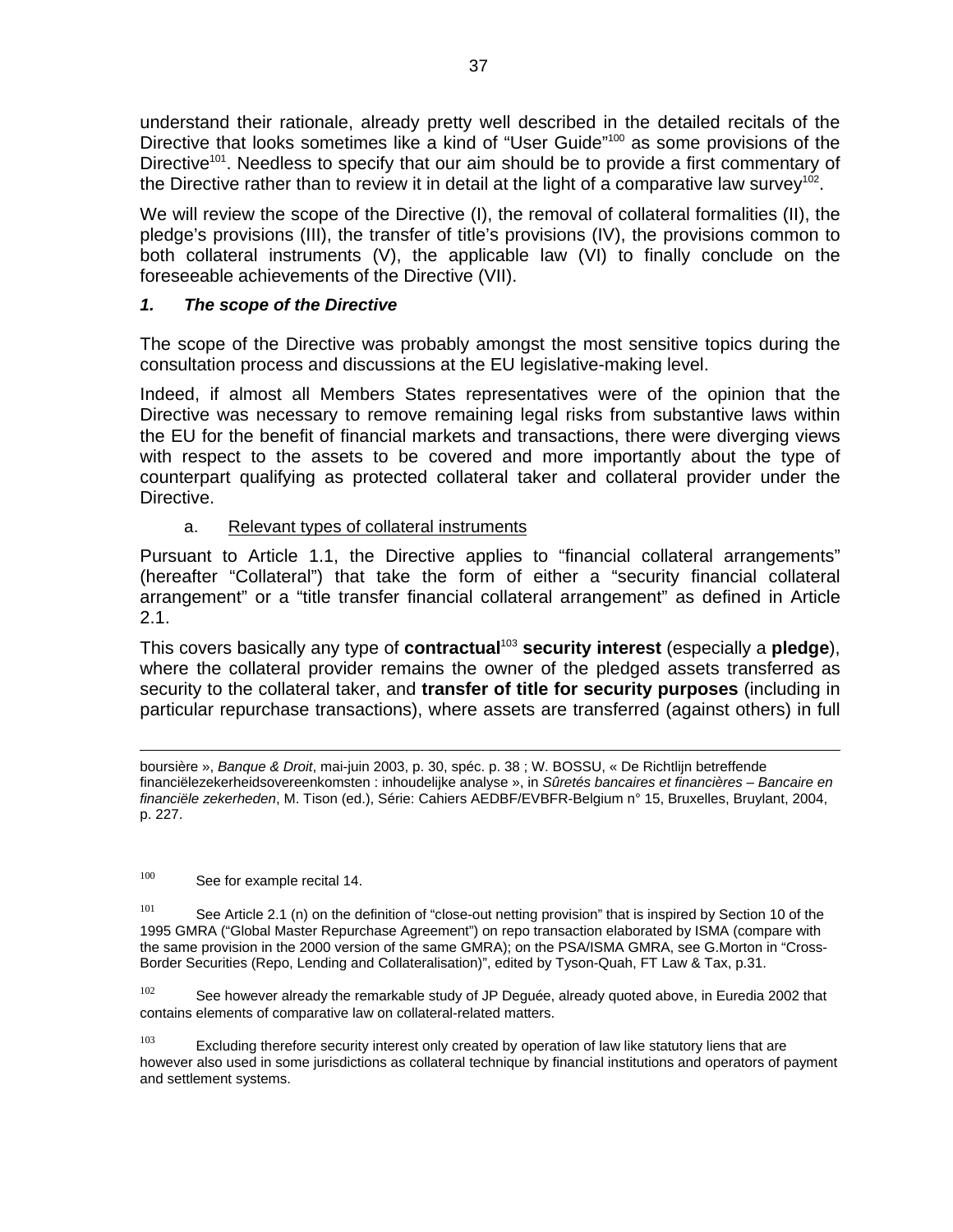understand their rationale, already pretty well described in the detailed recitals of the Directive that looks sometimes like a kind of "User Guide"[100] as some provisions of the Directive[101]. Needless to specify that our aim should be to provide a first commentary of the Directive rather than to review it in detail at the light of a comparative law survey[102].

We will review the scope of the Directive (I), the removal of collateral formalities (II), the pledge's provisions (III), the transfer of title's provisions (IV), the provisions common to both collateral instruments (V), the applicable law (VI) to finally conclude on the foreseeable achievements of the Directive (VII).

### *1. The scope of the Directive*

The scope of the Directive was probably amongst the most sensitive topics during the consultation process and discussions at the EU legislative-making level.

Indeed, if almost all Members States representatives were of the opinion that the Directive was necessary to remove remaining legal risks from substantive laws within the EU for the benefit of financial markets and transactions, there were diverging views with respect to the assets to be covered and more importantly about the type of counterpart qualifying as protected collateral taker and collateral provider under the Directive.

#### a. Relevant types of collateral instruments

Pursuant to Article 1.1, the Directive applies to "financial collateral arrangements" (hereafter "Collateral") that take the form of either a "security financial collateral arrangement" or a "title transfer financial collateral arrangement" as defined in Article 2.1.

This covers basically any type of **contractual**[103] **security interest** (especially a **pledge**), where the collateral provider remains the owner of the pledged assets transferred as security to the collateral taker, and **transfer of title for security purposes** (including in particular repurchase transactions), where assets are transferred (against others) in full

---

boursière », *Banque & Droit*, mai-juin 2003, p. 30, spéc. p. 38 ; W. BOSSU, « De Richtlijn betreffende financiëlezekerheidsovereenkomsten : inhoudelijke analyse », in *Sûretés bancaires et financières – Bancaire en financiële zekerheden*, M. Tison (ed.), Série: Cahiers AEDBF/EVBFR-Belgium n° 15, Bruxelles, Bruylant, 2004, p. 227.

[100] See for example recital 14.

[101] See Article 2.1 (n) on the definition of "close-out netting provision" that is inspired by Section 10 of the 1995 GMRA ("Global Master Repurchase Agreement") on repo transaction elaborated by ISMA (compare with the same provision in the 2000 version of the same GMRA); on the PSA/ISMA GMRA, see G.Morton in "Cross-Border Securities (Repo, Lending and Collateralisation)", edited by Tyson-Quah, FT Law & Tax, p.31.

[102] See however already the remarkable study of JP Deguée, already quoted above, in Euredia 2002 that contains elements of comparative law on collateral-related matters.

[103] Excluding therefore security interest only created by operation of law like statutory liens that are however also used in some jurisdictions as collateral technique by financial institutions and operators of payment and settlement systems.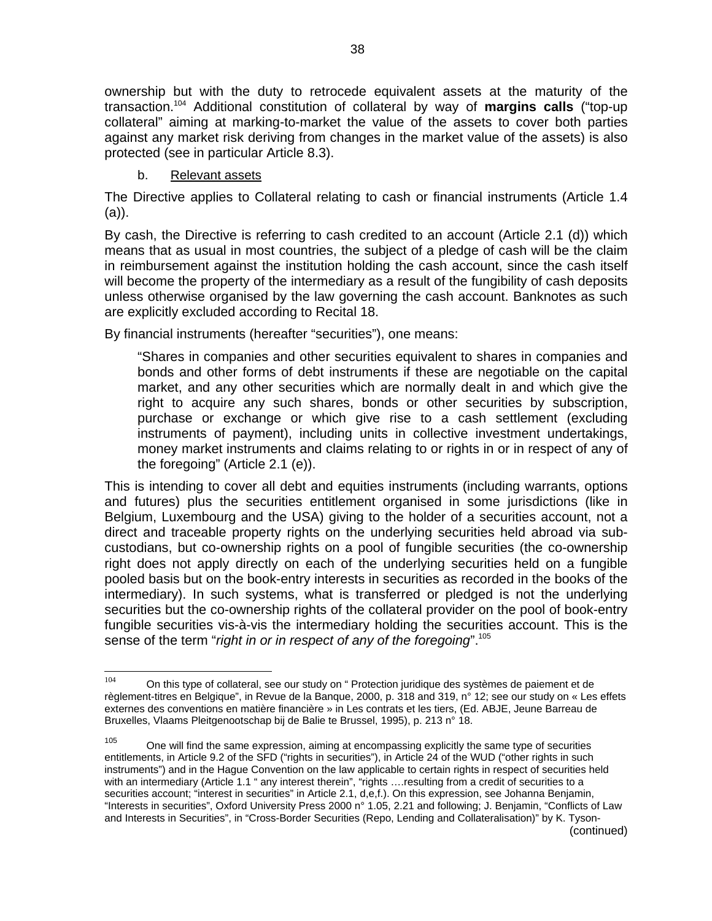ownership but with the duty to retrocede equivalent assets at the maturity of the transaction.[104] Additional constitution of collateral by way of **margins calls** ("top-up collateral" aiming at marking-to-market the value of the assets to cover both parties against any market risk deriving from changes in the market value of the assets) is also protected (see in particular Article 8.3).

b. Relevant assets

The Directive applies to Collateral relating to cash or financial instruments (Article 1.4 (a)).

By cash, the Directive is referring to cash credited to an account (Article 2.1 (d)) which means that as usual in most countries, the subject of a pledge of cash will be the claim in reimbursement against the institution holding the cash account, since the cash itself will become the property of the intermediary as a result of the fungibility of cash deposits unless otherwise organised by the law governing the cash account. Banknotes as such are explicitly excluded according to Recital 18.

By financial instruments (hereafter "securities"), one means:

> "Shares in companies and other securities equivalent to shares in companies and bonds and other forms of debt instruments if these are negotiable on the capital market, and any other securities which are normally dealt in and which give the right to acquire any such shares, bonds or other securities by subscription, purchase or exchange or which give rise to a cash settlement (excluding instruments of payment), including units in collective investment undertakings, money market instruments and claims relating to or rights in or in respect of any of the foregoing" (Article 2.1 (e)).

This is intending to cover all debt and equities instruments (including warrants, options and futures) plus the securities entitlement organised in some jurisdictions (like in Belgium, Luxembourg and the USA) giving to the holder of a securities account, not a direct and traceable property rights on the underlying securities held abroad via sub-custodians, but co-ownership rights on a pool of fungible securities (the co-ownership right does not apply directly on each of the underlying securities held on a fungible pooled basis but on the book-entry interests in securities as recorded in the books of the intermediary). In such systems, what is transferred or pledged is not the underlying securities but the co-ownership rights of the collateral provider on the pool of book-entry fungible securities vis-à-vis the intermediary holding the securities account. This is the sense of the term "*right in or in respect of any of the foregoing*".[105]

---

[104] On this type of collateral, see our study on " Protection juridique des systèmes de paiement et de règlement-titres en Belgique", in Revue de la Banque, 2000, p. 318 and 319, n° 12; see our study on « Les effets externes des conventions en matière financière » in Les contrats et les tiers, (Ed. ABJE, Jeune Barreau de Bruxelles, Vlaams Pleitgenootschap bij de Balie te Brussel, 1995), p. 213 n° 18.

[105] One will find the same expression, aiming at encompassing explicitly the same type of securities entitlements, in Article 9.2 of the SFD ("rights in securities"), in Article 24 of the WUD ("other rights in such instruments") and in the Hague Convention on the law applicable to certain rights in respect of securities held with an intermediary (Article 1.1 " any interest therein", "rights ….resulting from a credit of securities to a securities account; "interest in securities" in Article 2.1, d,e,f.). On this expression, see Johanna Benjamin, "Interests in securities", Oxford University Press 2000 n° 1.05, 2.21 and following; J. Benjamin, "Conflicts of Law and Interests in Securities", in "Cross-Border Securities (Repo, Lending and Collateralisation)" by K. Tyson-

(continued)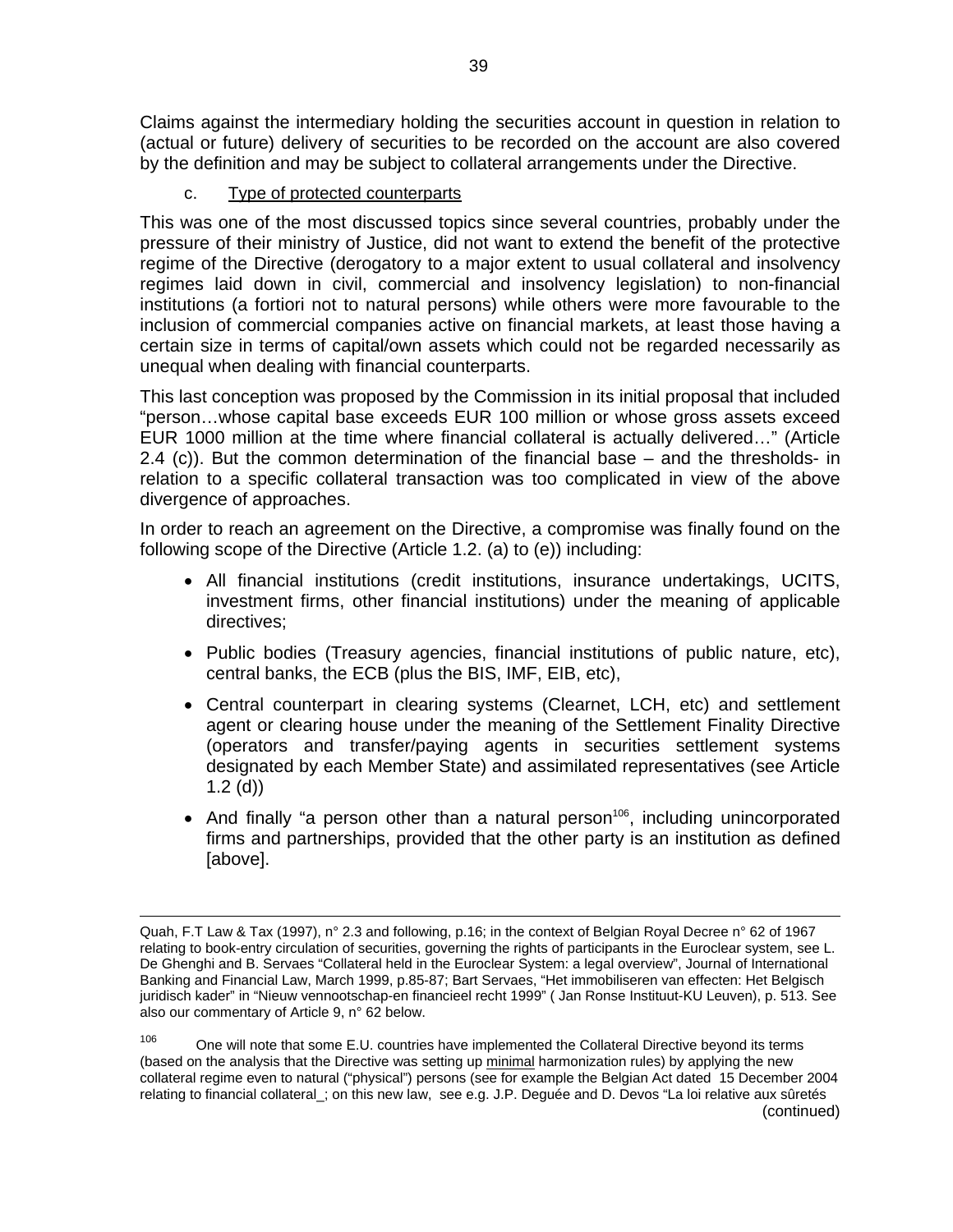Claims against the intermediary holding the securities account in question in relation to (actual or future) delivery of securities to be recorded on the account are also covered by the definition and may be subject to collateral arrangements under the Directive.

c. Type of protected counterparts

This was one of the most discussed topics since several countries, probably under the pressure of their ministry of Justice, did not want to extend the benefit of the protective regime of the Directive (derogatory to a major extent to usual collateral and insolvency regimes laid down in civil, commercial and insolvency legislation) to non-financial institutions (a fortiori not to natural persons) while others were more favourable to the inclusion of commercial companies active on financial markets, at least those having a certain size in terms of capital/own assets which could not be regarded necessarily as unequal when dealing with financial counterparts.

This last conception was proposed by the Commission in its initial proposal that included "person…whose capital base exceeds EUR 100 million or whose gross assets exceed EUR 1000 million at the time where financial collateral is actually delivered…" (Article 2.4 (c)). But the common determination of the financial base – and the thresholds- in relation to a specific collateral transaction was too complicated in view of the above divergence of approaches.

In order to reach an agreement on the Directive, a compromise was finally found on the following scope of the Directive (Article 1.2. (a) to (e)) including:

- All financial institutions (credit institutions, insurance undertakings, UCITS, investment firms, other financial institutions) under the meaning of applicable directives;
- Public bodies (Treasury agencies, financial institutions of public nature, etc), central banks, the ECB (plus the BIS, IMF, EIB, etc),
- Central counterpart in clearing systems (Clearnet, LCH, etc) and settlement agent or clearing house under the meaning of the Settlement Finality Directive (operators and transfer/paying agents in securities settlement systems designated by each Member State) and assimilated representatives (see Article 1.2 (d))
- And finally "a person other than a natural person[106], including unincorporated firms and partnerships, provided that the other party is an institution as defined [above].

---

Quah, F.T Law & Tax (1997), n° 2.3 and following, p.16; in the context of Belgian Royal Decree n° 62 of 1967 relating to book-entry circulation of securities, governing the rights of participants in the Euroclear system, see L. De Ghenghi and B. Servaes "Collateral held in the Euroclear System: a legal overview", Journal of International Banking and Financial Law, March 1999, p.85-87; Bart Servaes, "Het immobiliseren van effecten: Het Belgisch juridisch kader" in "Nieuw vennootschap-en financieel recht 1999" ( Jan Ronse Instituut-KU Leuven), p. 513. See also our commentary of Article 9, n° 62 below.

[106] One will note that some E.U. countries have implemented the Collateral Directive beyond its terms (based on the analysis that the Directive was setting up minimal harmonization rules) by applying the new collateral regime even to natural ("physical") persons (see for example the Belgian Act dated 15 December 2004 relating to financial collateral_; on this new law, see e.g. J.P. Deguée and D. Devos "La loi relative aux sûretés (continued)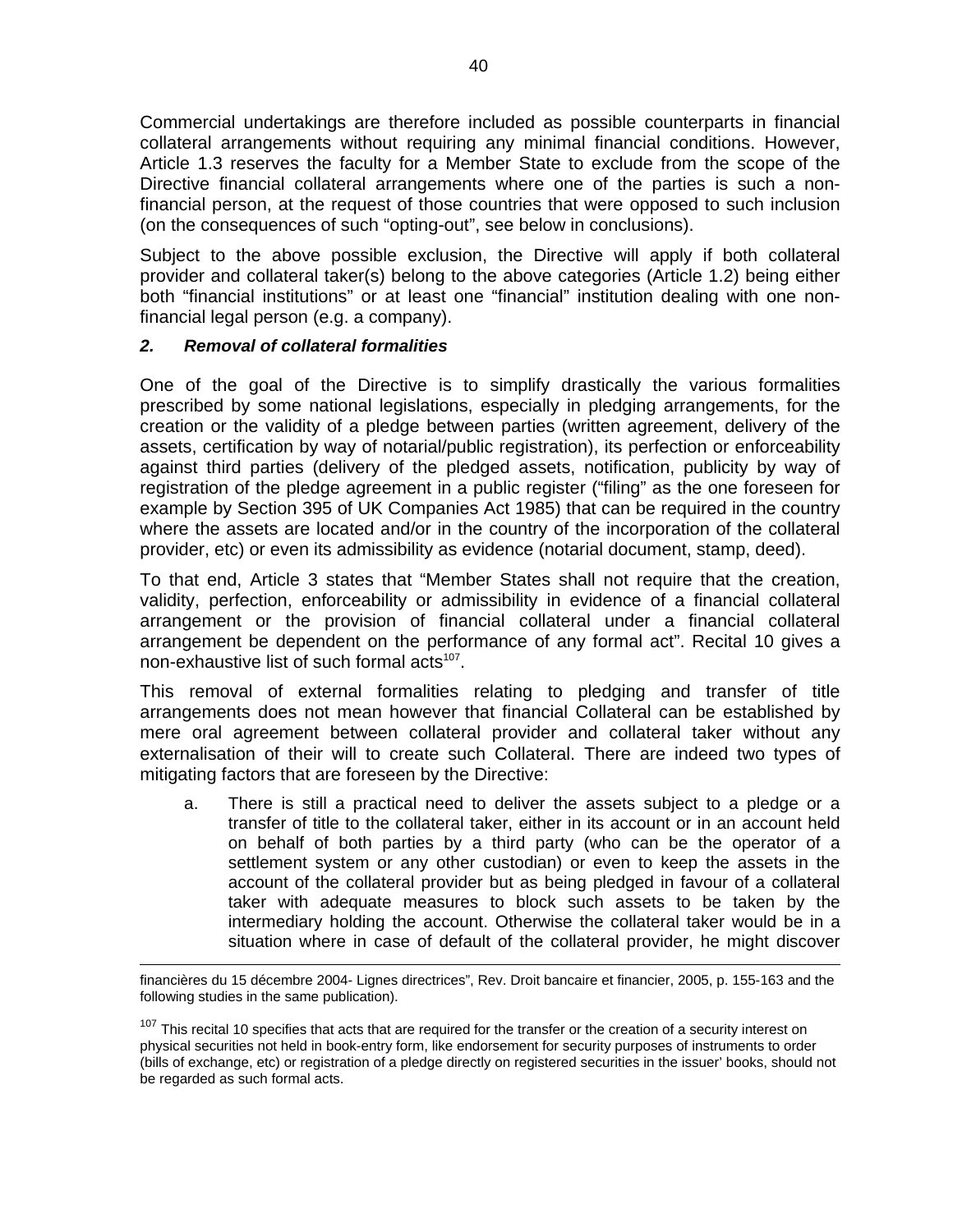Commercial undertakings are therefore included as possible counterparts in financial collateral arrangements without requiring any minimal financial conditions. However, Article 1.3 reserves the faculty for a Member State to exclude from the scope of the Directive financial collateral arrangements where one of the parties is such a non-financial person, at the request of those countries that were opposed to such inclusion (on the consequences of such "opting-out", see below in conclusions).

Subject to the above possible exclusion, the Directive will apply if both collateral provider and collateral taker(s) belong to the above categories (Article 1.2) being either both "financial institutions" or at least one "financial" institution dealing with one non-financial legal person (e.g. a company).

### *2. Removal of collateral formalities*

One of the goal of the Directive is to simplify drastically the various formalities prescribed by some national legislations, especially in pledging arrangements, for the creation or the validity of a pledge between parties (written agreement, delivery of the assets, certification by way of notarial/public registration), its perfection or enforceability against third parties (delivery of the pledged assets, notification, publicity by way of registration of the pledge agreement in a public register ("filing" as the one foreseen for example by Section 395 of UK Companies Act 1985) that can be required in the country where the assets are located and/or in the country of the incorporation of the collateral provider, etc) or even its admissibility as evidence (notarial document, stamp, deed).

To that end, Article 3 states that "Member States shall not require that the creation, validity, perfection, enforceability or admissibility in evidence of a financial collateral arrangement or the provision of financial collateral under a financial collateral arrangement be dependent on the performance of any formal act". Recital 10 gives a non-exhaustive list of such formal acts[107].

This removal of external formalities relating to pledging and transfer of title arrangements does not mean however that financial Collateral can be established by mere oral agreement between collateral provider and collateral taker without any externalisation of their will to create such Collateral. There are indeed two types of mitigating factors that are foreseen by the Directive:

a. There is still a practical need to deliver the assets subject to a pledge or a transfer of title to the collateral taker, either in its account or in an account held on behalf of both parties by a third party (who can be the operator of a settlement system or any other custodian) or even to keep the assets in the account of the collateral provider but as being pledged in favour of a collateral taker with adequate measures to block such assets to be taken by the intermediary holding the account. Otherwise the collateral taker would be in a situation where in case of default of the collateral provider, he might discover

---

financières du 15 décembre 2004- Lignes directrices", Rev. Droit bancaire et financier, 2005, p. 155-163 and the following studies in the same publication).

[107] This recital 10 specifies that acts that are required for the transfer or the creation of a security interest on physical securities not held in book-entry form, like endorsement for security purposes of instruments to order (bills of exchange, etc) or registration of a pledge directly on registered securities in the issuer' books, should not be regarded as such formal acts.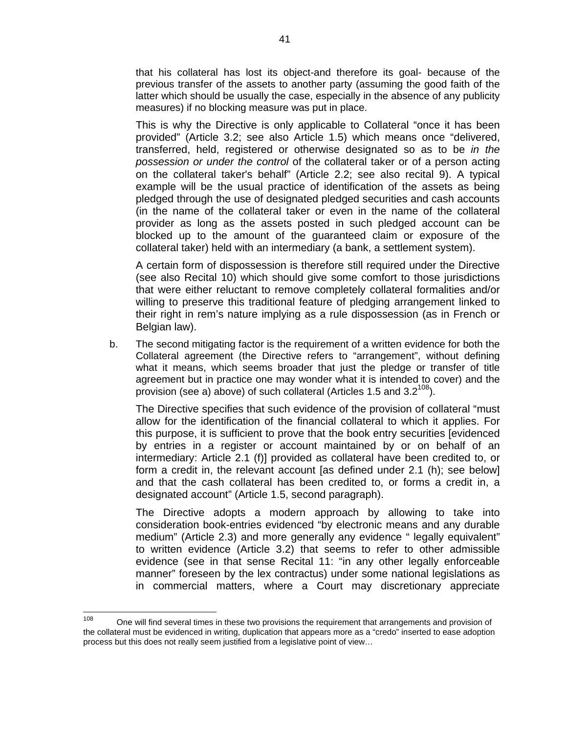that his collateral has lost its object-and therefore its goal- because of the previous transfer of the assets to another party (assuming the good faith of the latter which should be usually the case, especially in the absence of any publicity measures) if no blocking measure was put in place.

This is why the Directive is only applicable to Collateral "once it has been provided" (Article 3.2; see also Article 1.5) which means once "delivered, transferred, held, registered or otherwise designated so as to be *in the possession or under the control* of the collateral taker or of a person acting on the collateral taker's behalf" (Article 2.2; see also recital 9). A typical example will be the usual practice of identification of the assets as being pledged through the use of designated pledged securities and cash accounts (in the name of the collateral taker or even in the name of the collateral provider as long as the assets posted in such pledged account can be blocked up to the amount of the guaranteed claim or exposure of the collateral taker) held with an intermediary (a bank, a settlement system).

A certain form of dispossession is therefore still required under the Directive (see also Recital 10) which should give some comfort to those jurisdictions that were either reluctant to remove completely collateral formalities and/or willing to preserve this traditional feature of pledging arrangement linked to their right in rem's nature implying as a rule dispossession (as in French or Belgian law).

b. The second mitigating factor is the requirement of a written evidence for both the Collateral agreement (the Directive refers to "arrangement", without defining what it means, which seems broader that just the pledge or transfer of title agreement but in practice one may wonder what it is intended to cover) and the provision (see a) above) of such collateral (Articles 1.5 and 3.2[108]).

The Directive specifies that such evidence of the provision of collateral "must allow for the identification of the financial collateral to which it applies. For this purpose, it is sufficient to prove that the book entry securities [evidenced by entries in a register or account maintained by or on behalf of an intermediary: Article 2.1 (f)] provided as collateral have been credited to, or form a credit in, the relevant account [as defined under 2.1 (h); see below] and that the cash collateral has been credited to, or forms a credit in, a designated account" (Article 1.5, second paragraph).

The Directive adopts a modern approach by allowing to take into consideration book-entries evidenced "by electronic means and any durable medium" (Article 2.3) and more generally any evidence " legally equivalent" to written evidence (Article 3.2) that seems to refer to other admissible evidence (see in that sense Recital 11: "in any other legally enforceable manner" foreseen by the lex contractus) under some national legislations as in commercial matters, where a Court may discretionary appreciate

---

[108] One will find several times in these two provisions the requirement that arrangements and provision of the collateral must be evidenced in writing, duplication that appears more as a "credo" inserted to ease adoption process but this does not really seem justified from a legislative point of view…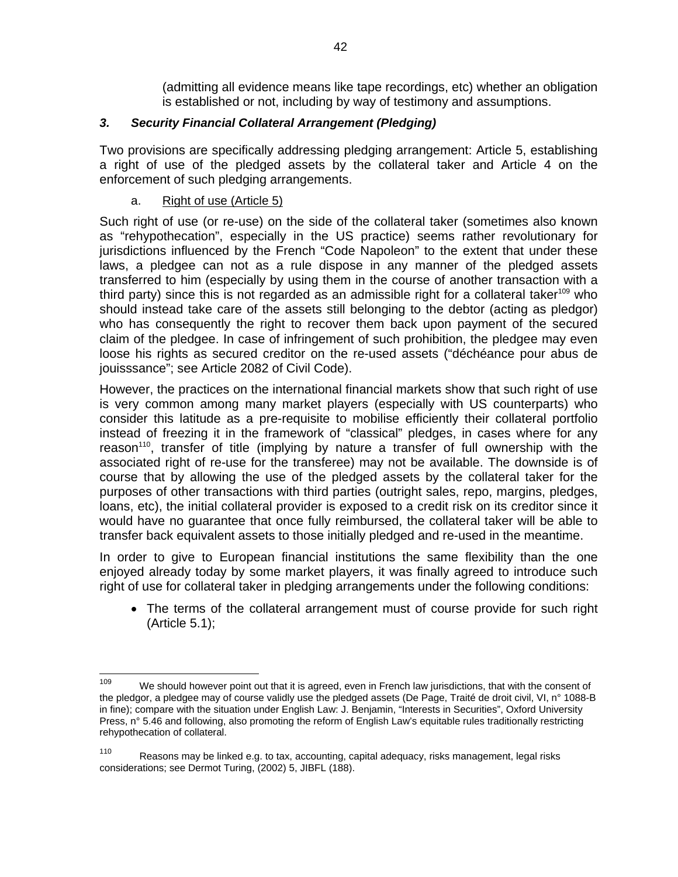(admitting all evidence means like tape recordings, etc) whether an obligation is established or not, including by way of testimony and assumptions.

### *3. Security Financial Collateral Arrangement (Pledging)*

Two provisions are specifically addressing pledging arrangement: Article 5, establishing a right of use of the pledged assets by the collateral taker and Article 4 on the enforcement of such pledging arrangements.

a. Right of use (Article 5)

Such right of use (or re-use) on the side of the collateral taker (sometimes also known as "rehypothecation", especially in the US practice) seems rather revolutionary for jurisdictions influenced by the French "Code Napoleon" to the extent that under these laws, a pledgee can not as a rule dispose in any manner of the pledged assets transferred to him (especially by using them in the course of another transaction with a third party) since this is not regarded as an admissible right for a collateral taker[109] who should instead take care of the assets still belonging to the debtor (acting as pledgor) who has consequently the right to recover them back upon payment of the secured claim of the pledgee. In case of infringement of such prohibition, the pledgee may even loose his rights as secured creditor on the re-used assets ("déchéance pour abus de jouisssance"; see Article 2082 of Civil Code).

However, the practices on the international financial markets show that such right of use is very common among many market players (especially with US counterparts) who consider this latitude as a pre-requisite to mobilise efficiently their collateral portfolio instead of freezing it in the framework of "classical" pledges, in cases where for any reason[110], transfer of title (implying by nature a transfer of full ownership with the associated right of re-use for the transferee) may not be available. The downside is of course that by allowing the use of the pledged assets by the collateral taker for the purposes of other transactions with third parties (outright sales, repo, margins, pledges, loans, etc), the initial collateral provider is exposed to a credit risk on its creditor since it would have no guarantee that once fully reimbursed, the collateral taker will be able to transfer back equivalent assets to those initially pledged and re-used in the meantime.

In order to give to European financial institutions the same flexibility than the one enjoyed already today by some market players, it was finally agreed to introduce such right of use for collateral taker in pledging arrangements under the following conditions:

- The terms of the collateral arrangement must of course provide for such right (Article 5.1);

---

[109] We should however point out that it is agreed, even in French law jurisdictions, that with the consent of the pledgor, a pledgee may of course validly use the pledged assets (De Page, Traité de droit civil, VI, n° 1088-B in fine); compare with the situation under English Law: J. Benjamin, "Interests in Securities", Oxford University Press, n° 5.46 and following, also promoting the reform of English Law's equitable rules traditionally restricting rehypothecation of collateral.

[110] Reasons may be linked e.g. to tax, accounting, capital adequacy, risks management, legal risks considerations; see Dermot Turing, (2002) 5, JIBFL (188).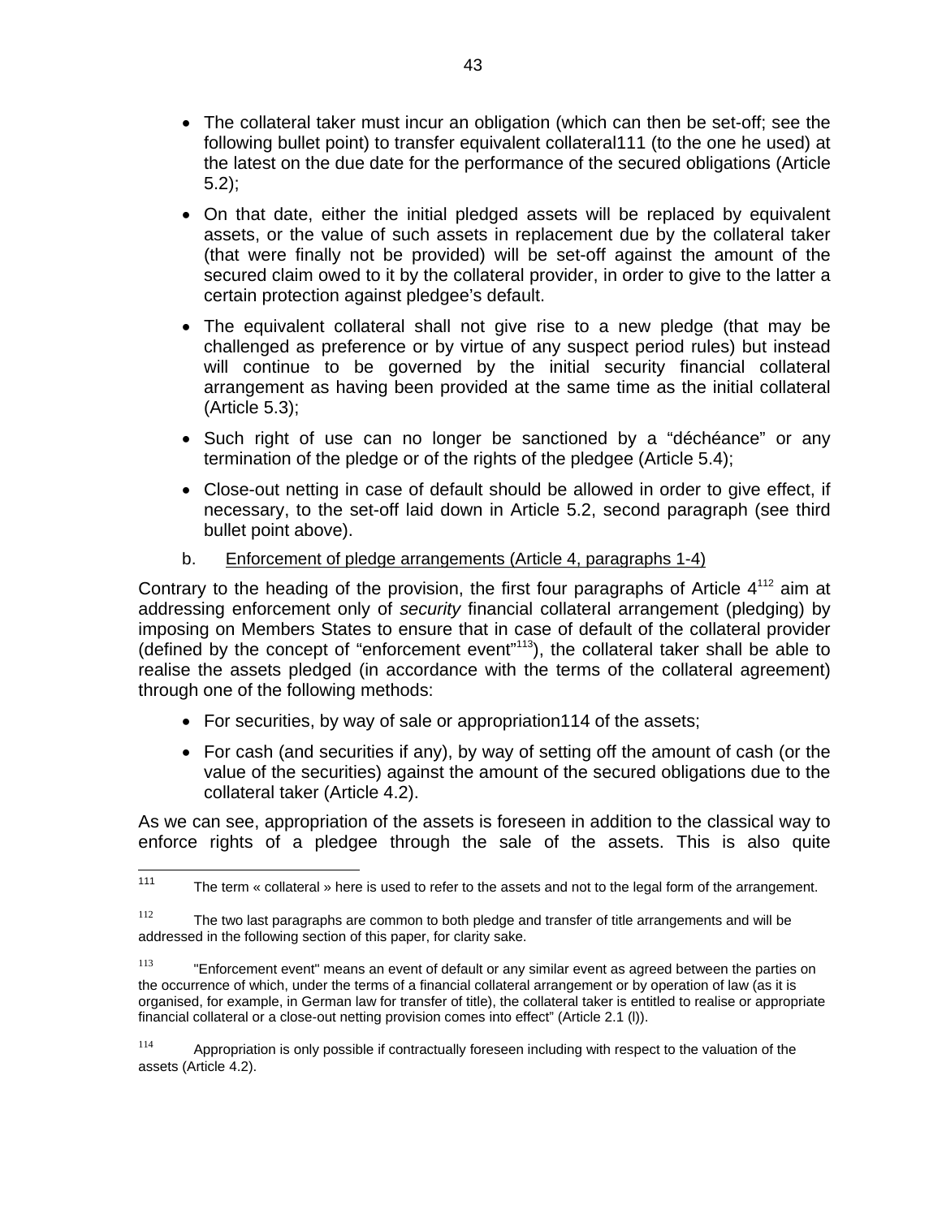- The collateral taker must incur an obligation (which can then be set-off; see the following bullet point) to transfer equivalent collateral[111] (to the one he used) at the latest on the due date for the performance of the secured obligations (Article 5.2);

- On that date, either the initial pledged assets will be replaced by equivalent assets, or the value of such assets in replacement due by the collateral taker (that were finally not be provided) will be set-off against the amount of the secured claim owed to it by the collateral provider, in order to give to the latter a certain protection against pledgee's default.

- The equivalent collateral shall not give rise to a new pledge (that may be challenged as preference or by virtue of any suspect period rules) but instead will continue to be governed by the initial security financial collateral arrangement as having been provided at the same time as the initial collateral (Article 5.3);

- Such right of use can no longer be sanctioned by a "déchéance" or any termination of the pledge or of the rights of the pledgee (Article 5.4);

- Close-out netting in case of default should be allowed in order to give effect, if necessary, to the set-off laid down in Article 5.2, second paragraph (see third bullet point above).

b. Enforcement of pledge arrangements (Article 4, paragraphs 1-4)

Contrary to the heading of the provision, the first four paragraphs of Article 4[112] aim at addressing enforcement only of *security* financial collateral arrangement (pledging) by imposing on Members States to ensure that in case of default of the collateral provider (defined by the concept of "enforcement event"[113]), the collateral taker shall be able to realise the assets pledged (in accordance with the terms of the collateral agreement) through one of the following methods:

- For securities, by way of sale or appropriation[114] of the assets;

- For cash (and securities if any), by way of setting off the amount of cash (or the value of the securities) against the amount of the secured obligations due to the collateral taker (Article 4.2).

As we can see, appropriation of the assets is foreseen in addition to the classical way to enforce rights of a pledgee through the sale of the assets. This is also quite

---

[111] The term « collateral » here is used to refer to the assets and not to the legal form of the arrangement.

[112] The two last paragraphs are common to both pledge and transfer of title arrangements and will be addressed in the following section of this paper, for clarity sake.

[113] "Enforcement event" means an event of default or any similar event as agreed between the parties on the occurrence of which, under the terms of a financial collateral arrangement or by operation of law (as it is organised, for example, in German law for transfer of title), the collateral taker is entitled to realise or appropriate financial collateral or a close-out netting provision comes into effect" (Article 2.1 (l)).

[114] Appropriation is only possible if contractually foreseen including with respect to the valuation of the assets (Article 4.2).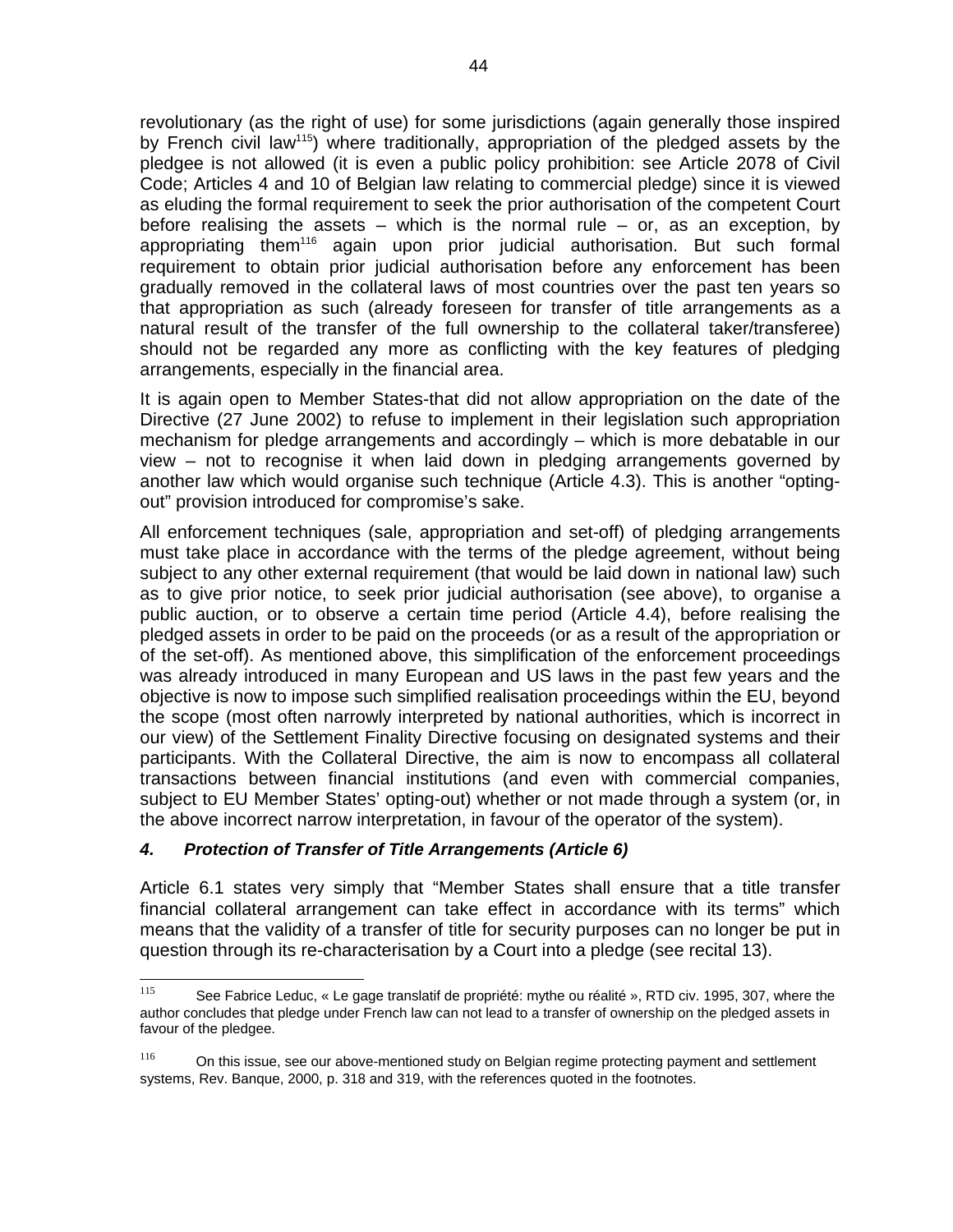revolutionary (as the right of use) for some jurisdictions (again generally those inspired by French civil law[115]) where traditionally, appropriation of the pledged assets by the pledgee is not allowed (it is even a public policy prohibition: see Article 2078 of Civil Code; Articles 4 and 10 of Belgian law relating to commercial pledge) since it is viewed as eluding the formal requirement to seek the prior authorisation of the competent Court before realising the assets – which is the normal rule – or, as an exception, by appropriating them[116] again upon prior judicial authorisation. But such formal requirement to obtain prior judicial authorisation before any enforcement has been gradually removed in the collateral laws of most countries over the past ten years so that appropriation as such (already foreseen for transfer of title arrangements as a natural result of the transfer of the full ownership to the collateral taker/transferee) should not be regarded any more as conflicting with the key features of pledging arrangements, especially in the financial area.

It is again open to Member States-that did not allow appropriation on the date of the Directive (27 June 2002) to refuse to implement in their legislation such appropriation mechanism for pledge arrangements and accordingly – which is more debatable in our view – not to recognise it when laid down in pledging arrangements governed by another law which would organise such technique (Article 4.3). This is another "opting-out" provision introduced for compromise's sake.

All enforcement techniques (sale, appropriation and set-off) of pledging arrangements must take place in accordance with the terms of the pledge agreement, without being subject to any other external requirement (that would be laid down in national law) such as to give prior notice, to seek prior judicial authorisation (see above), to organise a public auction, or to observe a certain time period (Article 4.4), before realising the pledged assets in order to be paid on the proceeds (or as a result of the appropriation or of the set-off). As mentioned above, this simplification of the enforcement proceedings was already introduced in many European and US laws in the past few years and the objective is now to impose such simplified realisation proceedings within the EU, beyond the scope (most often narrowly interpreted by national authorities, which is incorrect in our view) of the Settlement Finality Directive focusing on designated systems and their participants. With the Collateral Directive, the aim is now to encompass all collateral transactions between financial institutions (and even with commercial companies, subject to EU Member States' opting-out) whether or not made through a system (or, in the above incorrect narrow interpretation, in favour of the operator of the system).

### *4. Protection of Transfer of Title Arrangements (Article 6)*

Article 6.1 states very simply that "Member States shall ensure that a title transfer financial collateral arrangement can take effect in accordance with its terms" which means that the validity of a transfer of title for security purposes can no longer be put in question through its re-characterisation by a Court into a pledge (see recital 13).

---

[115] See Fabrice Leduc, « Le gage translatif de propriété: mythe ou réalité », RTD civ. 1995, 307, where the author concludes that pledge under French law can not lead to a transfer of ownership on the pledged assets in favour of the pledgee.

[116] On this issue, see our above-mentioned study on Belgian regime protecting payment and settlement systems, Rev. Banque, 2000, p. 318 and 319, with the references quoted in the footnotes.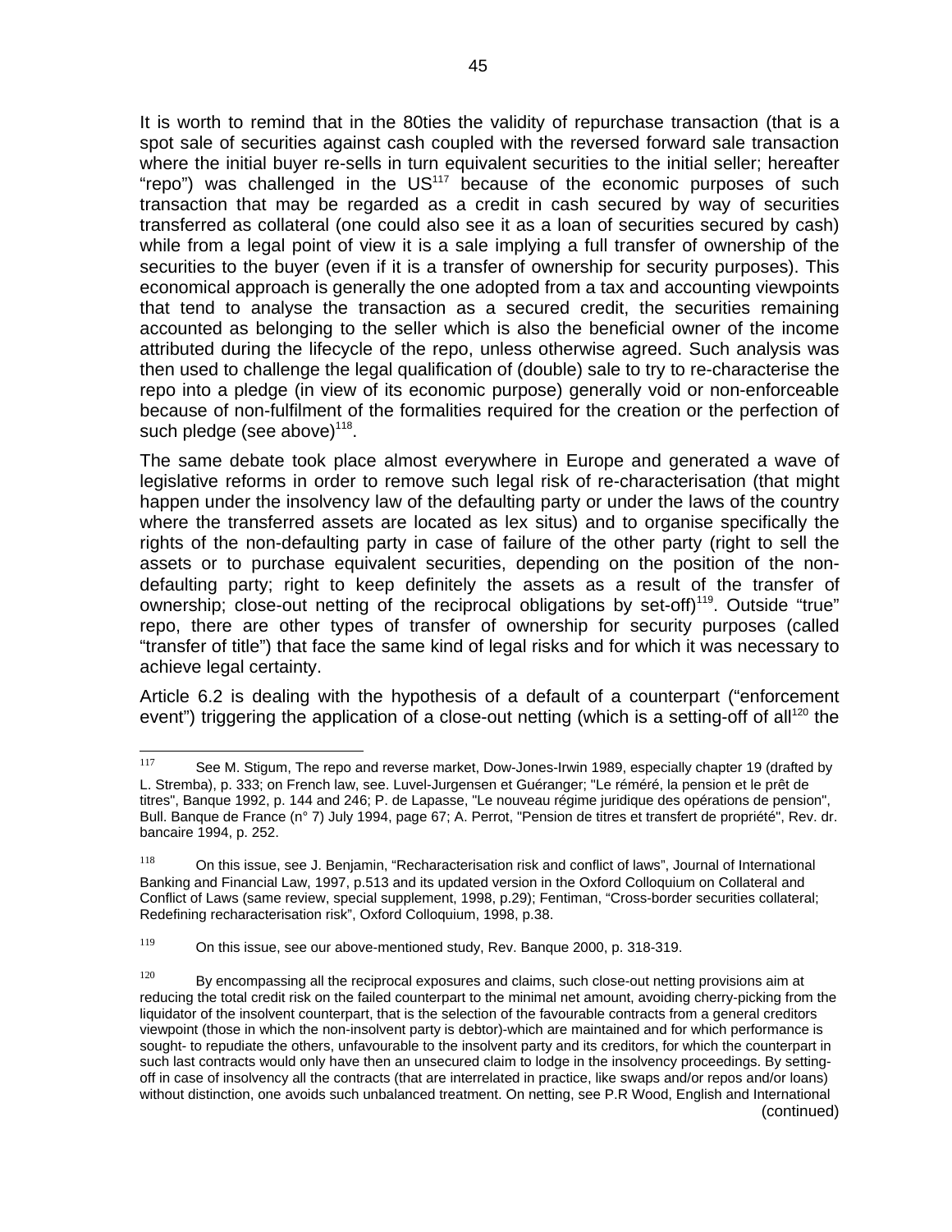It is worth to remind that in the 80ties the validity of repurchase transaction (that is a spot sale of securities against cash coupled with the reversed forward sale transaction where the initial buyer re-sells in turn equivalent securities to the initial seller; hereafter "repo") was challenged in the US[117] because of the economic purposes of such transaction that may be regarded as a credit in cash secured by way of securities transferred as collateral (one could also see it as a loan of securities secured by cash) while from a legal point of view it is a sale implying a full transfer of ownership of the securities to the buyer (even if it is a transfer of ownership for security purposes). This economical approach is generally the one adopted from a tax and accounting viewpoints that tend to analyse the transaction as a secured credit, the securities remaining accounted as belonging to the seller which is also the beneficial owner of the income attributed during the lifecycle of the repo, unless otherwise agreed. Such analysis was then used to challenge the legal qualification of (double) sale to try to re-characterise the repo into a pledge (in view of its economic purpose) generally void or non-enforceable because of non-fulfilment of the formalities required for the creation or the perfection of such pledge (see above)[118].

The same debate took place almost everywhere in Europe and generated a wave of legislative reforms in order to remove such legal risk of re-characterisation (that might happen under the insolvency law of the defaulting party or under the laws of the country where the transferred assets are located as lex situs) and to organise specifically the rights of the non-defaulting party in case of failure of the other party (right to sell the assets or to purchase equivalent securities, depending on the position of the non-defaulting party; right to keep definitely the assets as a result of the transfer of ownership; close-out netting of the reciprocal obligations by set-off)[119]. Outside "true" repo, there are other types of transfer of ownership for security purposes (called "transfer of title") that face the same kind of legal risks and for which it was necessary to achieve legal certainty.

Article 6.2 is dealing with the hypothesis of a default of a counterpart ("enforcement event") triggering the application of a close-out netting (which is a setting-off of all[120] the

---

[117] See M. Stigum, The repo and reverse market, Dow-Jones-Irwin 1989, especially chapter 19 (drafted by L. Stremba), p. 333; on French law, see. Luvel-Jurgensen et Guéranger; "Le réméré, la pension et le prêt de titres", Banque 1992, p. 144 and 246; P. de Lapasse, "Le nouveau régime juridique des opérations de pension", Bull. Banque de France (n° 7) July 1994, page 67; A. Perrot, "Pension de titres et transfert de propriété", Rev. dr. bancaire 1994, p. 252.

[118] On this issue, see J. Benjamin, "Recharacterisation risk and conflict of laws", Journal of International Banking and Financial Law, 1997, p.513 and its updated version in the Oxford Colloquium on Collateral and Conflict of Laws (same review, special supplement, 1998, p.29); Fentiman, "Cross-border securities collateral; Redefining recharacterisation risk", Oxford Colloquium, 1998, p.38.

[119] On this issue, see our above-mentioned study, Rev. Banque 2000, p. 318-319.

[120] By encompassing all the reciprocal exposures and claims, such close-out netting provisions aim at reducing the total credit risk on the failed counterpart to the minimal net amount, avoiding cherry-picking from the liquidator of the insolvent counterpart, that is the selection of the favourable contracts from a general creditors viewpoint (those in which the non-insolvent party is debtor)-which are maintained and for which performance is sought- to repudiate the others, unfavourable to the insolvent party and its creditors, for which the counterpart in such last contracts would only have then an unsecured claim to lodge in the insolvency proceedings. By setting-off in case of insolvency all the contracts (that are interrelated in practice, like swaps and/or repos and/or loans) without distinction, one avoids such unbalanced treatment. On netting, see P.R Wood, English and International (continued)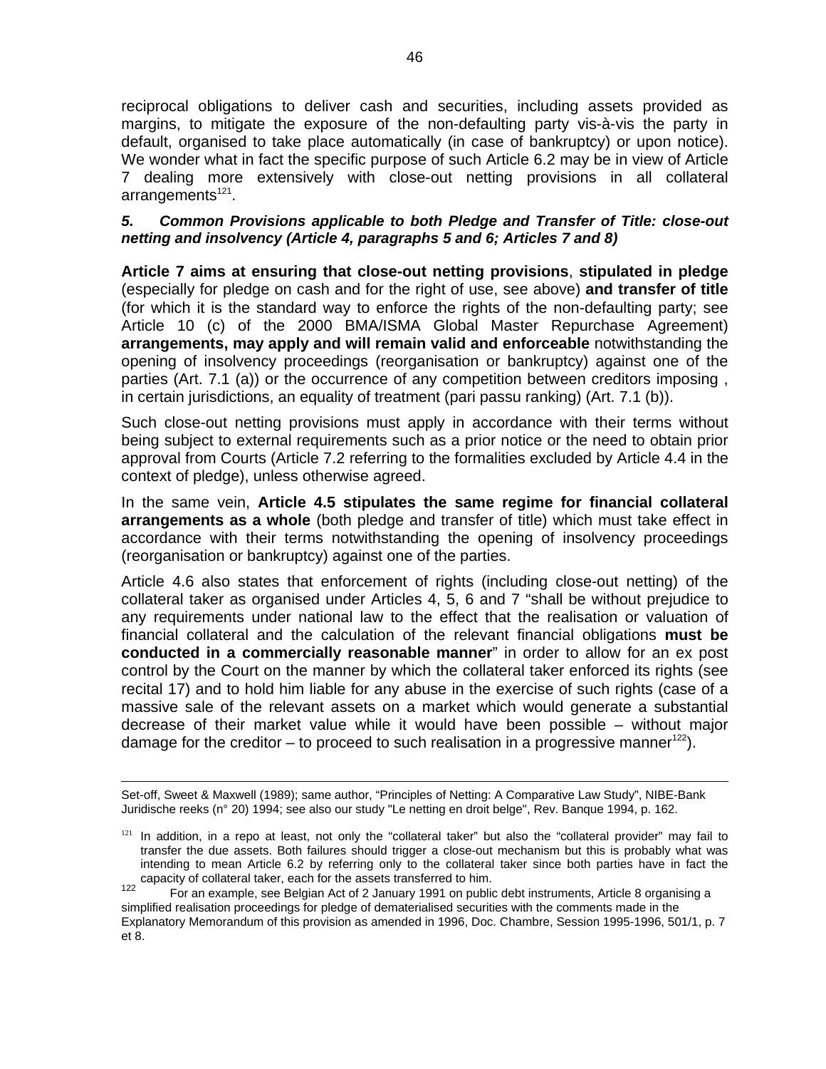reciprocal obligations to deliver cash and securities, including assets provided as margins, to mitigate the exposure of the non-defaulting party vis-à-vis the party in default, organised to take place automatically (in case of bankruptcy) or upon notice). We wonder what in fact the specific purpose of such Article 6.2 may be in view of Article 7 dealing more extensively with close-out netting provisions in all collateral arrangements[121].

### *5. Common Provisions applicable to both Pledge and Transfer of Title: close-out netting and insolvency (Article 4, paragraphs 5 and 6; Articles 7 and 8)*

**Article 7 aims at ensuring that close-out netting provisions**, **stipulated in pledge** (especially for pledge on cash and for the right of use, see above) **and transfer of title** (for which it is the standard way to enforce the rights of the non-defaulting party; see Article 10 (c) of the 2000 BMA/ISMA Global Master Repurchase Agreement) **arrangements, may apply and will remain valid and enforceable** notwithstanding the opening of insolvency proceedings (reorganisation or bankruptcy) against one of the parties (Art. 7.1 (a)) or the occurrence of any competition between creditors imposing , in certain jurisdictions, an equality of treatment (pari passu ranking) (Art. 7.1 (b)).

Such close-out netting provisions must apply in accordance with their terms without being subject to external requirements such as a prior notice or the need to obtain prior approval from Courts (Article 7.2 referring to the formalities excluded by Article 4.4 in the context of pledge), unless otherwise agreed.

In the same vein, **Article 4.5 stipulates the same regime for financial collateral arrangements as a whole** (both pledge and transfer of title) which must take effect in accordance with their terms notwithstanding the opening of insolvency proceedings (reorganisation or bankruptcy) against one of the parties.

Article 4.6 also states that enforcement of rights (including close-out netting) of the collateral taker as organised under Articles 4, 5, 6 and 7 "shall be without prejudice to any requirements under national law to the effect that the realisation or valuation of financial collateral and the calculation of the relevant financial obligations **must be conducted in a commercially reasonable manner**" in order to allow for an ex post control by the Court on the manner by which the collateral taker enforced its rights (see recital 17) and to hold him liable for any abuse in the exercise of such rights (case of a massive sale of the relevant assets on a market which would generate a substantial decrease of their market value while it would have been possible – without major damage for the creditor – to proceed to such realisation in a progressive manner[122]).

---

Set-off, Sweet & Maxwell (1989); same author, "Principles of Netting: A Comparative Law Study", NIBE-Bank Juridische reeks (n° 20) 1994; see also our study "Le netting en droit belge", Rev. Banque 1994, p. 162.

[121] In addition, in a repo at least, not only the "collateral taker" but also the "collateral provider" may fail to transfer the due assets. Both failures should trigger a close-out mechanism but this is probably what was intending to mean Article 6.2 by referring only to the collateral taker since both parties have in fact the capacity of collateral taker, each for the assets transferred to him.

[122] For an example, see Belgian Act of 2 January 1991 on public debt instruments, Article 8 organising a simplified realisation proceedings for pledge of dematerialised securities with the comments made in the Explanatory Memorandum of this provision as amended in 1996, Doc. Chambre, Session 1995-1996, 501/1, p. 7 et 8.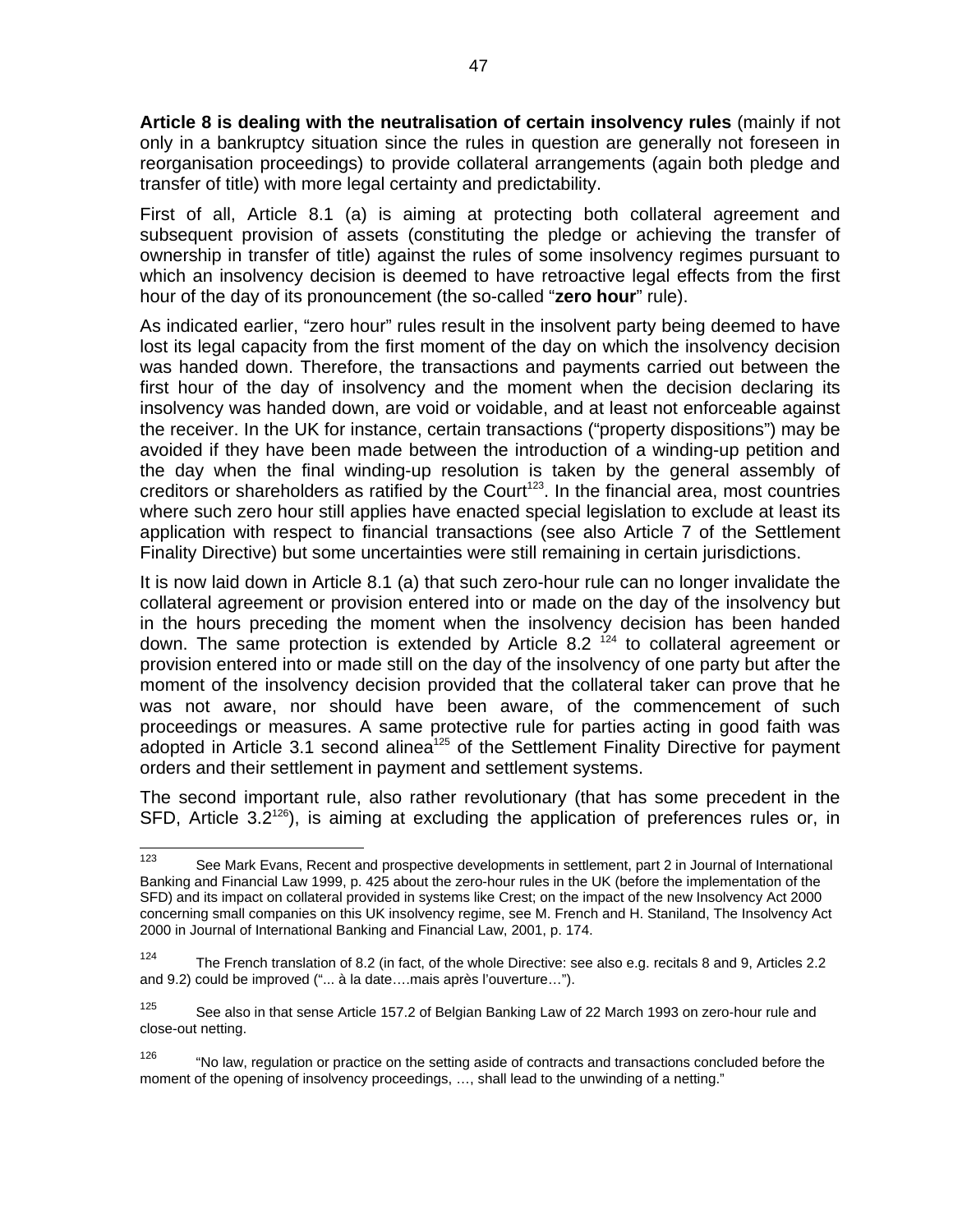**Article 8 is dealing with the neutralisation of certain insolvency rules** (mainly if not only in a bankruptcy situation since the rules in question are generally not foreseen in reorganisation proceedings) to provide collateral arrangements (again both pledge and transfer of title) with more legal certainty and predictability.

First of all, Article 8.1 (a) is aiming at protecting both collateral agreement and subsequent provision of assets (constituting the pledge or achieving the transfer of ownership in transfer of title) against the rules of some insolvency regimes pursuant to which an insolvency decision is deemed to have retroactive legal effects from the first hour of the day of its pronouncement (the so-called "**zero hour**" rule).

As indicated earlier, "zero hour" rules result in the insolvent party being deemed to have lost its legal capacity from the first moment of the day on which the insolvency decision was handed down. Therefore, the transactions and payments carried out between the first hour of the day of insolvency and the moment when the decision declaring its insolvency was handed down, are void or voidable, and at least not enforceable against the receiver. In the UK for instance, certain transactions ("property dispositions") may be avoided if they have been made between the introduction of a winding-up petition and the day when the final winding-up resolution is taken by the general assembly of creditors or shareholders as ratified by the Court[123]. In the financial area, most countries where such zero hour still applies have enacted special legislation to exclude at least its application with respect to financial transactions (see also Article 7 of the Settlement Finality Directive) but some uncertainties were still remaining in certain jurisdictions.

It is now laid down in Article 8.1 (a) that such zero-hour rule can no longer invalidate the collateral agreement or provision entered into or made on the day of the insolvency but in the hours preceding the moment when the insolvency decision has been handed down. The same protection is extended by Article 8.2 [124] to collateral agreement or provision entered into or made still on the day of the insolvency of one party but after the moment of the insolvency decision provided that the collateral taker can prove that he was not aware, nor should have been aware, of the commencement of such proceedings or measures. A same protective rule for parties acting in good faith was adopted in Article 3.1 second alinea[125] of the Settlement Finality Directive for payment orders and their settlement in payment and settlement systems.

The second important rule, also rather revolutionary (that has some precedent in the SFD, Article 3.2[126]), is aiming at excluding the application of preferences rules or, in

---

[123] See Mark Evans, Recent and prospective developments in settlement, part 2 in Journal of International Banking and Financial Law 1999, p. 425 about the zero-hour rules in the UK (before the implementation of the SFD) and its impact on collateral provided in systems like Crest; on the impact of the new Insolvency Act 2000 concerning small companies on this UK insolvency regime, see M. French and H. Staniland, The Insolvency Act 2000 in Journal of International Banking and Financial Law, 2001, p. 174.

[124] The French translation of 8.2 (in fact, of the whole Directive: see also e.g. recitals 8 and 9, Articles 2.2 and 9.2) could be improved ("... à la date….mais après l'ouverture…").

[125] See also in that sense Article 157.2 of Belgian Banking Law of 22 March 1993 on zero-hour rule and close-out netting.

[126] "No law, regulation or practice on the setting aside of contracts and transactions concluded before the moment of the opening of insolvency proceedings, …, shall lead to the unwinding of a netting."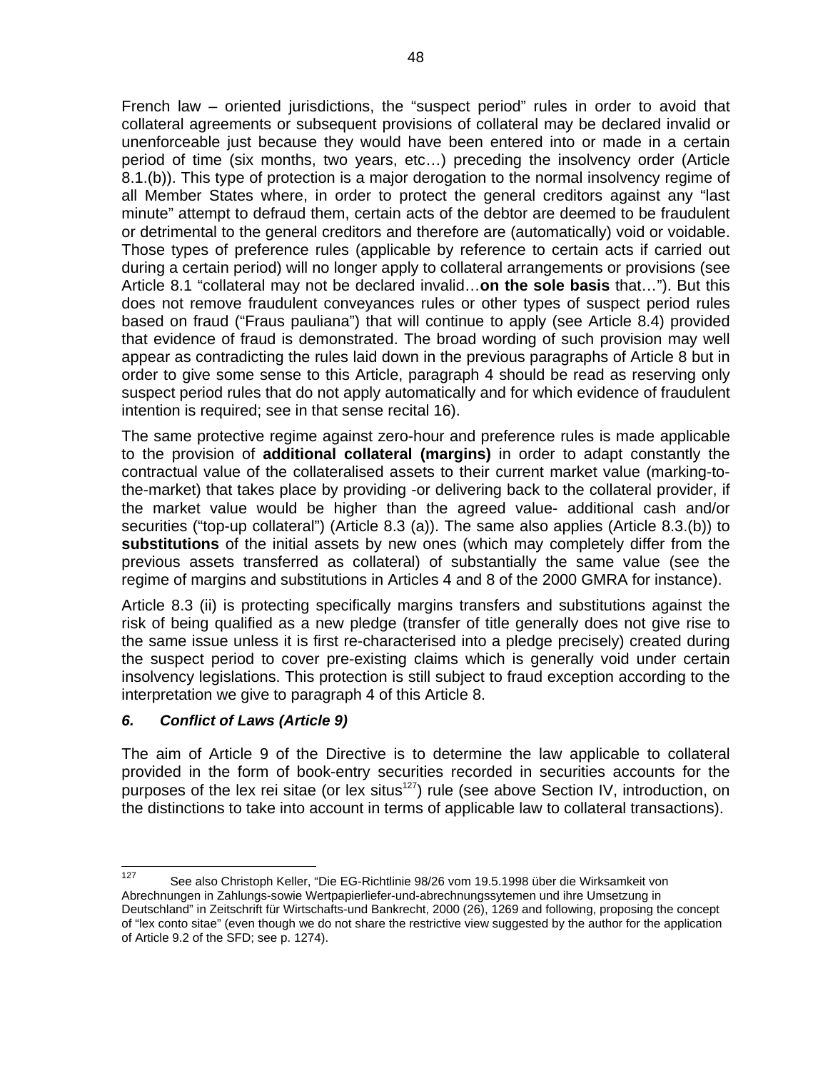French law – oriented jurisdictions, the "suspect period" rules in order to avoid that collateral agreements or subsequent provisions of collateral may be declared invalid or unenforceable just because they would have been entered into or made in a certain period of time (six months, two years, etc…) preceding the insolvency order (Article 8.1.(b)). This type of protection is a major derogation to the normal insolvency regime of all Member States where, in order to protect the general creditors against any "last minute" attempt to defraud them, certain acts of the debtor are deemed to be fraudulent or detrimental to the general creditors and therefore are (automatically) void or voidable. Those types of preference rules (applicable by reference to certain acts if carried out during a certain period) will no longer apply to collateral arrangements or provisions (see Article 8.1 "collateral may not be declared invalid…**on the sole basis** that…"). But this does not remove fraudulent conveyances rules or other types of suspect period rules based on fraud ("Fraus pauliana") that will continue to apply (see Article 8.4) provided that evidence of fraud is demonstrated. The broad wording of such provision may well appear as contradicting the rules laid down in the previous paragraphs of Article 8 but in order to give some sense to this Article, paragraph 4 should be read as reserving only suspect period rules that do not apply automatically and for which evidence of fraudulent intention is required; see in that sense recital 16).

The same protective regime against zero-hour and preference rules is made applicable to the provision of **additional collateral (margins)** in order to adapt constantly the contractual value of the collateralised assets to their current market value (marking-to-the-market) that takes place by providing -or delivering back to the collateral provider, if the market value would be higher than the agreed value- additional cash and/or securities ("top-up collateral") (Article 8.3 (a)). The same also applies (Article 8.3.(b)) to **substitutions** of the initial assets by new ones (which may completely differ from the previous assets transferred as collateral) of substantially the same value (see the regime of margins and substitutions in Articles 4 and 8 of the 2000 GMRA for instance).

Article 8.3 (ii) is protecting specifically margins transfers and substitutions against the risk of being qualified as a new pledge (transfer of title generally does not give rise to the same issue unless it is first re-characterised into a pledge precisely) created during the suspect period to cover pre-existing claims which is generally void under certain insolvency legislations. This protection is still subject to fraud exception according to the interpretation we give to paragraph 4 of this Article 8.

### *6. Conflict of Laws (Article 9)*

The aim of Article 9 of the Directive is to determine the law applicable to collateral provided in the form of book-entry securities recorded in securities accounts for the purposes of the lex rei sitae (or lex situs[127]) rule (see above Section IV, introduction, on the distinctions to take into account in terms of applicable law to collateral transactions).

---

[127] See also Christoph Keller, "Die EG-Richtlinie 98/26 vom 19.5.1998 über die Wirksamkeit von Abrechnungen in Zahlungs-sowie Wertpapierliefer-und-abrechnungssytemen und ihre Umsetzung in Deutschland" in Zeitschrift für Wirtschafts-und Bankrecht, 2000 (26), 1269 and following, proposing the concept of "lex conto sitae" (even though we do not share the restrictive view suggested by the author for the application of Article 9.2 of the SFD; see p. 1274).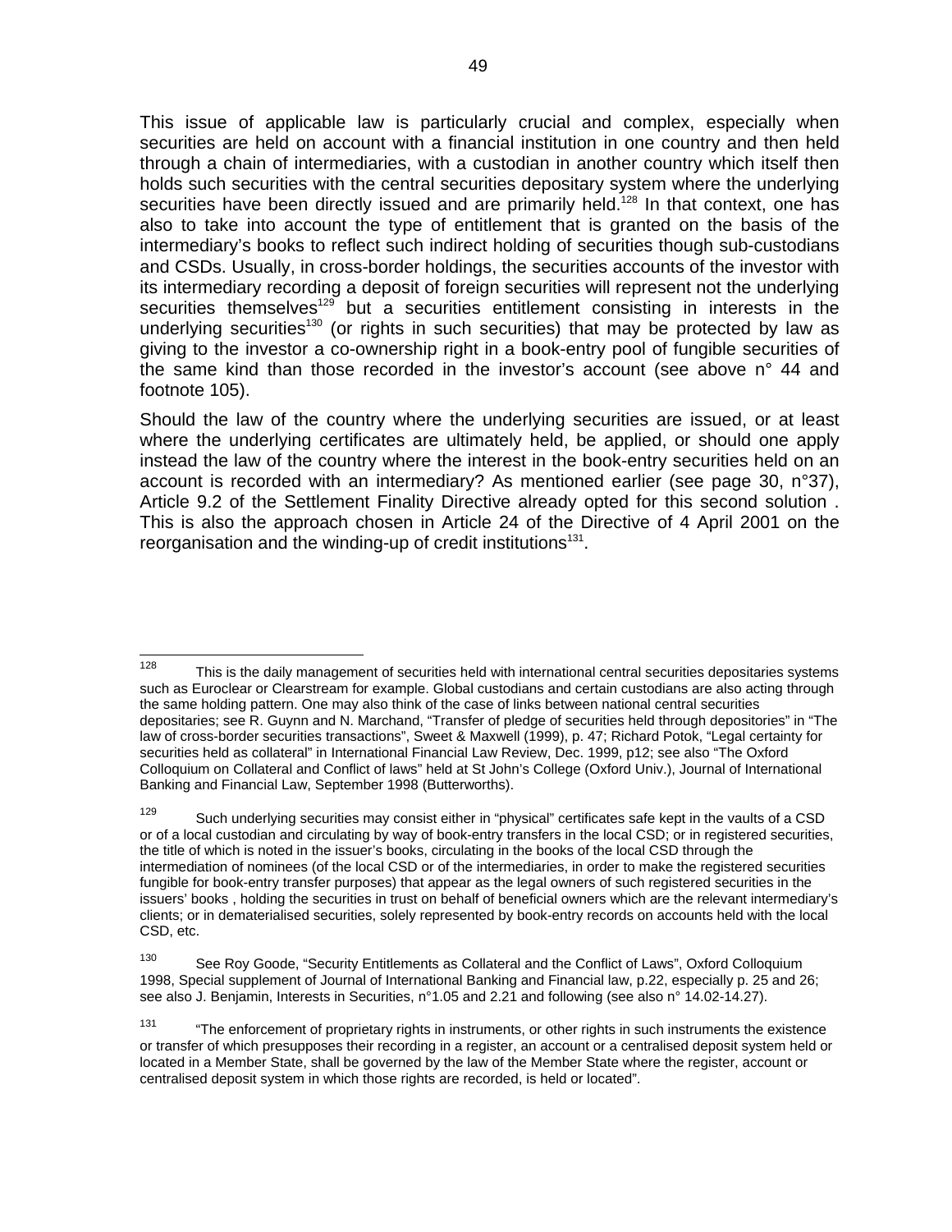This issue of applicable law is particularly crucial and complex, especially when securities are held on account with a financial institution in one country and then held through a chain of intermediaries, with a custodian in another country which itself then holds such securities with the central securities depositary system where the underlying securities have been directly issued and are primarily held.[128] In that context, one has also to take into account the type of entitlement that is granted on the basis of the intermediary's books to reflect such indirect holding of securities though sub-custodians and CSDs. Usually, in cross-border holdings, the securities accounts of the investor with its intermediary recording a deposit of foreign securities will represent not the underlying securities themselves[129] but a securities entitlement consisting in interests in the underlying securities[130] (or rights in such securities) that may be protected by law as giving to the investor a co-ownership right in a book-entry pool of fungible securities of the same kind than those recorded in the investor's account (see above n° 44 and footnote 105).

Should the law of the country where the underlying securities are issued, or at least where the underlying certificates are ultimately held, be applied, or should one apply instead the law of the country where the interest in the book-entry securities held on an account is recorded with an intermediary? As mentioned earlier (see page 30, n°37), Article 9.2 of the Settlement Finality Directive already opted for this second solution . This is also the approach chosen in Article 24 of the Directive of 4 April 2001 on the reorganisation and the winding-up of credit institutions[131].

---

[128] This is the daily management of securities held with international central securities depositaries systems such as Euroclear or Clearstream for example. Global custodians and certain custodians are also acting through the same holding pattern. One may also think of the case of links between national central securities depositaries; see R. Guynn and N. Marchand, "Transfer of pledge of securities held through depositories" in "The law of cross-border securities transactions", Sweet & Maxwell (1999), p. 47; Richard Potok, "Legal certainty for securities held as collateral" in International Financial Law Review, Dec. 1999, p12; see also "The Oxford Colloquium on Collateral and Conflict of laws" held at St John's College (Oxford Univ.), Journal of International Banking and Financial Law, September 1998 (Butterworths).

[129] Such underlying securities may consist either in "physical" certificates safe kept in the vaults of a CSD or of a local custodian and circulating by way of book-entry transfers in the local CSD; or in registered securities, the title of which is noted in the issuer's books, circulating in the books of the local CSD through the intermediation of nominees (of the local CSD or of the intermediaries, in order to make the registered securities fungible for book-entry transfer purposes) that appear as the legal owners of such registered securities in the issuers' books , holding the securities in trust on behalf of beneficial owners which are the relevant intermediary's clients; or in dematerialised securities, solely represented by book-entry records on accounts held with the local CSD, etc.

[130] See Roy Goode, "Security Entitlements as Collateral and the Conflict of Laws", Oxford Colloquium 1998, Special supplement of Journal of International Banking and Financial law, p.22, especially p. 25 and 26; see also J. Benjamin, Interests in Securities, n°1.05 and 2.21 and following (see also n° 14.02-14.27).

[131] "The enforcement of proprietary rights in instruments, or other rights in such instruments the existence or transfer of which presupposes their recording in a register, an account or a centralised deposit system held or located in a Member State, shall be governed by the law of the Member State where the register, account or centralised deposit system in which those rights are recorded, is held or located".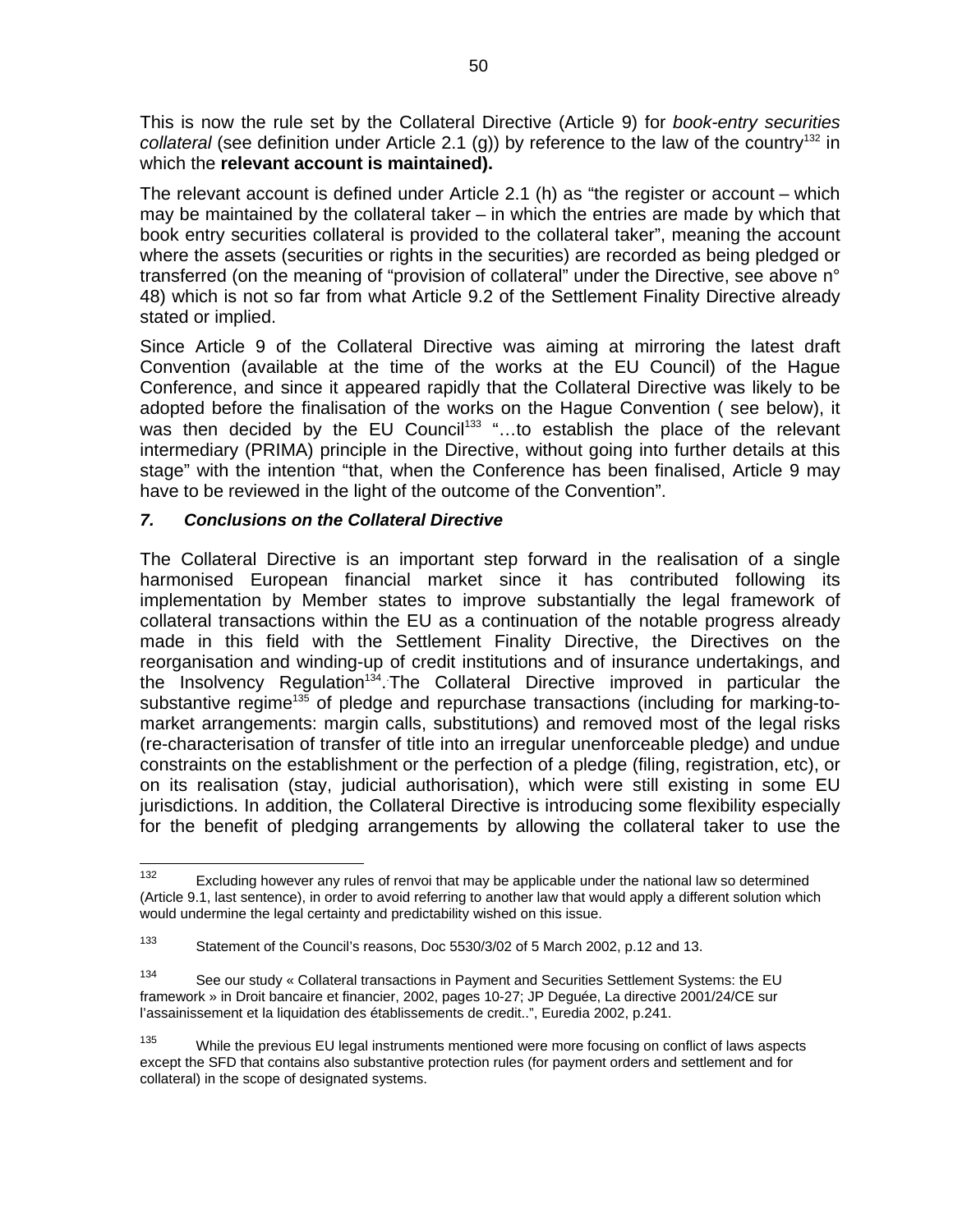This is now the rule set by the Collateral Directive (Article 9) for *book-entry securities collateral* (see definition under Article 2.1 (g)) by reference to the law of the country[132] in which the **relevant account is maintained).**

The relevant account is defined under Article 2.1 (h) as "the register or account – which may be maintained by the collateral taker – in which the entries are made by which that book entry securities collateral is provided to the collateral taker", meaning the account where the assets (securities or rights in the securities) are recorded as being pledged or transferred (on the meaning of "provision of collateral" under the Directive, see above n° 48) which is not so far from what Article 9.2 of the Settlement Finality Directive already stated or implied.

Since Article 9 of the Collateral Directive was aiming at mirroring the latest draft Convention (available at the time of the works at the EU Council) of the Hague Conference, and since it appeared rapidly that the Collateral Directive was likely to be adopted before the finalisation of the works on the Hague Convention ( see below), it was then decided by the EU Council[133] "…to establish the place of the relevant intermediary (PRIMA) principle in the Directive, without going into further details at this stage" with the intention "that, when the Conference has been finalised, Article 9 may have to be reviewed in the light of the outcome of the Convention".

### *7. Conclusions on the Collateral Directive*

The Collateral Directive is an important step forward in the realisation of a single harmonised European financial market since it has contributed following its implementation by Member states to improve substantially the legal framework of collateral transactions within the EU as a continuation of the notable progress already made in this field with the Settlement Finality Directive, the Directives on the reorganisation and winding-up of credit institutions and of insurance undertakings, and the Insolvency Regulation[134]. The Collateral Directive improved in particular the substantive regime[135] of pledge and repurchase transactions (including for marking-to-market arrangements: margin calls, substitutions) and removed most of the legal risks (re-characterisation of transfer of title into an irregular unenforceable pledge) and undue constraints on the establishment or the perfection of a pledge (filing, registration, etc), or on its realisation (stay, judicial authorisation), which were still existing in some EU jurisdictions. In addition, the Collateral Directive is introducing some flexibility especially for the benefit of pledging arrangements by allowing the collateral taker to use the

---

[132] Excluding however any rules of renvoi that may be applicable under the national law so determined (Article 9.1, last sentence), in order to avoid referring to another law that would apply a different solution which would undermine the legal certainty and predictability wished on this issue.

[133] Statement of the Council's reasons, Doc 5530/3/02 of 5 March 2002, p.12 and 13.

[134] See our study « Collateral transactions in Payment and Securities Settlement Systems: the EU framework » in Droit bancaire et financier, 2002, pages 10-27; JP Deguée, La directive 2001/24/CE sur l'assainissement et la liquidation des établissements de credit..", Euredia 2002, p.241.

[135] While the previous EU legal instruments mentioned were more focusing on conflict of laws aspects except the SFD that contains also substantive protection rules (for payment orders and settlement and for collateral) in the scope of designated systems.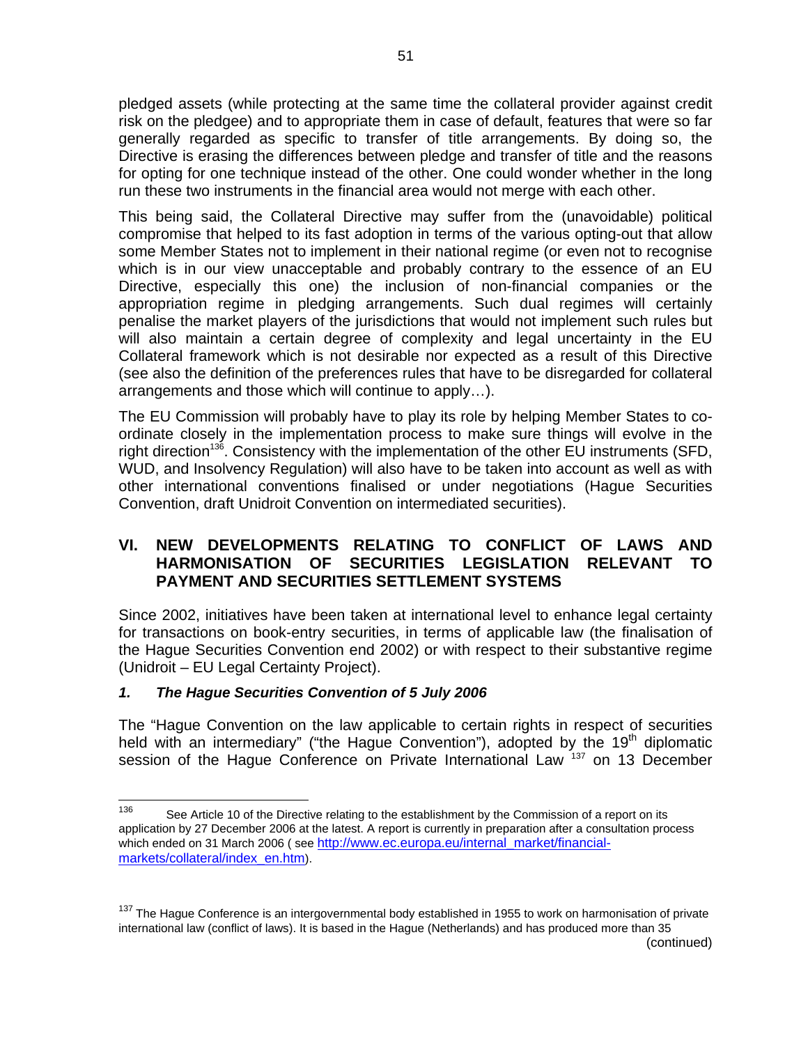pledged assets (while protecting at the same time the collateral provider against credit risk on the pledgee) and to appropriate them in case of default, features that were so far generally regarded as specific to transfer of title arrangements. By doing so, the Directive is erasing the differences between pledge and transfer of title and the reasons for opting for one technique instead of the other. One could wonder whether in the long run these two instruments in the financial area would not merge with each other.

This being said, the Collateral Directive may suffer from the (unavoidable) political compromise that helped to its fast adoption in terms of the various opting-out that allow some Member States not to implement in their national regime (or even not to recognise which is in our view unacceptable and probably contrary to the essence of an EU Directive, especially this one) the inclusion of non-financial companies or the appropriation regime in pledging arrangements. Such dual regimes will certainly penalise the market players of the jurisdictions that would not implement such rules but will also maintain a certain degree of complexity and legal uncertainty in the EU Collateral framework which is not desirable nor expected as a result of this Directive (see also the definition of the preferences rules that have to be disregarded for collateral arrangements and those which will continue to apply…).

The EU Commission will probably have to play its role by helping Member States to co-ordinate closely in the implementation process to make sure things will evolve in the right direction[136]. Consistency with the implementation of the other EU instruments (SFD, WUD, and Insolvency Regulation) will also have to be taken into account as well as with other international conventions finalised or under negotiations (Hague Securities Convention, draft Unidroit Convention on intermediated securities).

## VI. NEW DEVELOPMENTS RELATING TO CONFLICT OF LAWS AND HARMONISATION OF SECURITIES LEGISLATION RELEVANT TO PAYMENT AND SECURITIES SETTLEMENT SYSTEMS

Since 2002, initiatives have been taken at international level to enhance legal certainty for transactions on book-entry securities, in terms of applicable law (the finalisation of the Hague Securities Convention end 2002) or with respect to their substantive regime (Unidroit – EU Legal Certainty Project).

### *1. The Hague Securities Convention of 5 July 2006*

The "Hague Convention on the law applicable to certain rights in respect of securities held with an intermediary" ("the Hague Convention"), adopted by the 19th diplomatic session of the Hague Conference on Private International Law [137] on 13 December

---

[136] See Article 10 of the Directive relating to the establishment by the Commission of a report on its application by 27 December 2006 at the latest. A report is currently in preparation after a consultation process which ended on 31 March 2006 ( see http://www.ec.europa.eu/internal_market/financial-markets/collateral/index_en.htm).

[137] The Hague Conference is an intergovernmental body established in 1955 to work on harmonisation of private international law (conflict of laws). It is based in the Hague (Netherlands) and has produced more than 35

(continued)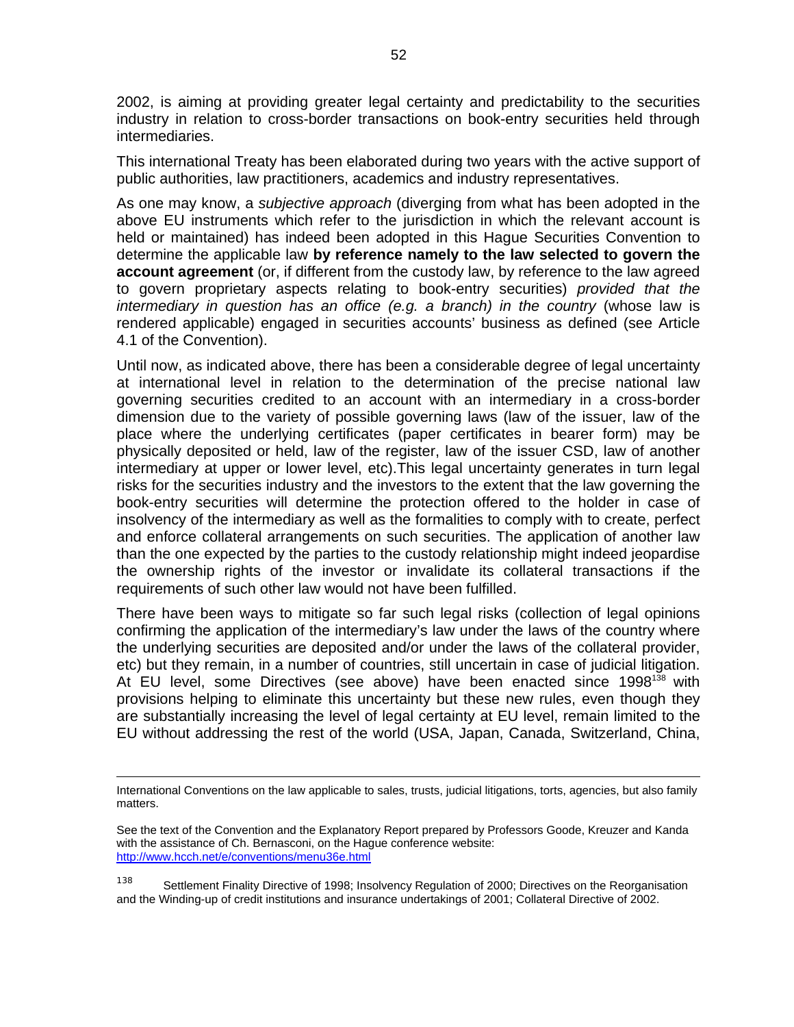2002, is aiming at providing greater legal certainty and predictability to the securities industry in relation to cross-border transactions on book-entry securities held through intermediaries.

This international Treaty has been elaborated during two years with the active support of public authorities, law practitioners, academics and industry representatives.

As one may know, a *subjective approach* (diverging from what has been adopted in the above EU instruments which refer to the jurisdiction in which the relevant account is held or maintained) has indeed been adopted in this Hague Securities Convention to determine the applicable law **by reference namely to the law selected to govern the account agreement** (or, if different from the custody law, by reference to the law agreed to govern proprietary aspects relating to book-entry securities) *provided that the intermediary in question has an office (e.g. a branch) in the country* (whose law is rendered applicable) engaged in securities accounts' business as defined (see Article 4.1 of the Convention).

Until now, as indicated above, there has been a considerable degree of legal uncertainty at international level in relation to the determination of the precise national law governing securities credited to an account with an intermediary in a cross-border dimension due to the variety of possible governing laws (law of the issuer, law of the place where the underlying certificates (paper certificates in bearer form) may be physically deposited or held, law of the register, law of the issuer CSD, law of another intermediary at upper or lower level, etc).This legal uncertainty generates in turn legal risks for the securities industry and the investors to the extent that the law governing the book-entry securities will determine the protection offered to the holder in case of insolvency of the intermediary as well as the formalities to comply with to create, perfect and enforce collateral arrangements on such securities. The application of another law than the one expected by the parties to the custody relationship might indeed jeopardise the ownership rights of the investor or invalidate its collateral transactions if the requirements of such other law would not have been fulfilled.

There have been ways to mitigate so far such legal risks (collection of legal opinions confirming the application of the intermediary's law under the laws of the country where the underlying securities are deposited and/or under the laws of the collateral provider, etc) but they remain, in a number of countries, still uncertain in case of judicial litigation. At EU level, some Directives (see above) have been enacted since 1998[138] with provisions helping to eliminate this uncertainty but these new rules, even though they are substantially increasing the level of legal certainty at EU level, remain limited to the EU without addressing the rest of the world (USA, Japan, Canada, Switzerland, China,

---

International Conventions on the law applicable to sales, trusts, judicial litigations, torts, agencies, but also family matters.

See the text of the Convention and the Explanatory Report prepared by Professors Goode, Kreuzer and Kanda with the assistance of Ch. Bernasconi, on the Hague conference website: http://www.hcch.net/e/conventions/menu36e.html

[138] Settlement Finality Directive of 1998; Insolvency Regulation of 2000; Directives on the Reorganisation and the Winding-up of credit institutions and insurance undertakings of 2001; Collateral Directive of 2002.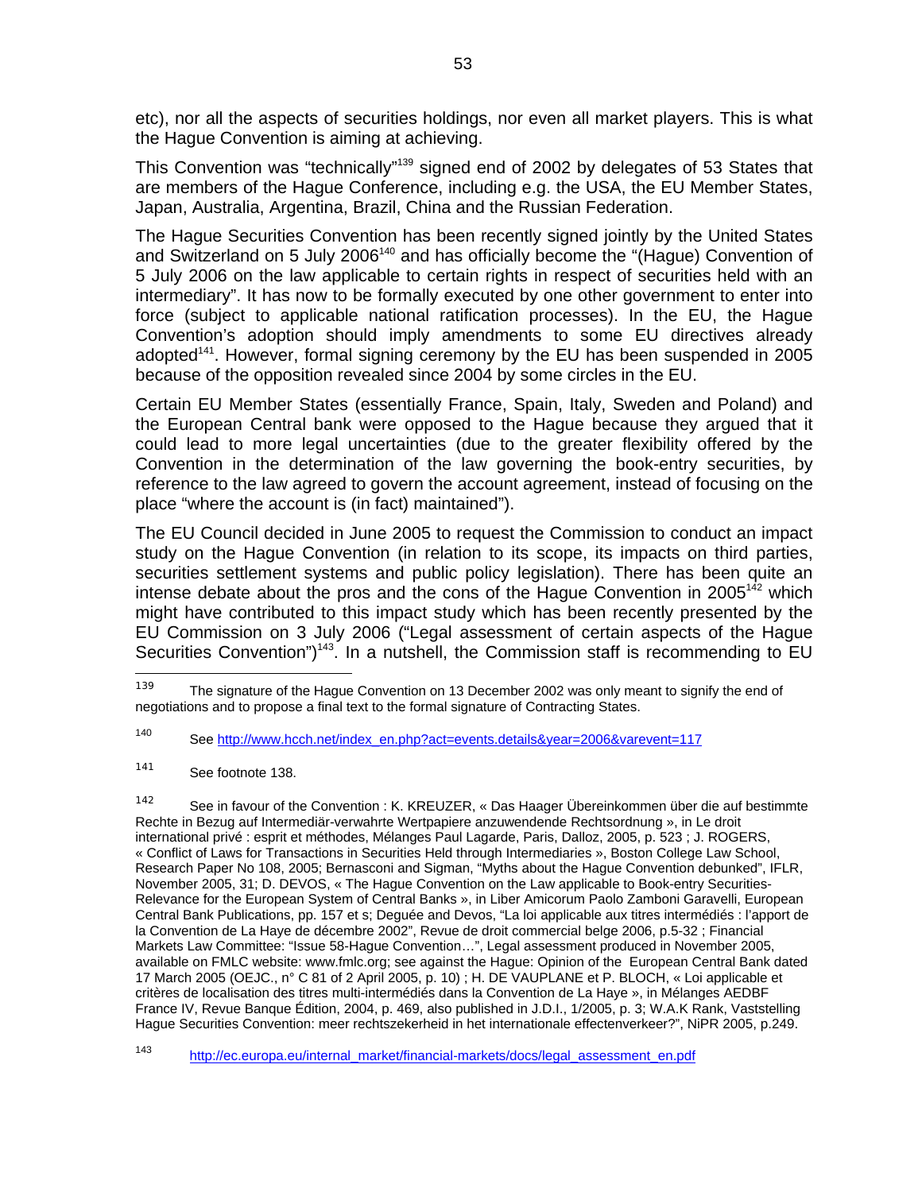etc), nor all the aspects of securities holdings, nor even all market players. This is what the Hague Convention is aiming at achieving.

This Convention was "technically"[139] signed end of 2002 by delegates of 53 States that are members of the Hague Conference, including e.g. the USA, the EU Member States, Japan, Australia, Argentina, Brazil, China and the Russian Federation.

The Hague Securities Convention has been recently signed jointly by the United States and Switzerland on 5 July 2006[140] and has officially become the "(Hague) Convention of 5 July 2006 on the law applicable to certain rights in respect of securities held with an intermediary". It has now to be formally executed by one other government to enter into force (subject to applicable national ratification processes). In the EU, the Hague Convention's adoption should imply amendments to some EU directives already adopted[141]. However, formal signing ceremony by the EU has been suspended in 2005 because of the opposition revealed since 2004 by some circles in the EU.

Certain EU Member States (essentially France, Spain, Italy, Sweden and Poland) and the European Central bank were opposed to the Hague because they argued that it could lead to more legal uncertainties (due to the greater flexibility offered by the Convention in the determination of the law governing the book-entry securities, by reference to the law agreed to govern the account agreement, instead of focusing on the place "where the account is (in fact) maintained").

The EU Council decided in June 2005 to request the Commission to conduct an impact study on the Hague Convention (in relation to its scope, its impacts on third parties, securities settlement systems and public policy legislation). There has been quite an intense debate about the pros and the cons of the Hague Convention in 2005[142] which might have contributed to this impact study which has been recently presented by the EU Commission on 3 July 2006 ("Legal assessment of certain aspects of the Hague Securities Convention")[143]. In a nutshell, the Commission staff is recommending to EU

---

139 The signature of the Hague Convention on 13 December 2002 was only meant to signify the end of negotiations and to propose a final text to the formal signature of Contracting States.

140 See http://www.hcch.net/index_en.php?act=events.details&year=2006&varevent=117

141 See footnote 138.

142 See in favour of the Convention : K. KREUZER, « Das Haager Übereinkommen über die auf bestimmte Rechte in Bezug auf Intermediär-verwahrte Wertpapiere anzuwendende Rechtsordnung », in Le droit international privé : esprit et méthodes, Mélanges Paul Lagarde, Paris, Dalloz, 2005, p. 523 ; J. ROGERS, « Conflict of Laws for Transactions in Securities Held through Intermediaries », Boston College Law School, Research Paper No 108, 2005; Bernasconi and Sigman, "Myths about the Hague Convention debunked", IFLR, November 2005, 31; D. DEVOS, « The Hague Convention on the Law applicable to Book-entry Securities-Relevance for the European System of Central Banks », in Liber Amicorum Paolo Zamboni Garavelli, European Central Bank Publications, pp. 157 et s; Deguée and Devos, "La loi applicable aux titres intermédiés : l'apport de la Convention de La Haye de décembre 2002", Revue de droit commercial belge 2006, p.5-32 ; Financial Markets Law Committee: "Issue 58-Hague Convention…", Legal assessment produced in November 2005, available on FMLC website: www.fmlc.org; see against the Hague: Opinion of the European Central Bank dated 17 March 2005 (OEJC., n° C 81 of 2 April 2005, p. 10) ; H. DE VAUPLANE et P. BLOCH, « Loi applicable et critères de localisation des titres multi-intermédiés dans la Convention de La Haye », in Mélanges AEDBF France IV, Revue Banque Édition, 2004, p. 469, also published in J.D.I., 1/2005, p. 3; W.A.K Rank, Vaststelling Hague Securities Convention: meer rechtszekerheid in het internationale effectenverkeer?", NiPR 2005, p.249.

143 http://ec.europa.eu/internal_market/financial-markets/docs/legal_assessment_en.pdf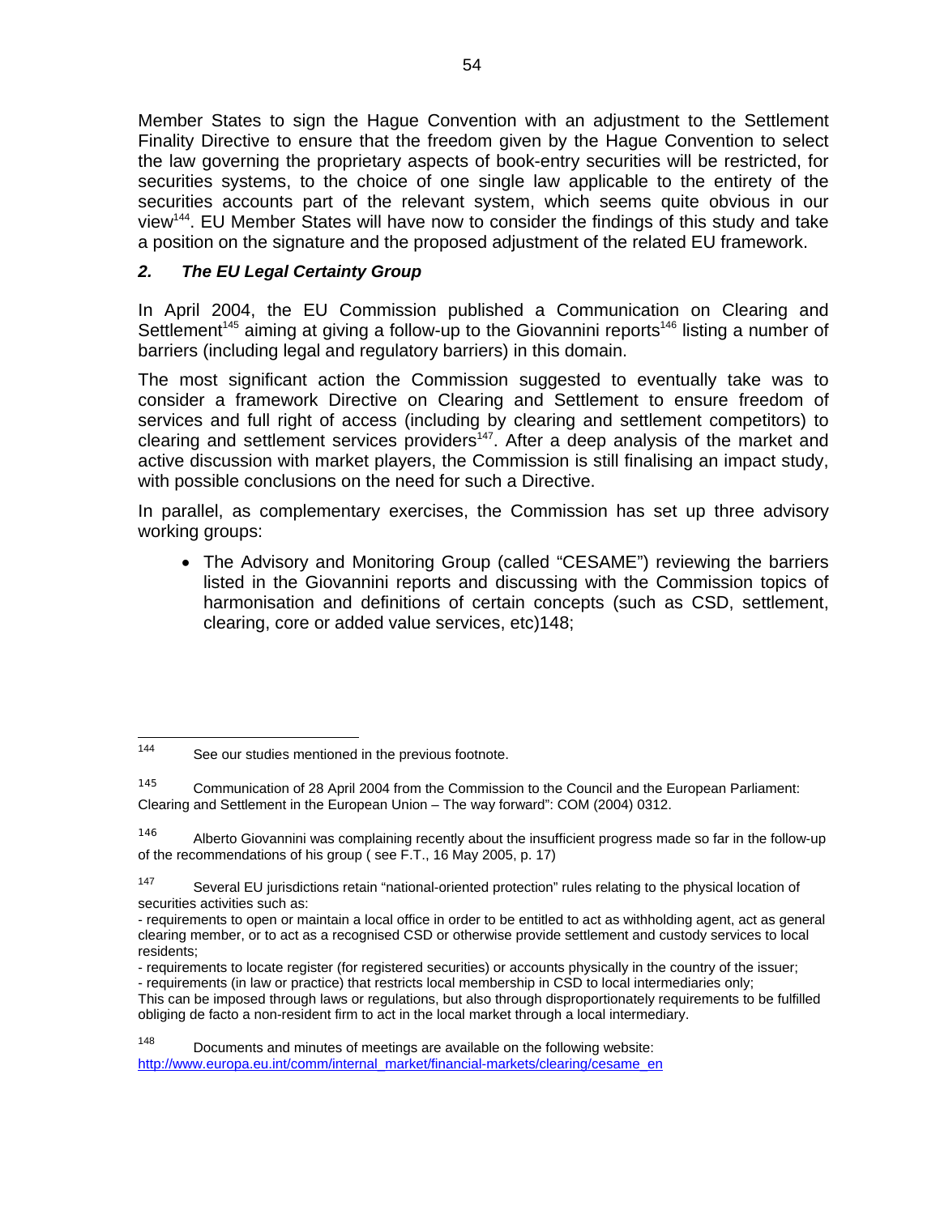Member States to sign the Hague Convention with an adjustment to the Settlement Finality Directive to ensure that the freedom given by the Hague Convention to select the law governing the proprietary aspects of book-entry securities will be restricted, for securities systems, to the choice of one single law applicable to the entirety of the securities accounts part of the relevant system, which seems quite obvious in our view[144]. EU Member States will have now to consider the findings of this study and take a position on the signature and the proposed adjustment of the related EU framework.

### *2. The EU Legal Certainty Group*

In April 2004, the EU Commission published a Communication on Clearing and Settlement[145] aiming at giving a follow-up to the Giovannini reports[146] listing a number of barriers (including legal and regulatory barriers) in this domain.

The most significant action the Commission suggested to eventually take was to consider a framework Directive on Clearing and Settlement to ensure freedom of services and full right of access (including by clearing and settlement competitors) to clearing and settlement services providers[147]. After a deep analysis of the market and active discussion with market players, the Commission is still finalising an impact study, with possible conclusions on the need for such a Directive.

In parallel, as complementary exercises, the Commission has set up three advisory working groups:

- The Advisory and Monitoring Group (called "CESAME") reviewing the barriers listed in the Giovannini reports and discussing with the Commission topics of harmonisation and definitions of certain concepts (such as CSD, settlement, clearing, core or added value services, etc)148;

---

[144] See our studies mentioned in the previous footnote.

[145] Communication of 28 April 2004 from the Commission to the Council and the European Parliament: Clearing and Settlement in the European Union – The way forward": COM (2004) 0312.

[146] Alberto Giovannini was complaining recently about the insufficient progress made so far in the follow-up of the recommendations of his group ( see F.T., 16 May 2005, p. 17)

[147] Several EU jurisdictions retain "national-oriented protection" rules relating to the physical location of securities activities such as:
- requirements to open or maintain a local office in order to be entitled to act as withholding agent, act as general clearing member, or to act as a recognised CSD or otherwise provide settlement and custody services to local residents;
- requirements to locate register (for registered securities) or accounts physically in the country of the issuer;
- requirements (in law or practice) that restricts local membership in CSD to local intermediaries only;
This can be imposed through laws or regulations, but also through disproportionately requirements to be fulfilled obliging de facto a non-resident firm to act in the local market through a local intermediary.

[148] Documents and minutes of meetings are available on the following website: http://www.europa.eu.int/comm/internal_market/financial-markets/clearing/cesame_en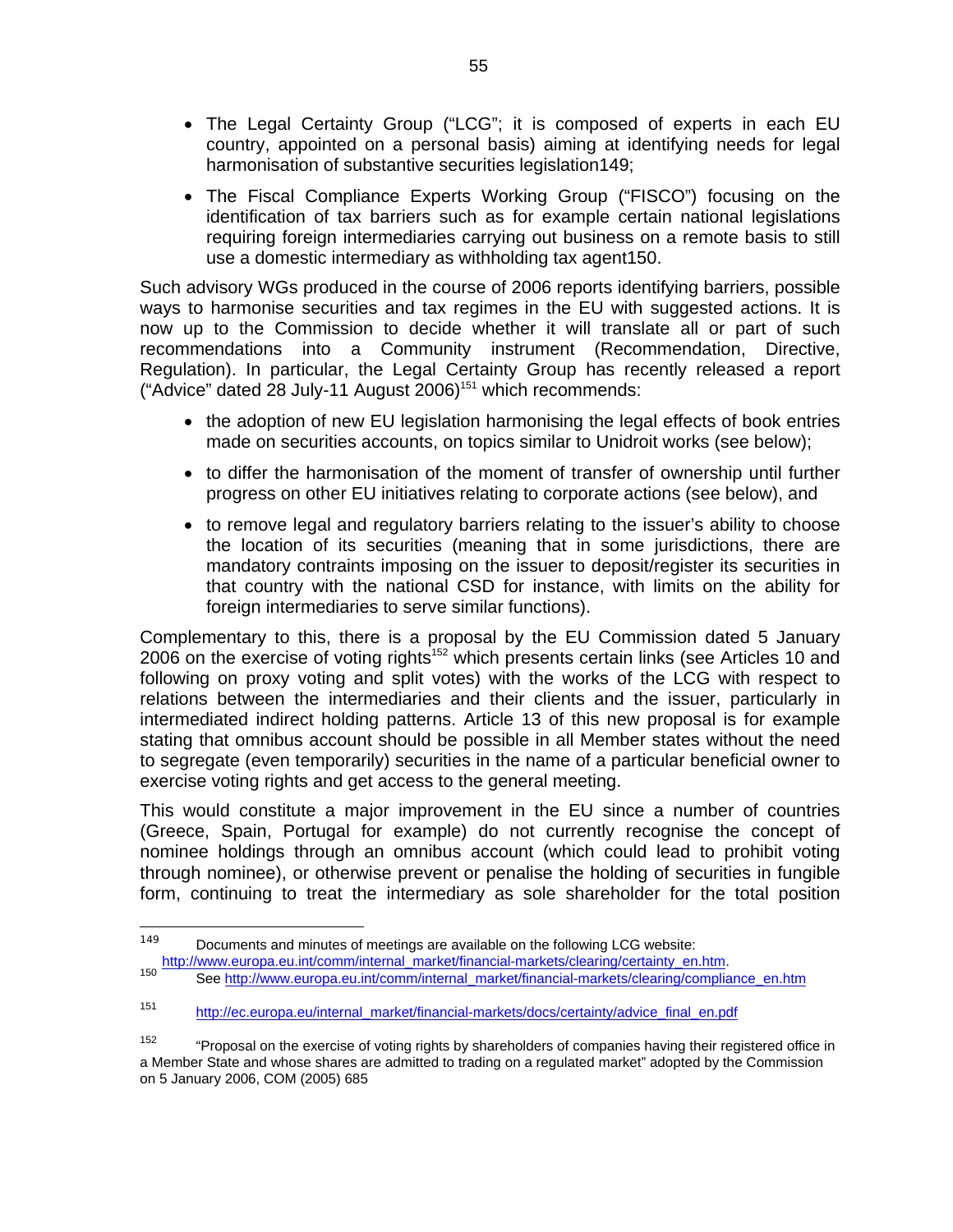- The Legal Certainty Group ("LCG"; it is composed of experts in each EU country, appointed on a personal basis) aiming at identifying needs for legal harmonisation of substantive securities legislation149;

- The Fiscal Compliance Experts Working Group ("FISCO") focusing on the identification of tax barriers such as for example certain national legislations requiring foreign intermediaries carrying out business on a remote basis to still use a domestic intermediary as withholding tax agent150.

Such advisory WGs produced in the course of 2006 reports identifying barriers, possible ways to harmonise securities and tax regimes in the EU with suggested actions. It is now up to the Commission to decide whether it will translate all or part of such recommendations into a Community instrument (Recommendation, Directive, Regulation). In particular, the Legal Certainty Group has recently released a report ("Advice" dated 28 July-11 August 2006)[151] which recommends:

- the adoption of new EU legislation harmonising the legal effects of book entries made on securities accounts, on topics similar to Unidroit works (see below);

- to differ the harmonisation of the moment of transfer of ownership until further progress on other EU initiatives relating to corporate actions (see below), and

- to remove legal and regulatory barriers relating to the issuer's ability to choose the location of its securities (meaning that in some jurisdictions, there are mandatory contraints imposing on the issuer to deposit/register its securities in that country with the national CSD for instance, with limits on the ability for foreign intermediaries to serve similar functions).

Complementary to this, there is a proposal by the EU Commission dated 5 January 2006 on the exercise of voting rights[152] which presents certain links (see Articles 10 and following on proxy voting and split votes) with the works of the LCG with respect to relations between the intermediaries and their clients and the issuer, particularly in intermediated indirect holding patterns. Article 13 of this new proposal is for example stating that omnibus account should be possible in all Member states without the need to segregate (even temporarily) securities in the name of a particular beneficial owner to exercise voting rights and get access to the general meeting.

This would constitute a major improvement in the EU since a number of countries (Greece, Spain, Portugal for example) do not currently recognise the concept of nominee holdings through an omnibus account (which could lead to prohibit voting through nominee), or otherwise prevent or penalise the holding of securities in fungible form, continuing to treat the intermediary as sole shareholder for the total position

---

149 Documents and minutes of meetings are available on the following LCG website: http://www.europa.eu.int/comm/internal_market/financial-markets/clearing/certainty_en.htm.

150 See http://www.europa.eu.int/comm/internal_market/financial-markets/clearing/compliance_en.htm

151 http://ec.europa.eu/internal_market/financial-markets/docs/certainty/advice_final_en.pdf

152 "Proposal on the exercise of voting rights by shareholders of companies having their registered office in a Member State and whose shares are admitted to trading on a regulated market" adopted by the Commission on 5 January 2006, COM (2005) 685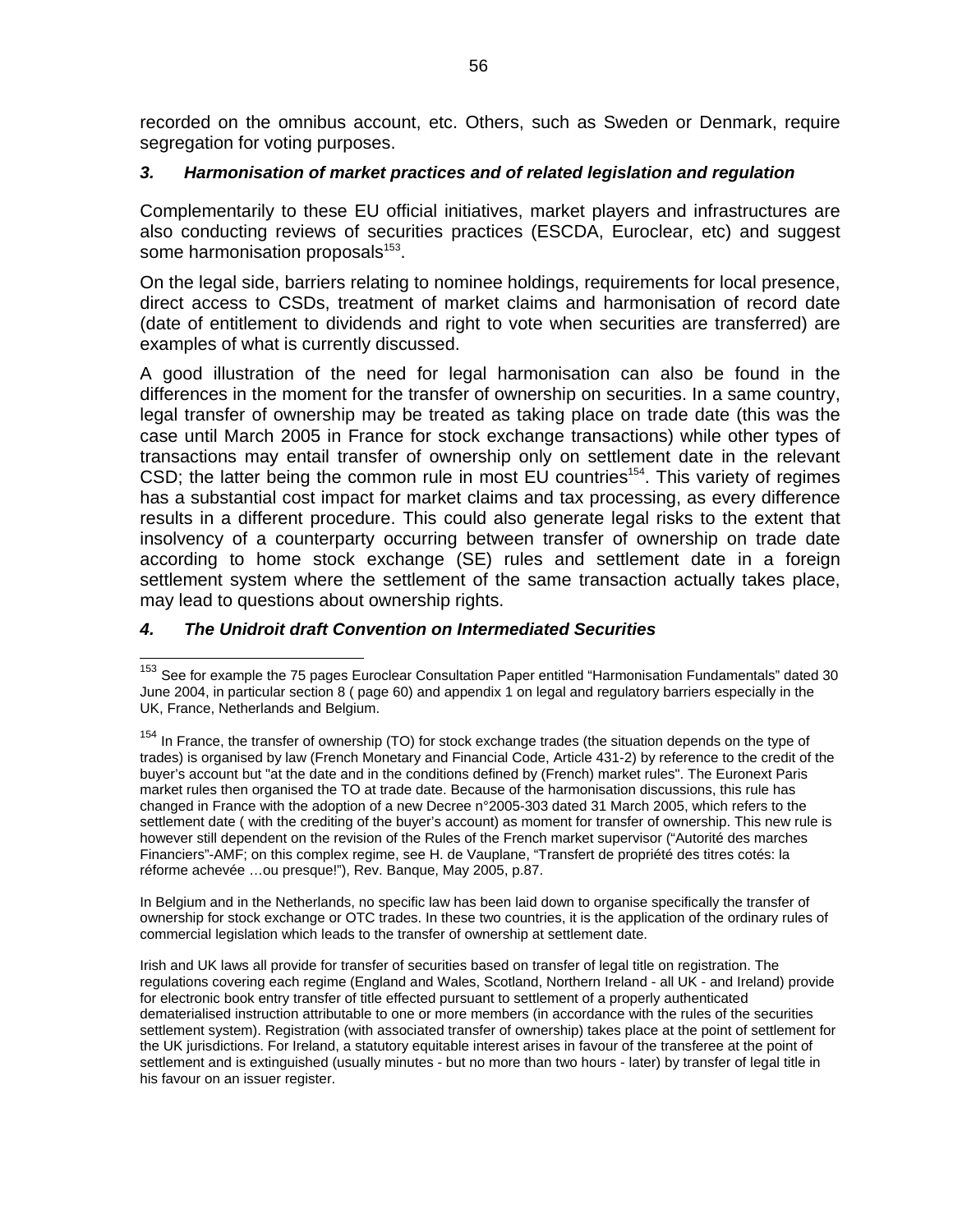recorded on the omnibus account, etc. Others, such as Sweden or Denmark, require segregation for voting purposes.

### *3. Harmonisation of market practices and of related legislation and regulation*

Complementarily to these EU official initiatives, market players and infrastructures are also conducting reviews of securities practices (ESCDA, Euroclear, etc) and suggest some harmonisation proposals[153].

On the legal side, barriers relating to nominee holdings, requirements for local presence, direct access to CSDs, treatment of market claims and harmonisation of record date (date of entitlement to dividends and right to vote when securities are transferred) are examples of what is currently discussed.

A good illustration of the need for legal harmonisation can also be found in the differences in the moment for the transfer of ownership on securities. In a same country, legal transfer of ownership may be treated as taking place on trade date (this was the case until March 2005 in France for stock exchange transactions) while other types of transactions may entail transfer of ownership only on settlement date in the relevant CSD; the latter being the common rule in most EU countries[154]. This variety of regimes has a substantial cost impact for market claims and tax processing, as every difference results in a different procedure. This could also generate legal risks to the extent that insolvency of a counterparty occurring between transfer of ownership on trade date according to home stock exchange (SE) rules and settlement date in a foreign settlement system where the settlement of the same transaction actually takes place, may lead to questions about ownership rights.

### *4. The Unidroit draft Convention on Intermediated Securities*

---

[153] See for example the 75 pages Euroclear Consultation Paper entitled "Harmonisation Fundamentals" dated 30 June 2004, in particular section 8 ( page 60) and appendix 1 on legal and regulatory barriers especially in the UK, France, Netherlands and Belgium.

[154] In France, the transfer of ownership (TO) for stock exchange trades (the situation depends on the type of trades) is organised by law (French Monetary and Financial Code, Article 431-2) by reference to the credit of the buyer's account but "at the date and in the conditions defined by (French) market rules". The Euronext Paris market rules then organised the TO at trade date. Because of the harmonisation discussions, this rule has changed in France with the adoption of a new Decree n°2005-303 dated 31 March 2005, which refers to the settlement date ( with the crediting of the buyer's account) as moment for transfer of ownership. This new rule is however still dependent on the revision of the Rules of the French market supervisor ("Autorité des marches Financiers"-AMF; on this complex regime, see H. de Vauplane, "Transfert de propriété des titres cotés: la réforme achevée …ou presque!"), Rev. Banque, May 2005, p.87.

In Belgium and in the Netherlands, no specific law has been laid down to organise specifically the transfer of ownership for stock exchange or OTC trades. In these two countries, it is the application of the ordinary rules of commercial legislation which leads to the transfer of ownership at settlement date.

Irish and UK laws all provide for transfer of securities based on transfer of legal title on registration. The regulations covering each regime (England and Wales, Scotland, Northern Ireland - all UK - and Ireland) provide for electronic book entry transfer of title effected pursuant to settlement of a properly authenticated dematerialised instruction attributable to one or more members (in accordance with the rules of the securities settlement system). Registration (with associated transfer of ownership) takes place at the point of settlement for the UK jurisdictions. For Ireland, a statutory equitable interest arises in favour of the transferee at the point of settlement and is extinguished (usually minutes - but no more than two hours - later) by transfer of legal title in his favour on an issuer register.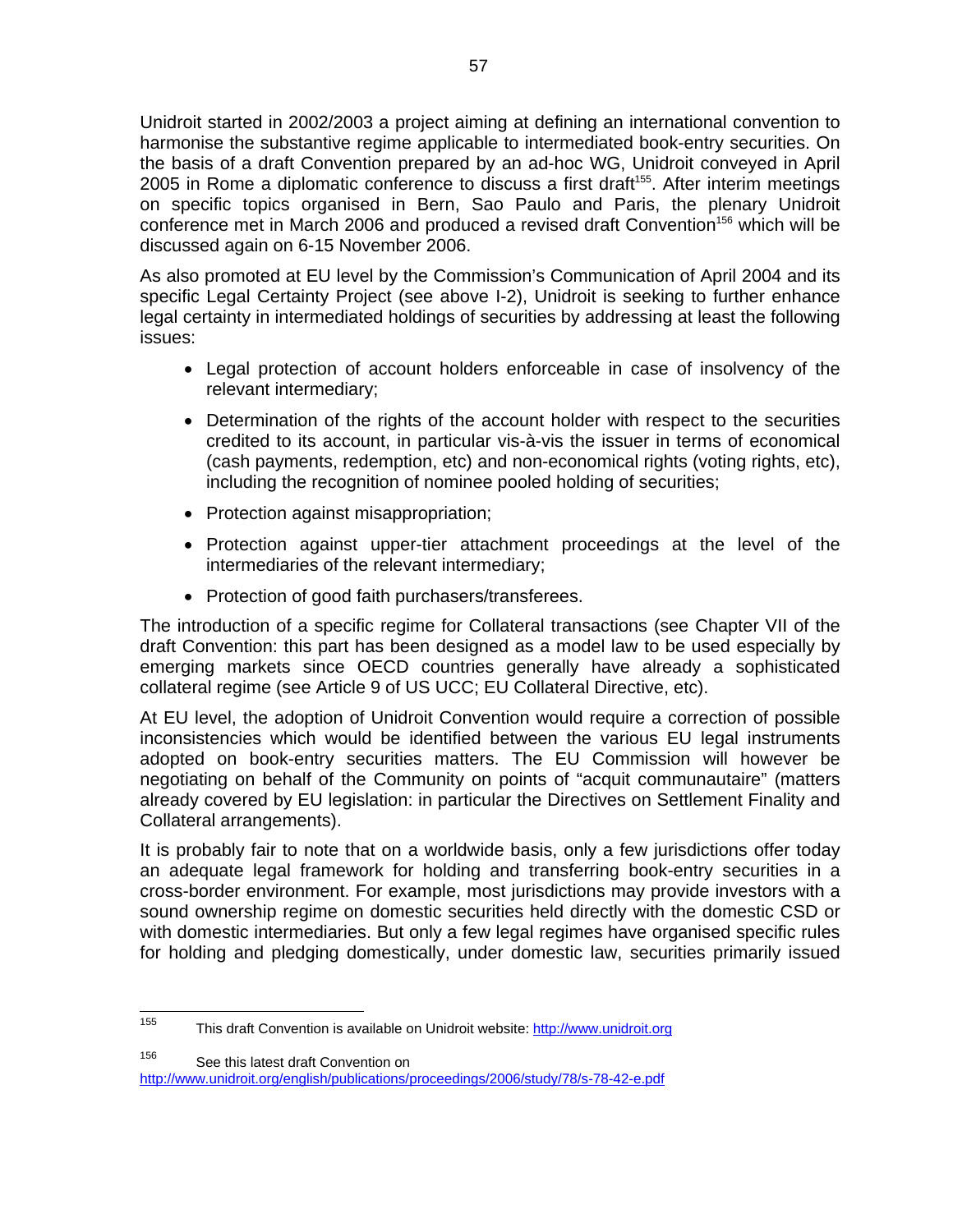Unidroit started in 2002/2003 a project aiming at defining an international convention to harmonise the substantive regime applicable to intermediated book-entry securities. On the basis of a draft Convention prepared by an ad-hoc WG, Unidroit conveyed in April 2005 in Rome a diplomatic conference to discuss a first draft[155]. After interim meetings on specific topics organised in Bern, Sao Paulo and Paris, the plenary Unidroit conference met in March 2006 and produced a revised draft Convention[156] which will be discussed again on 6-15 November 2006.

As also promoted at EU level by the Commission's Communication of April 2004 and its specific Legal Certainty Project (see above I-2), Unidroit is seeking to further enhance legal certainty in intermediated holdings of securities by addressing at least the following issues:

- Legal protection of account holders enforceable in case of insolvency of the relevant intermediary;
- Determination of the rights of the account holder with respect to the securities credited to its account, in particular vis-à-vis the issuer in terms of economical (cash payments, redemption, etc) and non-economical rights (voting rights, etc), including the recognition of nominee pooled holding of securities;
- Protection against misappropriation;
- Protection against upper-tier attachment proceedings at the level of the intermediaries of the relevant intermediary;
- Protection of good faith purchasers/transferees.

The introduction of a specific regime for Collateral transactions (see Chapter VII of the draft Convention: this part has been designed as a model law to be used especially by emerging markets since OECD countries generally have already a sophisticated collateral regime (see Article 9 of US UCC; EU Collateral Directive, etc).

At EU level, the adoption of Unidroit Convention would require a correction of possible inconsistencies which would be identified between the various EU legal instruments adopted on book-entry securities matters. The EU Commission will however be negotiating on behalf of the Community on points of "acquit communautaire" (matters already covered by EU legislation: in particular the Directives on Settlement Finality and Collateral arrangements).

It is probably fair to note that on a worldwide basis, only a few jurisdictions offer today an adequate legal framework for holding and transferring book-entry securities in a cross-border environment. For example, most jurisdictions may provide investors with a sound ownership regime on domestic securities held directly with the domestic CSD or with domestic intermediaries. But only a few legal regimes have organised specific rules for holding and pledging domestically, under domestic law, securities primarily issued

---

[155] This draft Convention is available on Unidroit website: http://www.unidroit.org

[156] See this latest draft Convention on http://www.unidroit.org/english/publications/proceedings/2006/study/78/s-78-42-e.pdf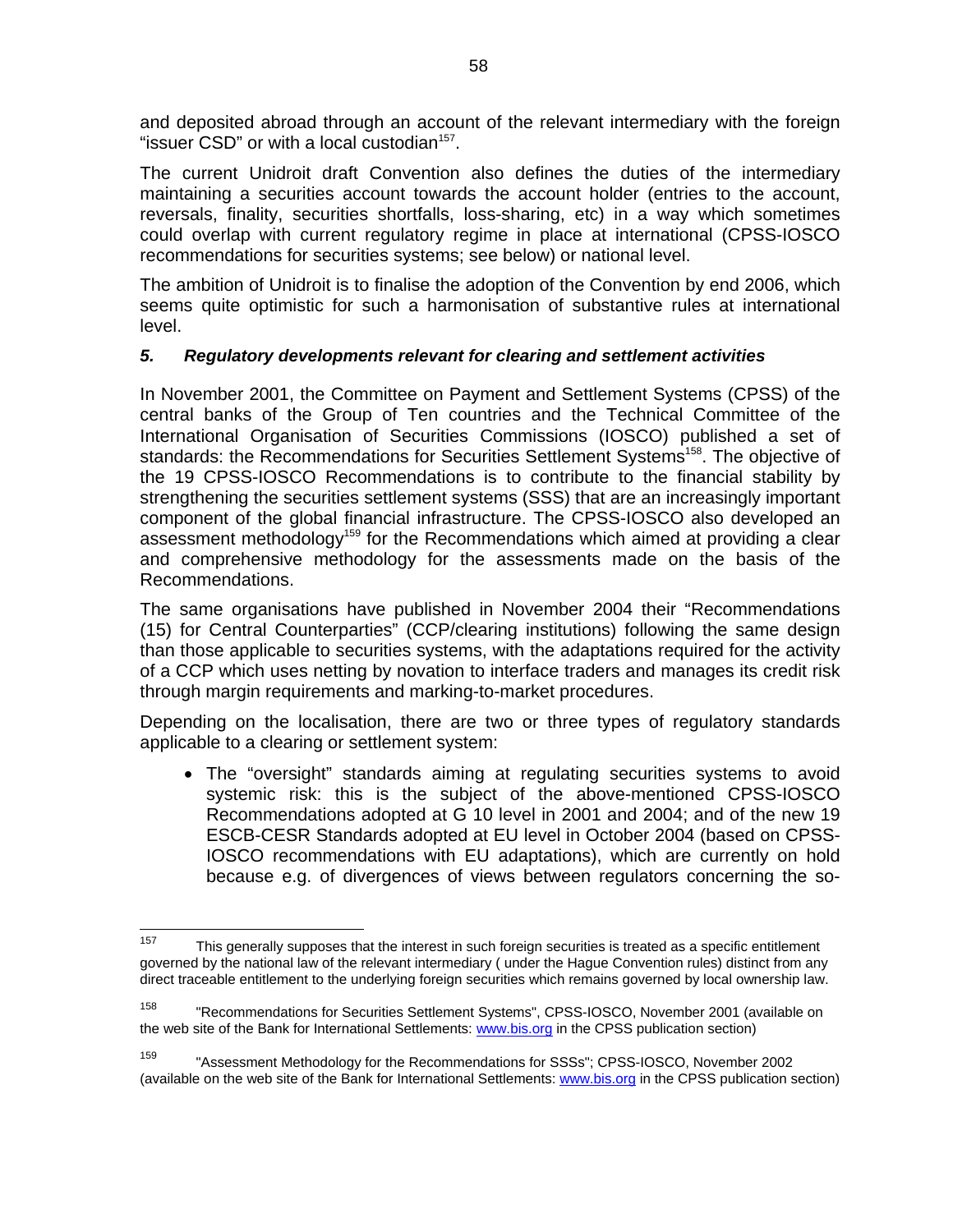and deposited abroad through an account of the relevant intermediary with the foreign "issuer CSD" or with a local custodian[157].

The current Unidroit draft Convention also defines the duties of the intermediary maintaining a securities account towards the account holder (entries to the account, reversals, finality, securities shortfalls, loss-sharing, etc) in a way which sometimes could overlap with current regulatory regime in place at international (CPSS-IOSCO recommendations for securities systems; see below) or national level.

The ambition of Unidroit is to finalise the adoption of the Convention by end 2006, which seems quite optimistic for such a harmonisation of substantive rules at international level.

### *5. Regulatory developments relevant for clearing and settlement activities*

In November 2001, the Committee on Payment and Settlement Systems (CPSS) of the central banks of the Group of Ten countries and the Technical Committee of the International Organisation of Securities Commissions (IOSCO) published a set of standards: the Recommendations for Securities Settlement Systems[158]. The objective of the 19 CPSS-IOSCO Recommendations is to contribute to the financial stability by strengthening the securities settlement systems (SSS) that are an increasingly important component of the global financial infrastructure. The CPSS-IOSCO also developed an assessment methodology[159] for the Recommendations which aimed at providing a clear and comprehensive methodology for the assessments made on the basis of the Recommendations.

The same organisations have published in November 2004 their "Recommendations (15) for Central Counterparties" (CCP/clearing institutions) following the same design than those applicable to securities systems, with the adaptations required for the activity of a CCP which uses netting by novation to interface traders and manages its credit risk through margin requirements and marking-to-market procedures.

Depending on the localisation, there are two or three types of regulatory standards applicable to a clearing or settlement system:

- The "oversight" standards aiming at regulating securities systems to avoid systemic risk: this is the subject of the above-mentioned CPSS-IOSCO Recommendations adopted at G 10 level in 2001 and 2004; and of the new 19 ESCB-CESR Standards adopted at EU level in October 2004 (based on CPSS-IOSCO recommendations with EU adaptations), which are currently on hold because e.g. of divergences of views between regulators concerning the so-

---

[157] This generally supposes that the interest in such foreign securities is treated as a specific entitlement governed by the national law of the relevant intermediary ( under the Hague Convention rules) distinct from any direct traceable entitlement to the underlying foreign securities which remains governed by local ownership law.

[158] "Recommendations for Securities Settlement Systems", CPSS-IOSCO, November 2001 (available on the web site of the Bank for International Settlements: www.bis.org in the CPSS publication section)

[159] "Assessment Methodology for the Recommendations for SSSs"; CPSS-IOSCO, November 2002 (available on the web site of the Bank for International Settlements: www.bis.org in the CPSS publication section)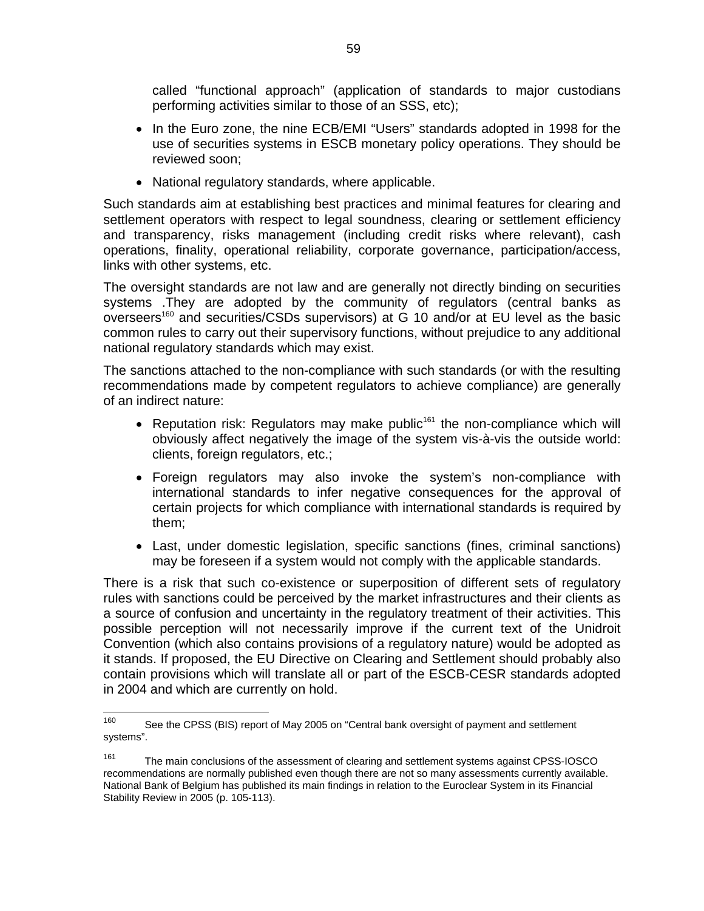called "functional approach" (application of standards to major custodians performing activities similar to those of an SSS, etc);

- In the Euro zone, the nine ECB/EMI "Users" standards adopted in 1998 for the use of securities systems in ESCB monetary policy operations. They should be reviewed soon;
- National regulatory standards, where applicable.

Such standards aim at establishing best practices and minimal features for clearing and settlement operators with respect to legal soundness, clearing or settlement efficiency and transparency, risks management (including credit risks where relevant), cash operations, finality, operational reliability, corporate governance, participation/access, links with other systems, etc.

The oversight standards are not law and are generally not directly binding on securities systems .They are adopted by the community of regulators (central banks as overseers[160] and securities/CSDs supervisors) at G 10 and/or at EU level as the basic common rules to carry out their supervisory functions, without prejudice to any additional national regulatory standards which may exist.

The sanctions attached to the non-compliance with such standards (or with the resulting recommendations made by competent regulators to achieve compliance) are generally of an indirect nature:

- Reputation risk: Regulators may make public[161] the non-compliance which will obviously affect negatively the image of the system vis-à-vis the outside world: clients, foreign regulators, etc.;
- Foreign regulators may also invoke the system's non-compliance with international standards to infer negative consequences for the approval of certain projects for which compliance with international standards is required by them;
- Last, under domestic legislation, specific sanctions (fines, criminal sanctions) may be foreseen if a system would not comply with the applicable standards.

There is a risk that such co-existence or superposition of different sets of regulatory rules with sanctions could be perceived by the market infrastructures and their clients as a source of confusion and uncertainty in the regulatory treatment of their activities. This possible perception will not necessarily improve if the current text of the Unidroit Convention (which also contains provisions of a regulatory nature) would be adopted as it stands. If proposed, the EU Directive on Clearing and Settlement should probably also contain provisions which will translate all or part of the ESCB-CESR standards adopted in 2004 and which are currently on hold.

---

[160] See the CPSS (BIS) report of May 2005 on "Central bank oversight of payment and settlement systems".

[161] The main conclusions of the assessment of clearing and settlement systems against CPSS-IOSCO recommendations are normally published even though there are not so many assessments currently available. National Bank of Belgium has published its main findings in relation to the Euroclear System in its Financial Stability Review in 2005 (p. 105-113).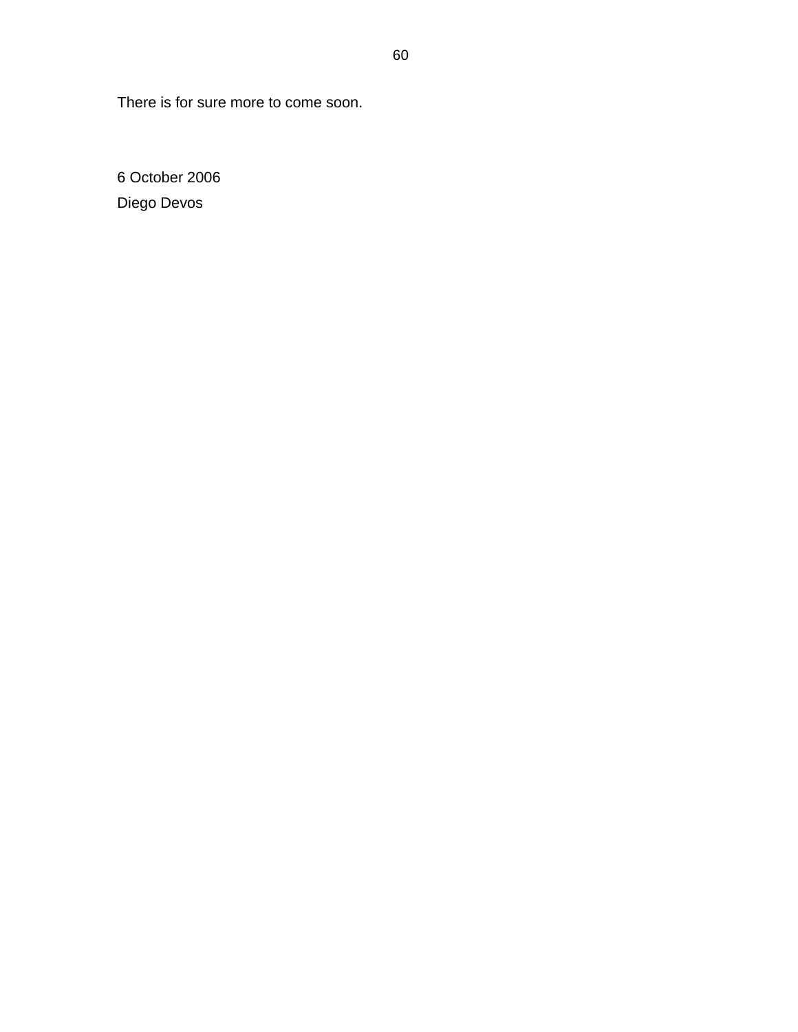There is for sure more to come soon.

6 October 2006

Diego Devos